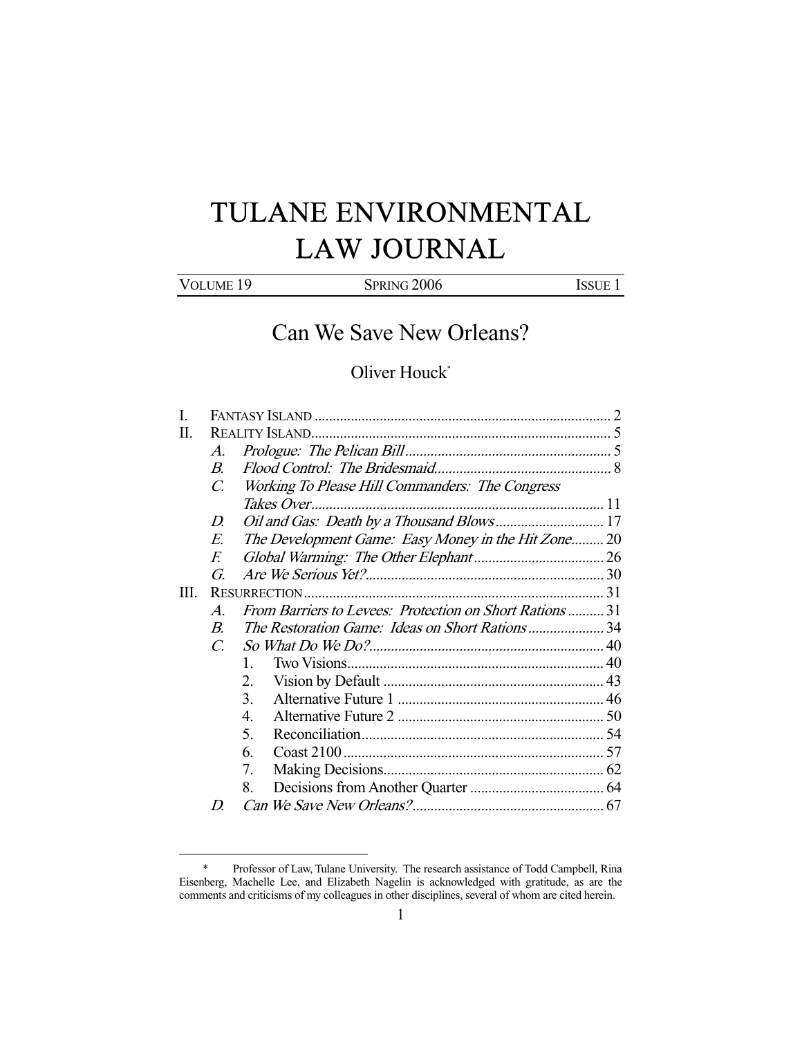# TULANE ENVIRONMENTAL LAW JOURNAL

VOLUME 19 | SPRING 2006 | ISSUE 1

## Can We Save New Orleans?

Oliver Houck*

I. FANTASY ISLAND ........................................................................ 2
II. REALITY ISLAND........................................................................ 5
   A. *Prologue: The Pelican Bill* ........................................................ 5
   B. *Flood Control: The Bridesmaid*................................................ 8
   C. *Working To Please Hill Commanders: The Congress Takes Over* ................................................................ 11
   D. *Oil and Gas: Death by a Thousand Blows* ............................ 17
   E. *The Development Game: Easy Money in the Hit Zone*......... 20
   F. *Global Warming: The Other Elephant* ................................... 26
   G. *Are We Serious Yet?*................................................................ 30
III. RESURRECTION........................................................................ 31
   A. *From Barriers to Levees: Protection on Short Rations* .......... 31
   B. *The Restoration Game: Ideas on Short Rations* ..................... 34
   C. *So What Do We Do?*................................................................ 40
      1. Two Visions....................................................................... 40
      2. Vision by Default ............................................................. 43
      3. Alternative Future 1 ......................................................... 46
      4. Alternative Future 2 ......................................................... 50
      5. Reconciliation................................................................... 54
      6. Coast 2100 ........................................................................ 57
      7. Making Decisions............................................................. 62
      8. Decisions from Another Quarter ..................................... 64
   D. *Can We Save New Orleans?*.................................................... 67

---

\* Professor of Law, Tulane University. The research assistance of Todd Campbell, Rina Eisenberg, Machelle Lee, and Elizabeth Nagelin is acknowledged with gratitude, as are the comments and criticisms of my colleagues in other disciplines, several of whom are cited herein.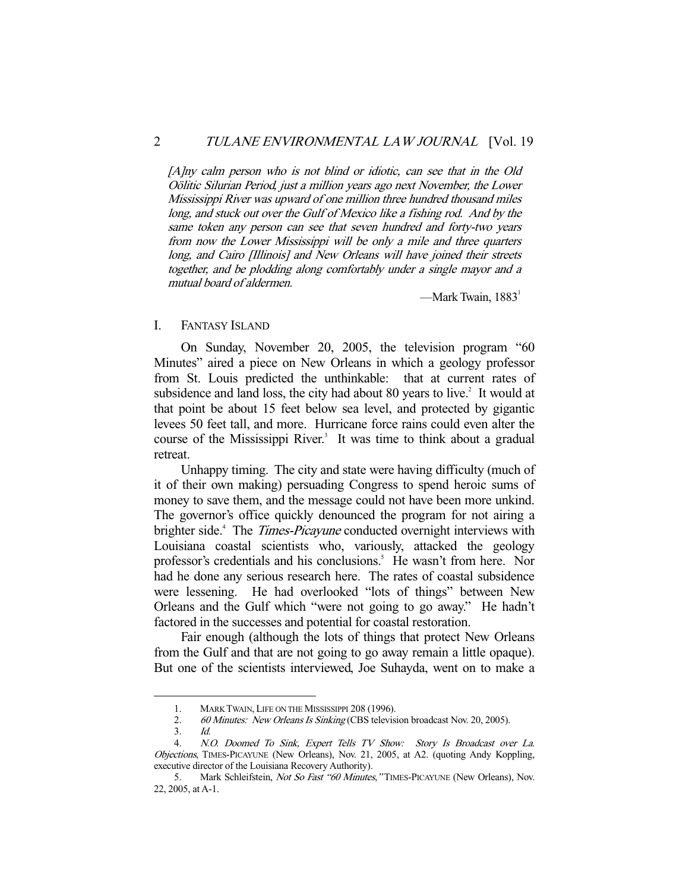*[A]ny calm person who is not blind or idiotic, can see that in the Old Oölitic Silurian Period, just a million years ago next November, the Lower Mississippi River was upward of one million three hundred thousand miles long, and stuck out over the Gulf of Mexico like a fishing rod. And by the same token any person can see that seven hundred and forty-two years from now the Lower Mississippi will be only a mile and three quarters long, and Cairo [Illinois] and New Orleans will have joined their streets together, and be plodding along comfortably under a single mayor and a mutual board of aldermen.*

—Mark Twain, 1883[1]

## I. FANTASY ISLAND

On Sunday, November 20, 2005, the television program "60 Minutes" aired a piece on New Orleans in which a geology professor from St. Louis predicted the unthinkable: that at current rates of subsidence and land loss, the city had about 80 years to live.[2] It would at that point be about 15 feet below sea level, and protected by gigantic levees 50 feet tall, and more. Hurricane force rains could even alter the course of the Mississippi River.[3] It was time to think about a gradual retreat.

Unhappy timing. The city and state were having difficulty (much of it of their own making) persuading Congress to spend heroic sums of money to save them, and the message could not have been more unkind. The governor's office quickly denounced the program for not airing a brighter side.[4] The *Times-Picayune* conducted overnight interviews with Louisiana coastal scientists who, variously, attacked the geology professor's credentials and his conclusions.[5] He wasn't from here. Nor had he done any serious research here. The rates of coastal subsidence were lessening. He had overlooked "lots of things" between New Orleans and the Gulf which "were not going to go away." He hadn't factored in the successes and potential for coastal restoration.

Fair enough (although the lots of things that protect New Orleans from the Gulf and that are not going to go away remain a little opaque). But one of the scientists interviewed, Joe Suhayda, went on to make a

---

1. MARK TWAIN, LIFE ON THE MISSISSIPPI 208 (1996).
2. *60 Minutes: New Orleans Is Sinking* (CBS television broadcast Nov. 20, 2005).
3. *Id.*
4. *N.O. Doomed To Sink, Expert Tells TV Show: Story Is Broadcast over La. Objections*, TIMES-PICAYUNE (New Orleans), Nov. 21, 2005, at A2. (quoting Andy Koppling, executive director of the Louisiana Recovery Authority).
5. Mark Schleifstein, *Not So Fast "60 Minutes,"* TIMES-PICAYUNE (New Orleans), Nov. 22, 2005, at A-1.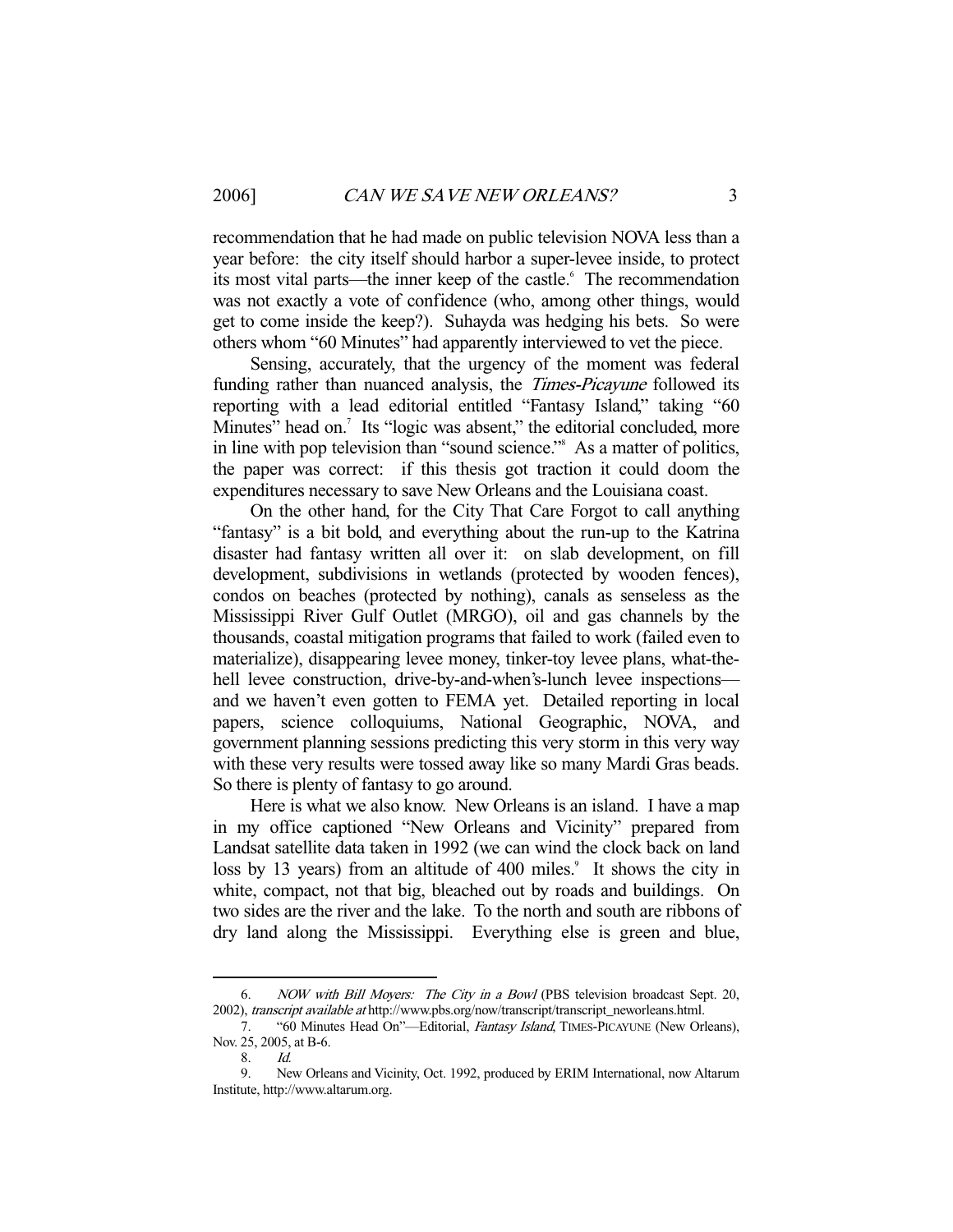recommendation that he had made on public television NOVA less than a year before: the city itself should harbor a super-levee inside, to protect its most vital parts—the inner keep of the castle.[6] The recommendation was not exactly a vote of confidence (who, among other things, would get to come inside the keep?). Suhayda was hedging his bets. So were others whom "60 Minutes" had apparently interviewed to vet the piece.

Sensing, accurately, that the urgency of the moment was federal funding rather than nuanced analysis, the *Times-Picayune* followed its reporting with a lead editorial entitled "Fantasy Island," taking "60 Minutes" head on.[7] Its "logic was absent," the editorial concluded, more in line with pop television than "sound science."[8] As a matter of politics, the paper was correct: if this thesis got traction it could doom the expenditures necessary to save New Orleans and the Louisiana coast.

On the other hand, for the City That Care Forgot to call anything "fantasy" is a bit bold, and everything about the run-up to the Katrina disaster had fantasy written all over it: on slab development, on fill development, subdivisions in wetlands (protected by wooden fences), condos on beaches (protected by nothing), canals as senseless as the Mississippi River Gulf Outlet (MRGO), oil and gas channels by the thousands, coastal mitigation programs that failed to work (failed even to materialize), disappearing levee money, tinker-toy levee plans, what-the-hell levee construction, drive-by-and-when's-lunch levee inspections—and we haven't even gotten to FEMA yet. Detailed reporting in local papers, science colloquiums, National Geographic, NOVA, and government planning sessions predicting this very storm in this very way with these very results were tossed away like so many Mardi Gras beads. So there is plenty of fantasy to go around.

Here is what we also know. New Orleans is an island. I have a map in my office captioned "New Orleans and Vicinity" prepared from Landsat satellite data taken in 1992 (we can wind the clock back on land loss by 13 years) from an altitude of 400 miles.[9] It shows the city in white, compact, not that big, bleached out by roads and buildings. On two sides are the river and the lake. To the north and south are ribbons of dry land along the Mississippi. Everything else is green and blue,

---

6. *NOW with Bill Moyers: The City in a Bowl* (PBS television broadcast Sept. 20, 2002), *transcript available at* http://www.pbs.org/now/transcript/transcript_neworleans.html.

7. "60 Minutes Head On"—Editorial, *Fantasy Island*, TIMES-PICAYUNE (New Orleans), Nov. 25, 2005, at B-6.

8. *Id.*

9. New Orleans and Vicinity, Oct. 1992, produced by ERIM International, now Altarum Institute, http://www.altarum.org.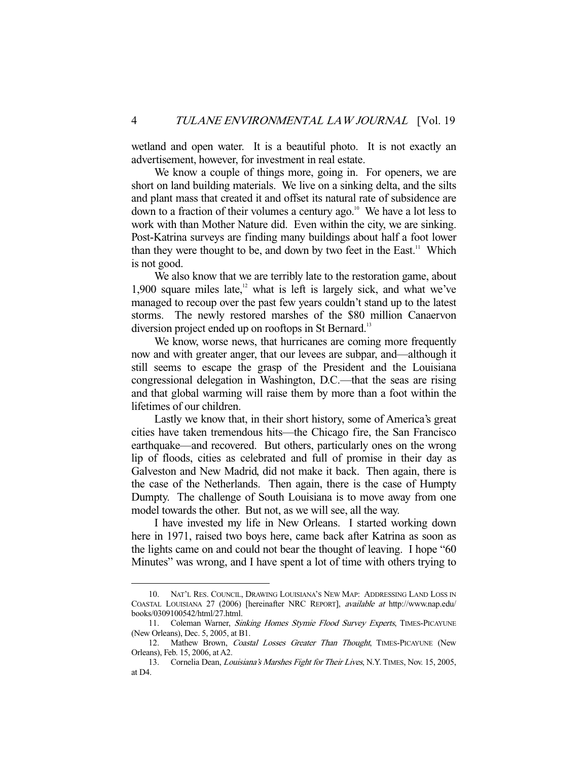wetland and open water. It is a beautiful photo. It is not exactly an advertisement, however, for investment in real estate.

We know a couple of things more, going in. For openers, we are short on land building materials. We live on a sinking delta, and the silts and plant mass that created it and offset its natural rate of subsidence are down to a fraction of their volumes a century ago.[10] We have a lot less to work with than Mother Nature did. Even within the city, we are sinking. Post-Katrina surveys are finding many buildings about half a foot lower than they were thought to be, and down by two feet in the East.[11] Which is not good.

We also know that we are terribly late to the restoration game, about 1,900 square miles late,[12] what is left is largely sick, and what we've managed to recoup over the past few years couldn't stand up to the latest storms. The newly restored marshes of the $80 million Canaervon diversion project ended up on rooftops in St Bernard.[13]

We know, worse news, that hurricanes are coming more frequently now and with greater anger, that our levees are subpar, and—although it still seems to escape the grasp of the President and the Louisiana congressional delegation in Washington, D.C.—that the seas are rising and that global warming will raise them by more than a foot within the lifetimes of our children.

Lastly we know that, in their short history, some of America's great cities have taken tremendous hits—the Chicago fire, the San Francisco earthquake—and recovered. But others, particularly ones on the wrong lip of floods, cities as celebrated and full of promise in their day as Galveston and New Madrid, did not make it back. Then again, there is the case of the Netherlands. Then again, there is the case of Humpty Dumpty. The challenge of South Louisiana is to move away from one model towards the other. But not, as we will see, all the way.

I have invested my life in New Orleans. I started working down here in 1971, raised two boys here, came back after Katrina as soon as the lights came on and could not bear the thought of leaving. I hope "60 Minutes" was wrong, and I have spent a lot of time with others trying to

---

10. NAT'L RES. COUNCIL, DRAWING LOUISIANA'S NEW MAP: ADDRESSING LAND LOSS IN COASTAL LOUISIANA 27 (2006) [hereinafter NRC REPORT], *available at* http://www.nap.edu/books/0309100542/html/27.html.

11. Coleman Warner, *Sinking Homes Stymie Flood Survey Experts*, TIMES-PICAYUNE (New Orleans), Dec. 5, 2005, at B1.

12. Mathew Brown, *Coastal Losses Greater Than Thought*, TIMES-PICAYUNE (New Orleans), Feb. 15, 2006, at A2.

13. Cornelia Dean, *Louisiana's Marshes Fight for Their Lives*, N.Y. TIMES, Nov. 15, 2005, at D4.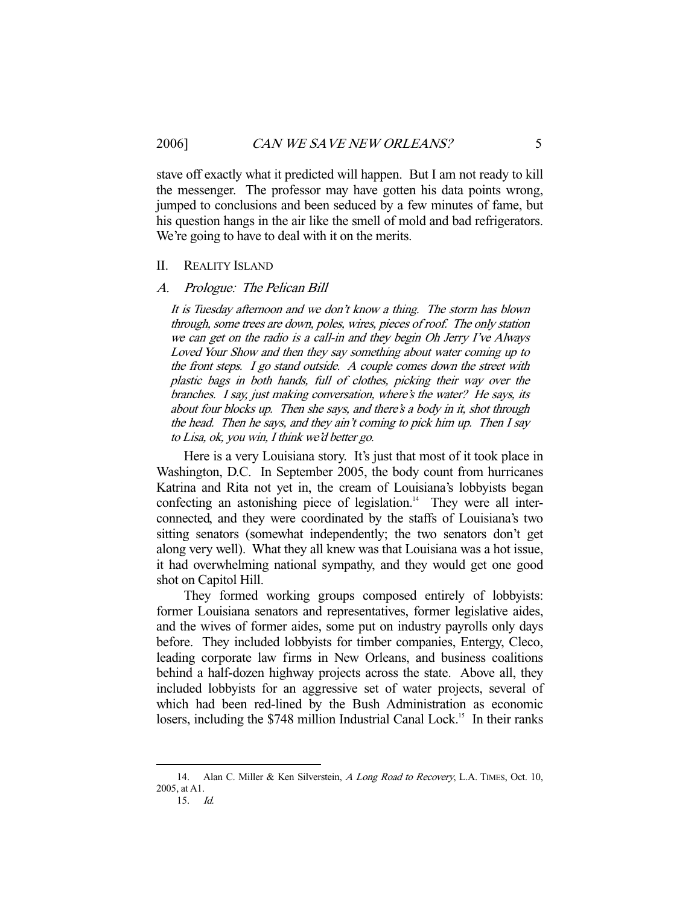stave off exactly what it predicted will happen. But I am not ready to kill the messenger. The professor may have gotten his data points wrong, jumped to conclusions and been seduced by a few minutes of fame, but his question hangs in the air like the smell of mold and bad refrigerators. We're going to have to deal with it on the merits.

## II. REALITY ISLAND

### A. *Prologue: The Pelican Bill*

> *It is Tuesday afternoon and we don't know a thing. The storm has blown through, some trees are down, poles, wires, pieces of roof. The only station we can get on the radio is a call-in and they begin Oh Jerry I've Always Loved Your Show and then they say something about water coming up to the front steps. I go stand outside. A couple comes down the street with plastic bags in both hands, full of clothes, picking their way over the branches. I say, just making conversation, where's the water? He says, its about four blocks up. Then she says, and there's a body in it, shot through the head. Then he says, and they ain't coming to pick him up. Then I say to Lisa, ok, you win, I think we'd better go.*

Here is a very Louisiana story. It's just that most of it took place in Washington, D.C. In September 2005, the body count from hurricanes Katrina and Rita not yet in, the cream of Louisiana's lobbyists began confecting an astonishing piece of legislation.[14] They were all interconnected, and they were coordinated by the staffs of Louisiana's two sitting senators (somewhat independently; the two senators don't get along very well). What they all knew was that Louisiana was a hot issue, it had overwhelming national sympathy, and they would get one good shot on Capitol Hill.

They formed working groups composed entirely of lobbyists: former Louisiana senators and representatives, former legislative aides, and the wives of former aides, some put on industry payrolls only days before. They included lobbyists for timber companies, Entergy, Cleco, leading corporate law firms in New Orleans, and business coalitions behind a half-dozen highway projects across the state. Above all, they included lobbyists for an aggressive set of water projects, several of which had been red-lined by the Bush Administration as economic losers, including the $748 million Industrial Canal Lock.[15] In their ranks

---

14. Alan C. Miller & Ken Silverstein, *A Long Road to Recovery*, L.A. TIMES, Oct. 10, 2005, at A1.

15. *Id.*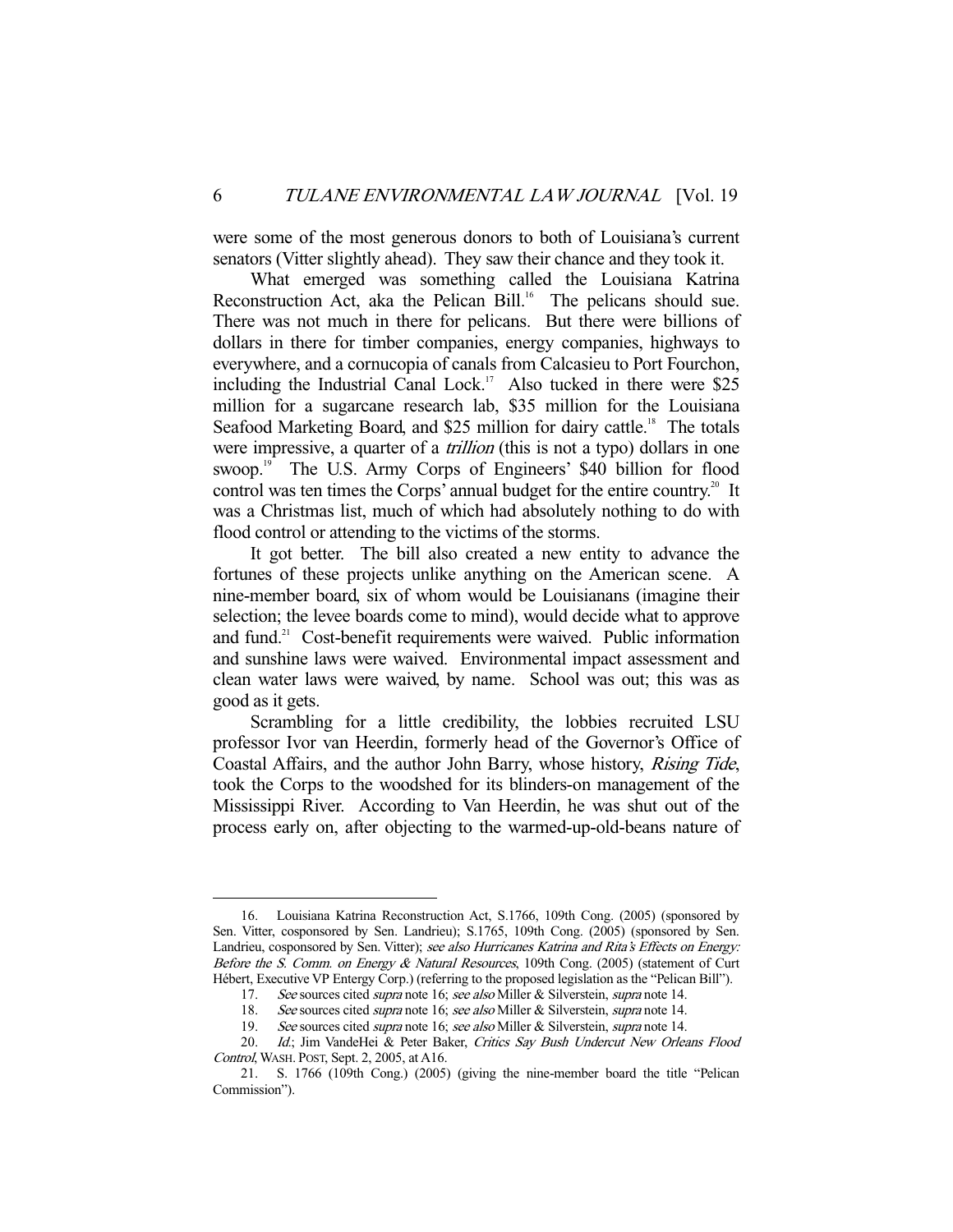were some of the most generous donors to both of Louisiana's current senators (Vitter slightly ahead). They saw their chance and they took it.

What emerged was something called the Louisiana Katrina Reconstruction Act, aka the Pelican Bill.[16] The pelicans should sue. There was not much in there for pelicans. But there were billions of dollars in there for timber companies, energy companies, highways to everywhere, and a cornucopia of canals from Calcasieu to Port Fourchon, including the Industrial Canal Lock.[17] Also tucked in there were $25 million for a sugarcane research lab, $35 million for the Louisiana Seafood Marketing Board, and $25 million for dairy cattle.[18] The totals were impressive, a quarter of a *trillion* (this is not a typo) dollars in one swoop.[19] The U.S. Army Corps of Engineers' $40 billion for flood control was ten times the Corps' annual budget for the entire country.[20] It was a Christmas list, much of which had absolutely nothing to do with flood control or attending to the victims of the storms.

It got better. The bill also created a new entity to advance the fortunes of these projects unlike anything on the American scene. A nine-member board, six of whom would be Louisianans (imagine their selection; the levee boards come to mind), would decide what to approve and fund.[21] Cost-benefit requirements were waived. Public information and sunshine laws were waived. Environmental impact assessment and clean water laws were waived, by name. School was out; this was as good as it gets.

Scrambling for a little credibility, the lobbies recruited LSU professor Ivor van Heerdin, formerly head of the Governor's Office of Coastal Affairs, and the author John Barry, whose history, *Rising Tide*, took the Corps to the woodshed for its blinders-on management of the Mississippi River. According to Van Heerdin, he was shut out of the process early on, after objecting to the warmed-up-old-beans nature of

---

16. Louisiana Katrina Reconstruction Act, S.1766, 109th Cong. (2005) (sponsored by Sen. Vitter, cosponsored by Sen. Landrieu); S.1765, 109th Cong. (2005) (sponsored by Sen. Landrieu, cosponsored by Sen. Vitter); *see also Hurricanes Katrina and Rita's Effects on Energy: Before the S. Comm. on Energy & Natural Resources*, 109th Cong. (2005) (statement of Curt Hébert, Executive VP Entergy Corp.) (referring to the proposed legislation as the "Pelican Bill").

17. *See* sources cited *supra* note 16; *see also* Miller & Silverstein, *supra* note 14.

18. *See* sources cited *supra* note 16; *see also* Miller & Silverstein, *supra* note 14.

19. *See* sources cited *supra* note 16; *see also* Miller & Silverstein, *supra* note 14.

20. *Id.*; Jim VandeHei & Peter Baker, *Critics Say Bush Undercut New Orleans Flood Control*, WASH. POST, Sept. 2, 2005, at A16.

21. S. 1766 (109th Cong.) (2005) (giving the nine-member board the title "Pelican Commission").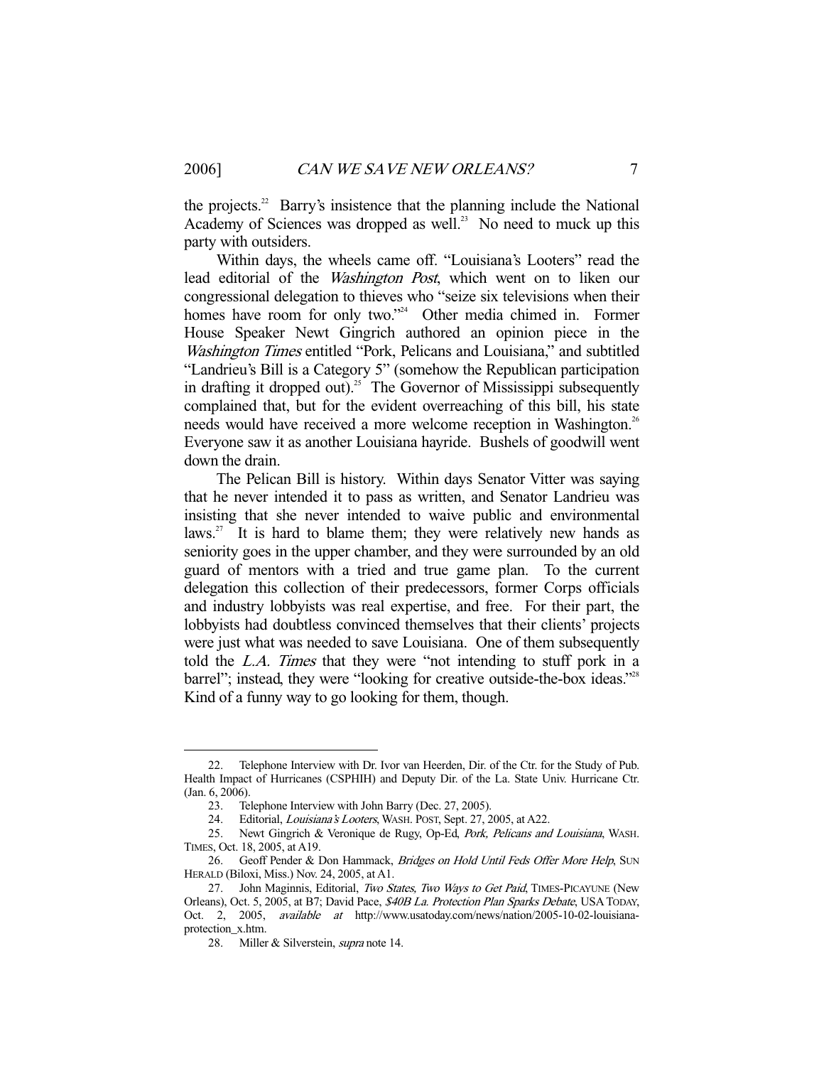the projects.[22] Barry's insistence that the planning include the National Academy of Sciences was dropped as well.[23] No need to muck up this party with outsiders.

Within days, the wheels came off. "Louisiana's Looters" read the lead editorial of the *Washington Post*, which went on to liken our congressional delegation to thieves who "seize six televisions when their homes have room for only two."[24] Other media chimed in. Former House Speaker Newt Gingrich authored an opinion piece in the *Washington Times* entitled "Pork, Pelicans and Louisiana," and subtitled "Landrieu's Bill is a Category 5" (somehow the Republican participation in drafting it dropped out).[25] The Governor of Mississippi subsequently complained that, but for the evident overreaching of this bill, his state needs would have received a more welcome reception in Washington.[26] Everyone saw it as another Louisiana hayride. Bushels of goodwill went down the drain.

The Pelican Bill is history. Within days Senator Vitter was saying that he never intended it to pass as written, and Senator Landrieu was insisting that she never intended to waive public and environmental laws.[27] It is hard to blame them; they were relatively new hands as seniority goes in the upper chamber, and they were surrounded by an old guard of mentors with a tried and true game plan. To the current delegation this collection of their predecessors, former Corps officials and industry lobbyists was real expertise, and free. For their part, the lobbyists had doubtless convinced themselves that their clients' projects were just what was needed to save Louisiana. One of them subsequently told the *L.A. Times* that they were "not intending to stuff pork in a barrel"; instead, they were "looking for creative outside-the-box ideas."[28] Kind of a funny way to go looking for them, though.

---

22. Telephone Interview with Dr. Ivor van Heerden, Dir. of the Ctr. for the Study of Pub. Health Impact of Hurricanes (CSPHIH) and Deputy Dir. of the La. State Univ. Hurricane Ctr. (Jan. 6, 2006).

23. Telephone Interview with John Barry (Dec. 27, 2005).

24. Editorial, *Louisiana's Looters*, WASH. POST, Sept. 27, 2005, at A22.

25. Newt Gingrich & Veronique de Rugy, Op-Ed, *Pork, Pelicans and Louisiana*, WASH. TIMES, Oct. 18, 2005, at A19.

26. Geoff Pender & Don Hammack, *Bridges on Hold Until Feds Offer More Help*, SUN HERALD (Biloxi, Miss.) Nov. 24, 2005, at A1.

27. John Maginnis, Editorial, *Two States, Two Ways to Get Paid*, TIMES-PICAYUNE (New Orleans), Oct. 5, 2005, at B7; David Pace, *$40B La. Protection Plan Sparks Debate*, USA TODAY, Oct. 2, 2005, *available at* http://www.usatoday.com/news/nation/2005-10-02-louisiana-protection_x.htm.

28. Miller & Silverstein, *supra* note 14.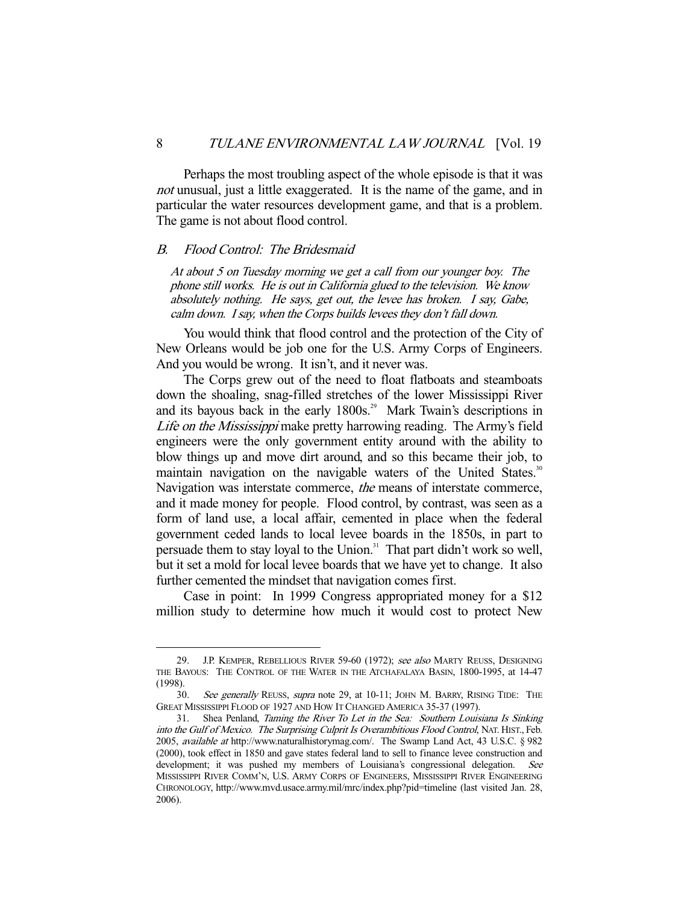Perhaps the most troubling aspect of the whole episode is that it was *not* unusual, just a little exaggerated. It is the name of the game, and in particular the water resources development game, and that is a problem. The game is not about flood control.

### *B. Flood Control: The Bridesmaid*

*At about 5 on Tuesday morning we get a call from our younger boy. The phone still works. He is out in California glued to the television. We know absolutely nothing. He says, get out, the levee has broken. I say, Gabe, calm down. I say, when the Corps builds levees they don't fall down.*

You would think that flood control and the protection of the City of New Orleans would be job one for the U.S. Army Corps of Engineers. And you would be wrong. It isn't, and it never was.

The Corps grew out of the need to float flatboats and steamboats down the shoaling, snag-filled stretches of the lower Mississippi River and its bayous back in the early 1800s.[29] Mark Twain's descriptions in *Life on the Mississippi* make pretty harrowing reading. The Army's field engineers were the only government entity around with the ability to blow things up and move dirt around, and so this became their job, to maintain navigation on the navigable waters of the United States.[30] Navigation was interstate commerce, *the* means of interstate commerce, and it made money for people. Flood control, by contrast, was seen as a form of land use, a local affair, cemented in place when the federal government ceded lands to local levee boards in the 1850s, in part to persuade them to stay loyal to the Union.[31] That part didn't work so well, but it set a mold for local levee boards that we have yet to change. It also further cemented the mindset that navigation comes first.

Case in point: In 1999 Congress appropriated money for a $12 million study to determine how much it would cost to protect New

---

29. J.P. KEMPER, REBELLIOUS RIVER 59-60 (1972); *see also* MARTY REUSS, DESIGNING THE BAYOUS: THE CONTROL OF THE WATER IN THE ATCHAFALAYA BASIN, 1800-1995, at 14-47 (1998).

30. *See generally* REUSS, *supra* note 29, at 10-11; JOHN M. BARRY, RISING TIDE: THE GREAT MISSISSIPPI FLOOD OF 1927 AND HOW IT CHANGED AMERICA 35-37 (1997).

31. Shea Penland, *Taming the River To Let in the Sea: Southern Louisiana Is Sinking into the Gulf of Mexico. The Surprising Culprit Is Overambitious Flood Control*, NAT. HIST., Feb. 2005, *available at* http://www.naturalhistorymag.com/. The Swamp Land Act, 43 U.S.C. § 982 (2000), took effect in 1850 and gave states federal land to sell to finance levee construction and development; it was pushed my members of Louisiana's congressional delegation. *See* MISSISSIPPI RIVER COMM'N, U.S. ARMY CORPS OF ENGINEERS, MISSISSIPPI RIVER ENGINEERING CHRONOLOGY, http://www.mvd.usace.army.mil/mrc/index.php?pid=timeline (last visited Jan. 28, 2006).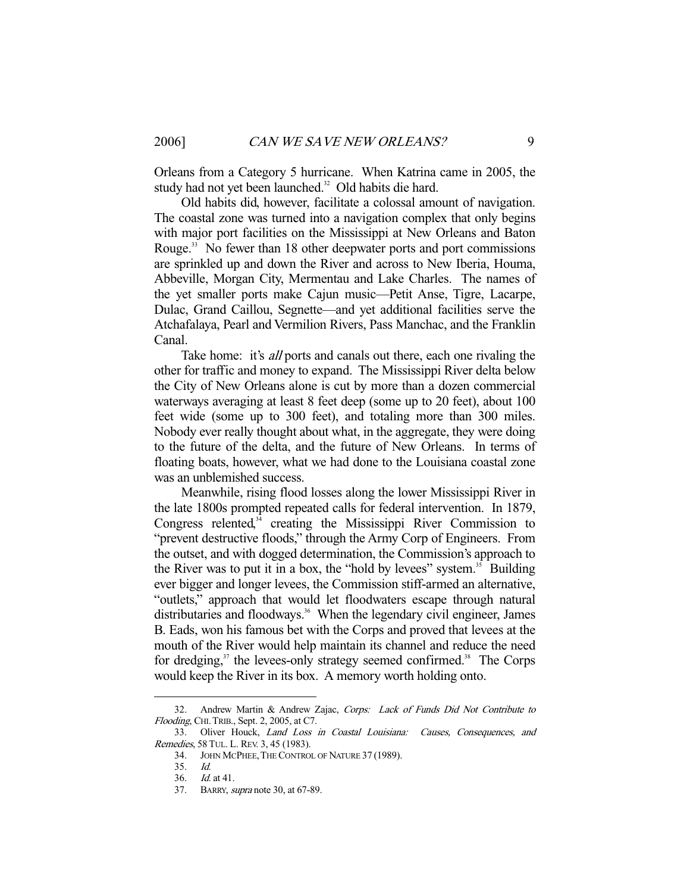Orleans from a Category 5 hurricane. When Katrina came in 2005, the study had not yet been launched.[32] Old habits die hard.

Old habits did, however, facilitate a colossal amount of navigation. The coastal zone was turned into a navigation complex that only begins with major port facilities on the Mississippi at New Orleans and Baton Rouge.[33] No fewer than 18 other deepwater ports and port commissions are sprinkled up and down the River and across to New Iberia, Houma, Abbeville, Morgan City, Mermentau and Lake Charles. The names of the yet smaller ports make Cajun music—Petit Anse, Tigre, Lacarpe, Dulac, Grand Caillou, Segnette—and yet additional facilities serve the Atchafalaya, Pearl and Vermilion Rivers, Pass Manchac, and the Franklin Canal.

Take home: it's *all* ports and canals out there, each one rivaling the other for traffic and money to expand. The Mississippi River delta below the City of New Orleans alone is cut by more than a dozen commercial waterways averaging at least 8 feet deep (some up to 20 feet), about 100 feet wide (some up to 300 feet), and totaling more than 300 miles. Nobody ever really thought about what, in the aggregate, they were doing to the future of the delta, and the future of New Orleans. In terms of floating boats, however, what we had done to the Louisiana coastal zone was an unblemished success.

Meanwhile, rising flood losses along the lower Mississippi River in the late 1800s prompted repeated calls for federal intervention. In 1879, Congress relented,[34] creating the Mississippi River Commission to "prevent destructive floods," through the Army Corp of Engineers. From the outset, and with dogged determination, the Commission's approach to the River was to put it in a box, the "hold by levees" system.[35] Building ever bigger and longer levees, the Commission stiff-armed an alternative, "outlets," approach that would let floodwaters escape through natural distributaries and floodways.[36] When the legendary civil engineer, James B. Eads, won his famous bet with the Corps and proved that levees at the mouth of the River would help maintain its channel and reduce the need for dredging,[37] the levees-only strategy seemed confirmed.[38] The Corps would keep the River in its box. A memory worth holding onto.

---

32. Andrew Martin & Andrew Zajac, *Corps: Lack of Funds Did Not Contribute to Flooding*, CHI. TRIB., Sept. 2, 2005, at C7.

33. Oliver Houck, *Land Loss in Coastal Louisiana: Causes, Consequences, and Remedies*, 58 TUL. L. REV. 3, 45 (1983).

34. JOHN MCPHEE, THE CONTROL OF NATURE 37 (1989).

35. *Id.*

36. *Id.* at 41.

37. BARRY, *supra* note 30, at 67-89.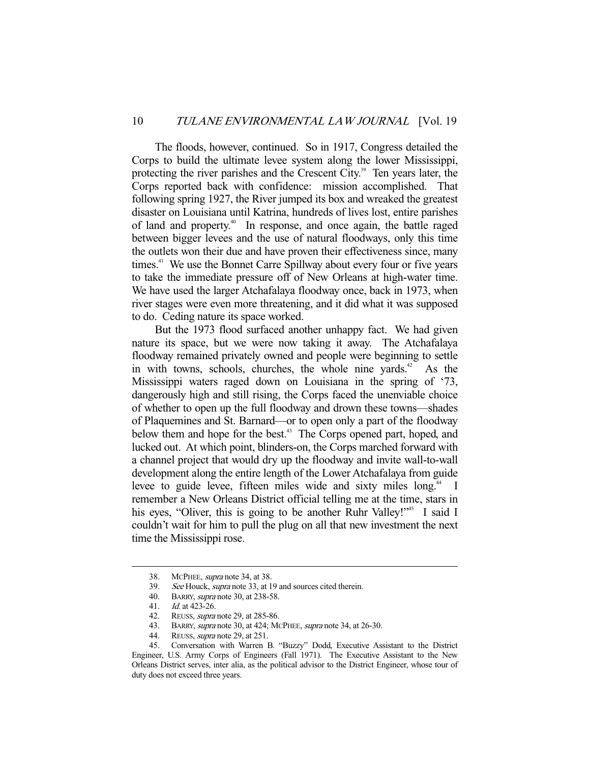The floods, however, continued. So in 1917, Congress detailed the Corps to build the ultimate levee system along the lower Mississippi, protecting the river parishes and the Crescent City.[39] Ten years later, the Corps reported back with confidence: mission accomplished. That following spring 1927, the River jumped its box and wreaked the greatest disaster on Louisiana until Katrina, hundreds of lives lost, entire parishes of land and property.[40] In response, and once again, the battle raged between bigger levees and the use of natural floodways, only this time the outlets won their due and have proven their effectiveness since, many times.[41] We use the Bonnet Carre Spillway about every four or five years to take the immediate pressure off of New Orleans at high-water time. We have used the larger Atchafalaya floodway once, back in 1973, when river stages were even more threatening, and it did what it was supposed to do. Ceding nature its space worked.

But the 1973 flood surfaced another unhappy fact. We had given nature its space, but we were now taking it away. The Atchafalaya floodway remained privately owned and people were beginning to settle in with towns, schools, churches, the whole nine yards.[42] As the Mississippi waters raged down on Louisiana in the spring of '73, dangerously high and still rising, the Corps faced the unenviable choice of whether to open up the full floodway and drown these towns—shades of Plaquemines and St. Barnard—or to open only a part of the floodway below them and hope for the best.[43] The Corps opened part, hoped, and lucked out. At which point, blinders-on, the Corps marched forward with a channel project that would dry up the floodway and invite wall-to-wall development along the entire length of the Lower Atchafalaya from guide levee to guide levee, fifteen miles wide and sixty miles long.[44] I remember a New Orleans District official telling me at the time, stars in his eyes, "Oliver, this is going to be another Ruhr Valley!"[45] I said I couldn't wait for him to pull the plug on all that new investment the next time the Mississippi rose.

---

38. MCPHEE, *supra* note 34, at 38.
39. *See* Houck, *supra* note 33, at 19 and sources cited therein.
40. BARRY, *supra* note 30, at 238-58.
41. *Id.* at 423-26.
42. REUSS, *supra* note 29, at 285-86.
43. BARRY, *supra* note 30, at 424; MCPHEE, *supra* note 34, at 26-30.
44. REUSS, *supra* note 29, at 251.
45. Conversation with Warren B. "Buzzy" Dodd, Executive Assistant to the District Engineer, U.S. Army Corps of Engineers (Fall 1971). The Executive Assistant to the New Orleans District serves, inter alia, as the political advisor to the District Engineer, whose tour of duty does not exceed three years.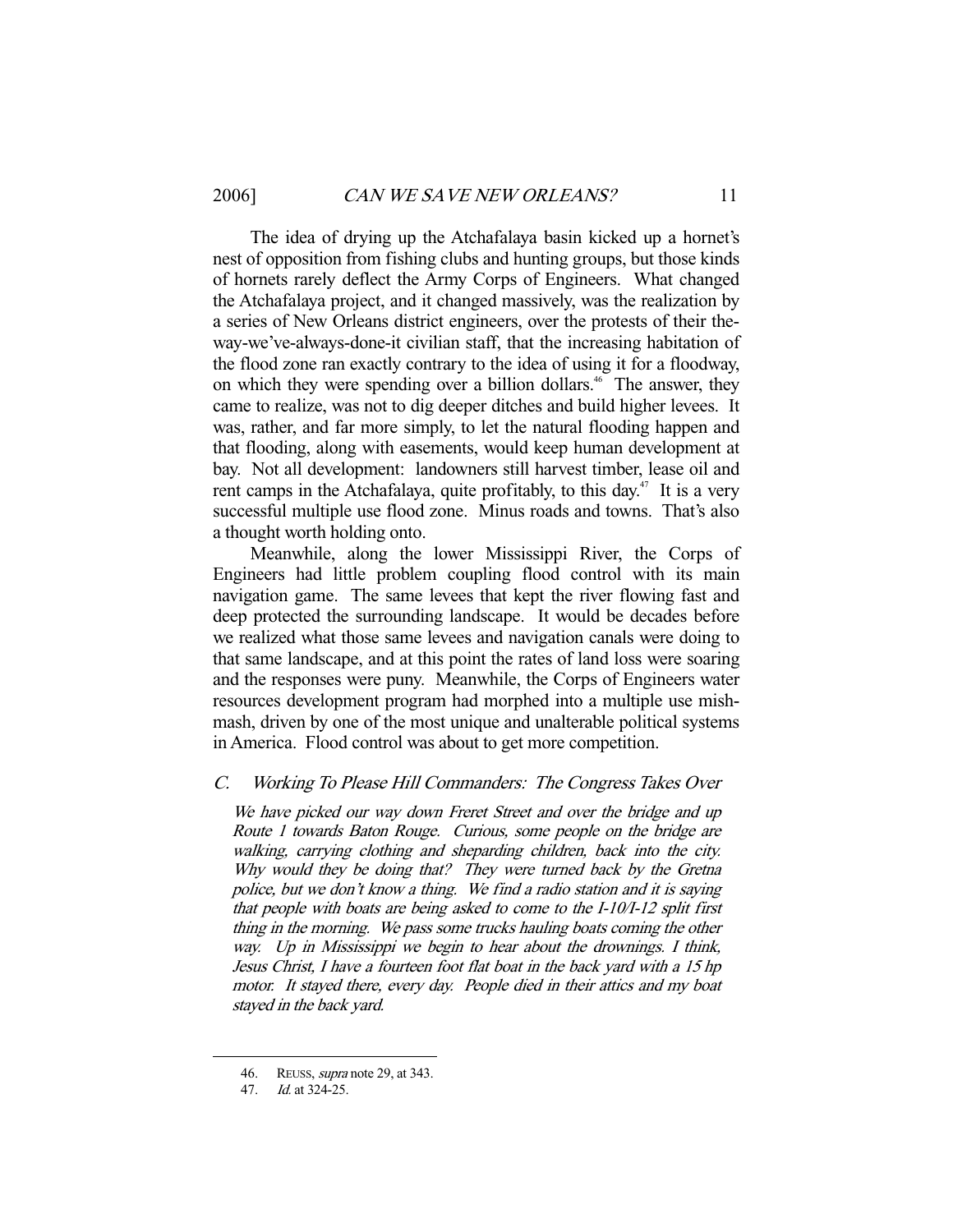The idea of drying up the Atchafalaya basin kicked up a hornet's nest of opposition from fishing clubs and hunting groups, but those kinds of hornets rarely deflect the Army Corps of Engineers. What changed the Atchafalaya project, and it changed massively, was the realization by a series of New Orleans district engineers, over the protests of their the-way-we've-always-done-it civilian staff, that the increasing habitation of the flood zone ran exactly contrary to the idea of using it for a floodway, on which they were spending over a billion dollars.[46] The answer, they came to realize, was not to dig deeper ditches and build higher levees. It was, rather, and far more simply, to let the natural flooding happen and that flooding, along with easements, would keep human development at bay. Not all development: landowners still harvest timber, lease oil and rent camps in the Atchafalaya, quite profitably, to this day.[47] It is a very successful multiple use flood zone. Minus roads and towns. That's also a thought worth holding onto.

Meanwhile, along the lower Mississippi River, the Corps of Engineers had little problem coupling flood control with its main navigation game. The same levees that kept the river flowing fast and deep protected the surrounding landscape. It would be decades before we realized what those same levees and navigation canals were doing to that same landscape, and at this point the rates of land loss were soaring and the responses were puny. Meanwhile, the Corps of Engineers water resources development program had morphed into a multiple use mish-mash, driven by one of the most unique and unalterable political systems in America. Flood control was about to get more competition.

### C. *Working To Please Hill Commanders: The Congress Takes Over*

> *We have picked our way down Freret Street and over the bridge and up Route 1 towards Baton Rouge. Curious, some people on the bridge are walking, carrying clothing and sheparding children, back into the city. Why would they be doing that? They were turned back by the Gretna police, but we don't know a thing. We find a radio station and it is saying that people with boats are being asked to come to the I-10/I-12 split first thing in the morning. We pass some trucks hauling boats coming the other way. Up in Mississippi we begin to hear about the drownings. I think, Jesus Christ, I have a fourteen foot flat boat in the back yard with a 15 hp motor. It stayed there, every day. People died in their attics and my boat stayed in the back yard.*

---

46. REUSS, *supra* note 29, at 343.

47. *Id.* at 324-25.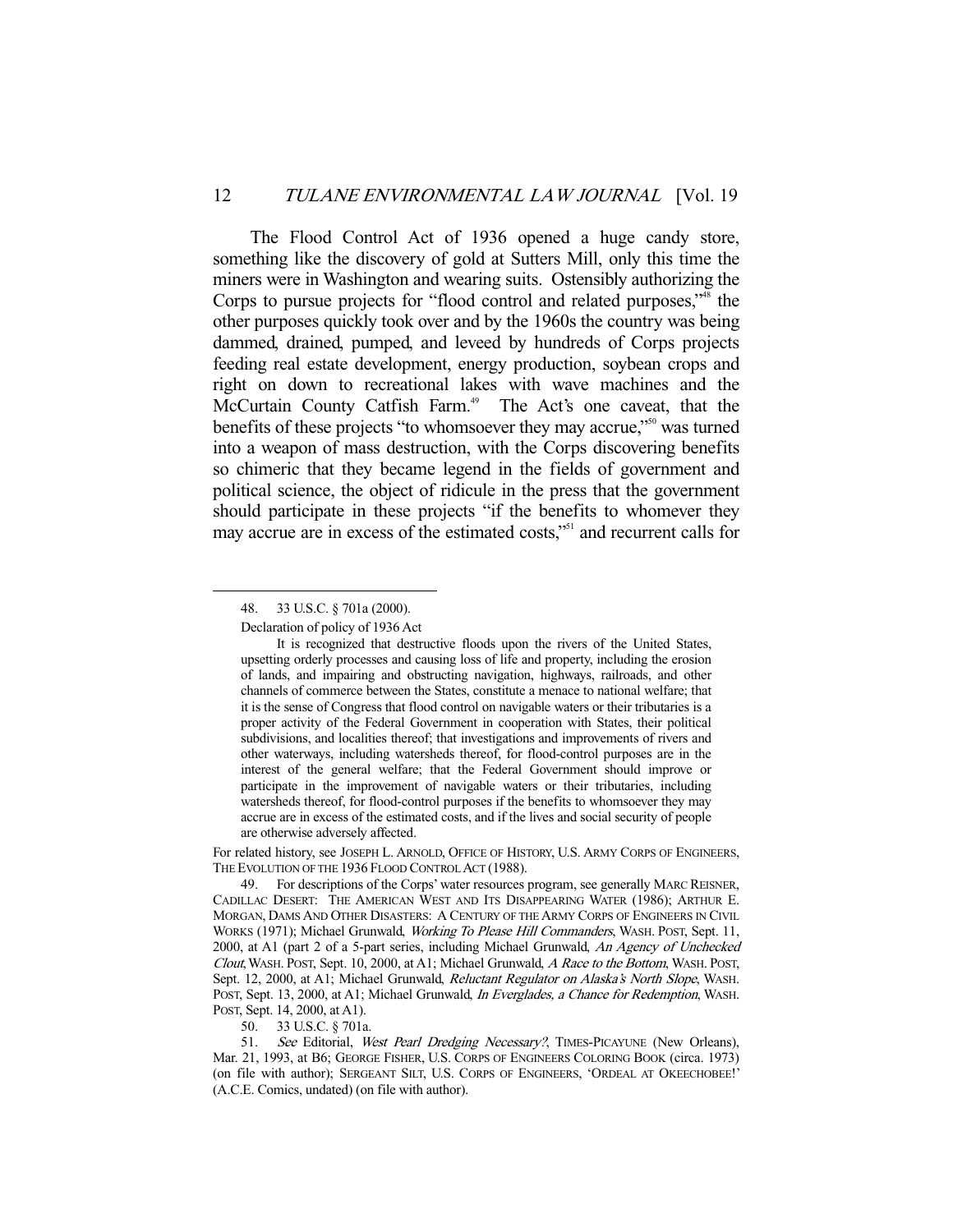The Flood Control Act of 1936 opened a huge candy store, something like the discovery of gold at Sutters Mill, only this time the miners were in Washington and wearing suits. Ostensibly authorizing the Corps to pursue projects for "flood control and related purposes,"[48] the other purposes quickly took over and by the 1960s the country was being dammed, drained, pumped, and leveed by hundreds of Corps projects feeding real estate development, energy production, soybean crops and right on down to recreational lakes with wave machines and the McCurtain County Catfish Farm.[49] The Act's one caveat, that the benefits of these projects "to whomsoever they may accrue,"[50] was turned into a weapon of mass destruction, with the Corps discovering benefits so chimeric that they became legend in the fields of government and political science, the object of ridicule in the press that the government should participate in these projects "if the benefits to whomever they may accrue are in excess of the estimated costs,"[51] and recurrent calls for

---

48. 33 U.S.C. § 701a (2000).

Declaration of policy of 1936 Act

> It is recognized that destructive floods upon the rivers of the United States, upsetting orderly processes and causing loss of life and property, including the erosion of lands, and impairing and obstructing navigation, highways, railroads, and other channels of commerce between the States, constitute a menace to national welfare; that it is the sense of Congress that flood control on navigable waters or their tributaries is a proper activity of the Federal Government in cooperation with States, their political subdivisions, and localities thereof; that investigations and improvements of rivers and other waterways, including watersheds thereof, for flood-control purposes are in the interest of the general welfare; that the Federal Government should improve or participate in the improvement of navigable waters or their tributaries, including watersheds thereof, for flood-control purposes if the benefits to whomsoever they may accrue are in excess of the estimated costs, and if the lives and social security of people are otherwise adversely affected.

For related history, see JOSEPH L. ARNOLD, OFFICE OF HISTORY, U.S. ARMY CORPS OF ENGINEERS, THE EVOLUTION OF THE 1936 FLOOD CONTROL ACT (1988).

49. For descriptions of the Corps' water resources program, see generally MARC REISNER, CADILLAC DESERT: THE AMERICAN WEST AND ITS DISAPPEARING WATER (1986); ARTHUR E. MORGAN, DAMS AND OTHER DISASTERS: A CENTURY OF THE ARMY CORPS OF ENGINEERS IN CIVIL WORKS (1971); Michael Grunwald, *Working To Please Hill Commanders*, WASH. POST, Sept. 11, 2000, at A1 (part 2 of a 5-part series, including Michael Grunwald, *An Agency of Unchecked Clout*, WASH. POST, Sept. 10, 2000, at A1; Michael Grunwald, *A Race to the Bottom*, WASH. POST, Sept. 12, 2000, at A1; Michael Grunwald, *Reluctant Regulator on Alaska's North Slope*, WASH. POST, Sept. 13, 2000, at A1; Michael Grunwald, *In Everglades, a Chance for Redemption*, WASH. POST, Sept. 14, 2000, at A1).

50. 33 U.S.C. § 701a.

51. *See* Editorial, *West Pearl Dredging Necessary?*, TIMES-PICAYUNE (New Orleans), Mar. 21, 1993, at B6; GEORGE FISHER, U.S. CORPS OF ENGINEERS COLORING BOOK (circa. 1973) (on file with author); SERGEANT SILT, U.S. CORPS OF ENGINEERS, 'ORDEAL AT OKEECHOBEE!' (A.C.E. Comics, undated) (on file with author).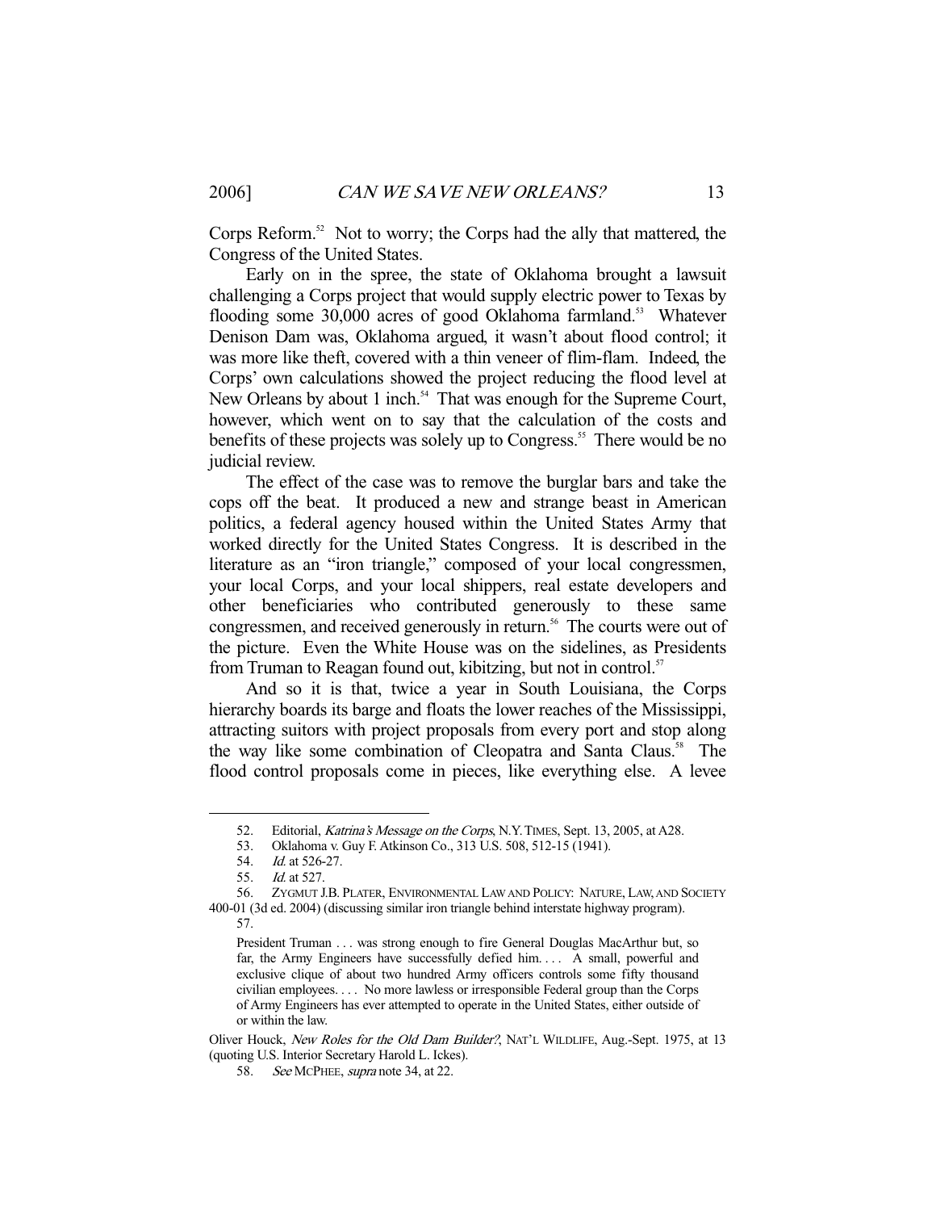Corps Reform.[52] Not to worry; the Corps had the ally that mattered, the Congress of the United States.

Early on in the spree, the state of Oklahoma brought a lawsuit challenging a Corps project that would supply electric power to Texas by flooding some 30,000 acres of good Oklahoma farmland.[53] Whatever Denison Dam was, Oklahoma argued, it wasn't about flood control; it was more like theft, covered with a thin veneer of flim-flam. Indeed, the Corps' own calculations showed the project reducing the flood level at New Orleans by about 1 inch.[54] That was enough for the Supreme Court, however, which went on to say that the calculation of the costs and benefits of these projects was solely up to Congress.[55] There would be no judicial review.

The effect of the case was to remove the burglar bars and take the cops off the beat. It produced a new and strange beast in American politics, a federal agency housed within the United States Army that worked directly for the United States Congress. It is described in the literature as an "iron triangle," composed of your local congressmen, your local Corps, and your local shippers, real estate developers and other beneficiaries who contributed generously to these same congressmen, and received generously in return.[56] The courts were out of the picture. Even the White House was on the sidelines, as Presidents from Truman to Reagan found out, kibitzing, but not in control.[57]

And so it is that, twice a year in South Louisiana, the Corps hierarchy boards its barge and floats the lower reaches of the Mississippi, attracting suitors with project proposals from every port and stop along the way like some combination of Cleopatra and Santa Claus.[58] The flood control proposals come in pieces, like everything else. A levee

---

52. Editorial, *Katrina's Message on the Corps*, N.Y. TIMES, Sept. 13, 2005, at A28.

53. Oklahoma v. Guy F. Atkinson Co., 313 U.S. 508, 512-15 (1941).

54. *Id.* at 526-27.

55. *Id.* at 527.

56. ZYGMUT J.B. PLATER, ENVIRONMENTAL LAW AND POLICY: NATURE, LAW, AND SOCIETY 400-01 (3d ed. 2004) (discussing similar iron triangle behind interstate highway program).

57.

> President Truman . . . was strong enough to fire General Douglas MacArthur but, so far, the Army Engineers have successfully defied him. . . . A small, powerful and exclusive clique of about two hundred Army officers controls some fifty thousand civilian employees. . . . No more lawless or irresponsible Federal group than the Corps of Army Engineers has ever attempted to operate in the United States, either outside of or within the law.

Oliver Houck, *New Roles for the Old Dam Builder?*, NAT'L WILDLIFE, Aug.-Sept. 1975, at 13 (quoting U.S. Interior Secretary Harold L. Ickes).

58. *See* MCPHEE, *supra* note 34, at 22.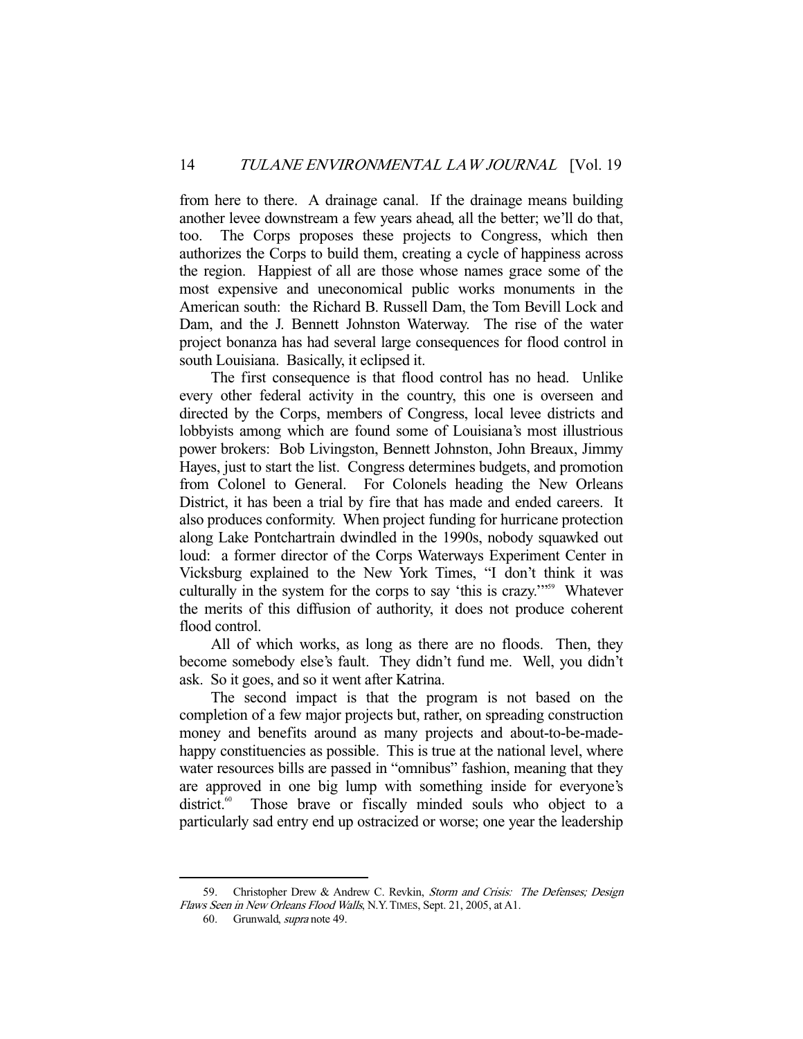from here to there. A drainage canal. If the drainage means building another levee downstream a few years ahead, all the better; we'll do that, too. The Corps proposes these projects to Congress, which then authorizes the Corps to build them, creating a cycle of happiness across the region. Happiest of all are those whose names grace some of the most expensive and uneconomical public works monuments in the American south: the Richard B. Russell Dam, the Tom Bevill Lock and Dam, and the J. Bennett Johnston Waterway. The rise of the water project bonanza has had several large consequences for flood control in south Louisiana. Basically, it eclipsed it.

The first consequence is that flood control has no head. Unlike every other federal activity in the country, this one is overseen and directed by the Corps, members of Congress, local levee districts and lobbyists among which are found some of Louisiana's most illustrious power brokers: Bob Livingston, Bennett Johnston, John Breaux, Jimmy Hayes, just to start the list. Congress determines budgets, and promotion from Colonel to General. For Colonels heading the New Orleans District, it has been a trial by fire that has made and ended careers. It also produces conformity. When project funding for hurricane protection along Lake Pontchartrain dwindled in the 1990s, nobody squawked out loud: a former director of the Corps Waterways Experiment Center in Vicksburg explained to the New York Times, "I don't think it was culturally in the system for the corps to say 'this is crazy.'"[59] Whatever the merits of this diffusion of authority, it does not produce coherent flood control.

All of which works, as long as there are no floods. Then, they become somebody else's fault. They didn't fund me. Well, you didn't ask. So it goes, and so it went after Katrina.

The second impact is that the program is not based on the completion of a few major projects but, rather, on spreading construction money and benefits around as many projects and about-to-be-made-happy constituencies as possible. This is true at the national level, where water resources bills are passed in "omnibus" fashion, meaning that they are approved in one big lump with something inside for everyone's district.[60] Those brave or fiscally minded souls who object to a particularly sad entry end up ostracized or worse; one year the leadership

---

59. Christopher Drew & Andrew C. Revkin, *Storm and Crisis: The Defenses; Design Flaws Seen in New Orleans Flood Walls*, N.Y. TIMES, Sept. 21, 2005, at A1.

60. Grunwald, *supra* note 49.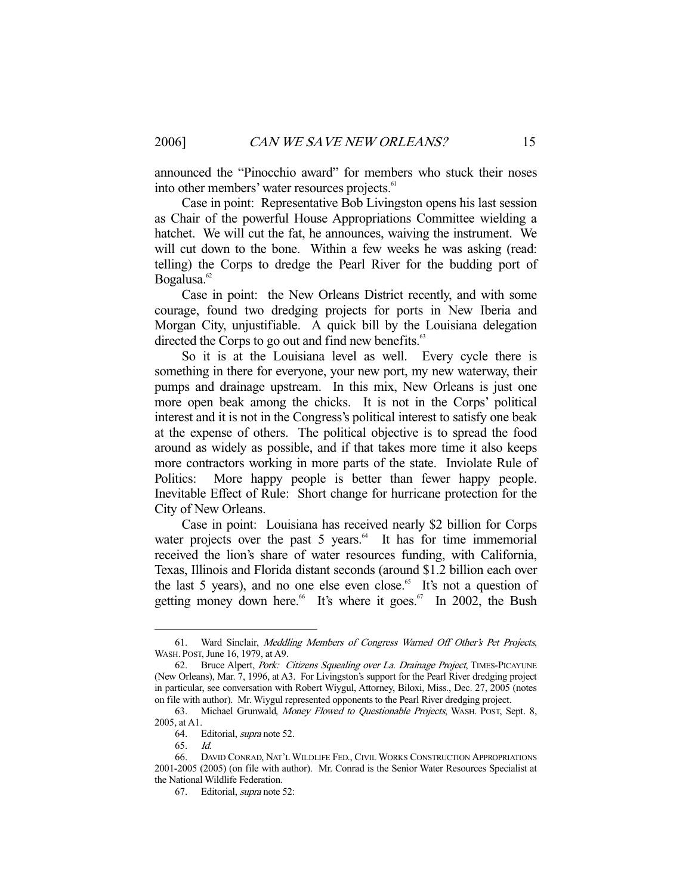announced the "Pinocchio award" for members who stuck their noses into other members' water resources projects.[61]

Case in point: Representative Bob Livingston opens his last session as Chair of the powerful House Appropriations Committee wielding a hatchet. We will cut the fat, he announces, waiving the instrument. We will cut down to the bone. Within a few weeks he was asking (read: telling) the Corps to dredge the Pearl River for the budding port of Bogalusa.[62]

Case in point: the New Orleans District recently, and with some courage, found two dredging projects for ports in New Iberia and Morgan City, unjustifiable. A quick bill by the Louisiana delegation directed the Corps to go out and find new benefits.[63]

So it is at the Louisiana level as well. Every cycle there is something in there for everyone, your new port, my new waterway, their pumps and drainage upstream. In this mix, New Orleans is just one more open beak among the chicks. It is not in the Corps' political interest and it is not in the Congress's political interest to satisfy one beak at the expense of others. The political objective is to spread the food around as widely as possible, and if that takes more time it also keeps more contractors working in more parts of the state. Inviolate Rule of Politics: More happy people is better than fewer happy people. Inevitable Effect of Rule: Short change for hurricane protection for the City of New Orleans.

Case in point: Louisiana has received nearly $2 billion for Corps water projects over the past 5 years.[64] It has for time immemorial received the lion's share of water resources funding, with California, Texas, Illinois and Florida distant seconds (around $1.2 billion each over the last 5 years), and no one else even close.[65] It's not a question of getting money down here.[66] It's where it goes.[67] In 2002, the Bush

---

61. Ward Sinclair, *Meddling Members of Congress Warned Off Other's Pet Projects*, WASH. POST, June 16, 1979, at A9.

62. Bruce Alpert, *Pork: Citizens Squealing over La. Drainage Project*, TIMES-PICAYUNE (New Orleans), Mar. 7, 1996, at A3. For Livingston's support for the Pearl River dredging project in particular, see conversation with Robert Wiygul, Attorney, Biloxi, Miss., Dec. 27, 2005 (notes on file with author). Mr. Wiygul represented opponents to the Pearl River dredging project.

63. Michael Grunwald, *Money Flowed to Questionable Projects*, WASH. POST, Sept. 8, 2005, at A1.

64. Editorial, *supra* note 52.

65. *Id.*

66. DAVID CONRAD, NAT'L WILDLIFE FED., CIVIL WORKS CONSTRUCTION APPROPRIATIONS 2001-2005 (2005) (on file with author). Mr. Conrad is the Senior Water Resources Specialist at the National Wildlife Federation.

67. Editorial, *supra* note 52: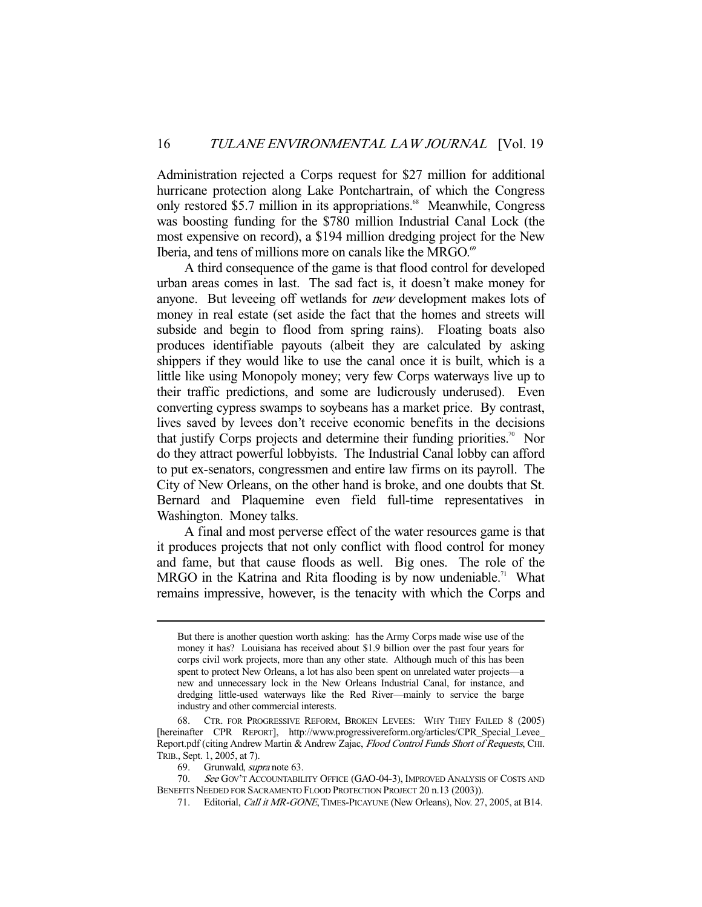Administration rejected a Corps request for $27 million for additional hurricane protection along Lake Pontchartrain, of which the Congress only restored $5.7 million in its appropriations.[68] Meanwhile, Congress was boosting funding for the $780 million Industrial Canal Lock (the most expensive on record), a $194 million dredging project for the New Iberia, and tens of millions more on canals like the MRGO.[69]

A third consequence of the game is that flood control for developed urban areas comes in last. The sad fact is, it doesn't make money for anyone. But leveeing off wetlands for *new* development makes lots of money in real estate (set aside the fact that the homes and streets will subside and begin to flood from spring rains). Floating boats also produces identifiable payouts (albeit they are calculated by asking shippers if they would like to use the canal once it is built, which is a little like using Monopoly money; very few Corps waterways live up to their traffic predictions, and some are ludicrously underused). Even converting cypress swamps to soybeans has a market price. By contrast, lives saved by levees don't receive economic benefits in the decisions that justify Corps projects and determine their funding priorities.[70] Nor do they attract powerful lobbyists. The Industrial Canal lobby can afford to put ex-senators, congressmen and entire law firms on its payroll. The City of New Orleans, on the other hand is broke, and one doubts that St. Bernard and Plaquemine even field full-time representatives in Washington. Money talks.

A final and most perverse effect of the water resources game is that it produces projects that not only conflict with flood control for money and fame, but that cause floods as well. Big ones. The role of the MRGO in the Katrina and Rita flooding is by now undeniable.[71] What remains impressive, however, is the tenacity with which the Corps and

---

But there is another question worth asking: has the Army Corps made wise use of the money it has? Louisiana has received about $1.9 billion over the past four years for corps civil work projects, more than any other state. Although much of this has been spent to protect New Orleans, a lot has also been spent on unrelated water projects—a new and unnecessary lock in the New Orleans Industrial Canal, for instance, and dredging little-used waterways like the Red River—mainly to service the barge industry and other commercial interests.

68. CTR. FOR PROGRESSIVE REFORM, BROKEN LEVEES: WHY THEY FAILED 8 (2005) [hereinafter CPR REPORT], http://www.progressivereform.org/articles/CPR_Special_Levee_Report.pdf (citing Andrew Martin & Andrew Zajac, *Flood Control Funds Short of Requests*, CHI. TRIB., Sept. 1, 2005, at 7).

69. Grunwald, *supra* note 63.

70. *See* GOV'T ACCOUNTABILITY OFFICE (GAO-04-3), IMPROVED ANALYSIS OF COSTS AND BENEFITS NEEDED FOR SACRAMENTO FLOOD PROTECTION PROJECT 20 n.13 (2003)).

71. Editorial, *Call it MR-GONE*, TIMES-PICAYUNE (New Orleans), Nov. 27, 2005, at B14.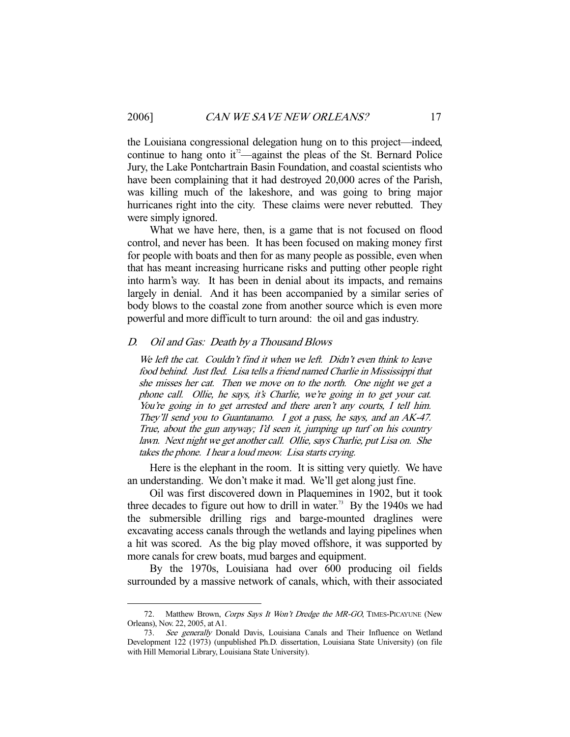the Louisiana congressional delegation hung on to this project—indeed, continue to hang onto it[72]—against the pleas of the St. Bernard Police Jury, the Lake Pontchartrain Basin Foundation, and coastal scientists who have been complaining that it had destroyed 20,000 acres of the Parish, was killing much of the lakeshore, and was going to bring major hurricanes right into the city. These claims were never rebutted. They were simply ignored.

What we have here, then, is a game that is not focused on flood control, and never has been. It has been focused on making money first for people with boats and then for as many people as possible, even when that has meant increasing hurricane risks and putting other people right into harm's way. It has been in denial about its impacts, and remains largely in denial. And it has been accompanied by a similar series of body blows to the coastal zone from another source which is even more powerful and more difficult to turn around: the oil and gas industry.

### D. *Oil and Gas: Death by a Thousand Blows*

> *We left the cat. Couldn't find it when we left. Didn't even think to leave food behind. Just fled. Lisa tells a friend named Charlie in Mississippi that she misses her cat. Then we move on to the north. One night we get a phone call. Ollie, he says, it's Charlie, we're going in to get your cat. You're going in to get arrested and there aren't any courts, I tell him. They'll send you to Guantanamo. I got a pass, he says, and an AK-47. True, about the gun anyway; I'd seen it, jumping up turf on his country lawn. Next night we get another call. Ollie, says Charlie, put Lisa on. She takes the phone. I hear a loud meow. Lisa starts crying.*

Here is the elephant in the room. It is sitting very quietly. We have an understanding. We don't make it mad. We'll get along just fine.

Oil was first discovered down in Plaquemines in 1902, but it took three decades to figure out how to drill in water.[73] By the 1940s we had the submersible drilling rigs and barge-mounted draglines were excavating access canals through the wetlands and laying pipelines when a hit was scored. As the big play moved offshore, it was supported by more canals for crew boats, mud barges and equipment.

By the 1970s, Louisiana had over 600 producing oil fields surrounded by a massive network of canals, which, with their associated

---

72. Matthew Brown, *Corps Says It Won't Dredge the MR-GO*, TIMES-PICAYUNE (New Orleans), Nov. 22, 2005, at A1.

73. *See generally* Donald Davis, Louisiana Canals and Their Influence on Wetland Development 122 (1973) (unpublished Ph.D. dissertation, Louisiana State University) (on file with Hill Memorial Library, Louisiana State University).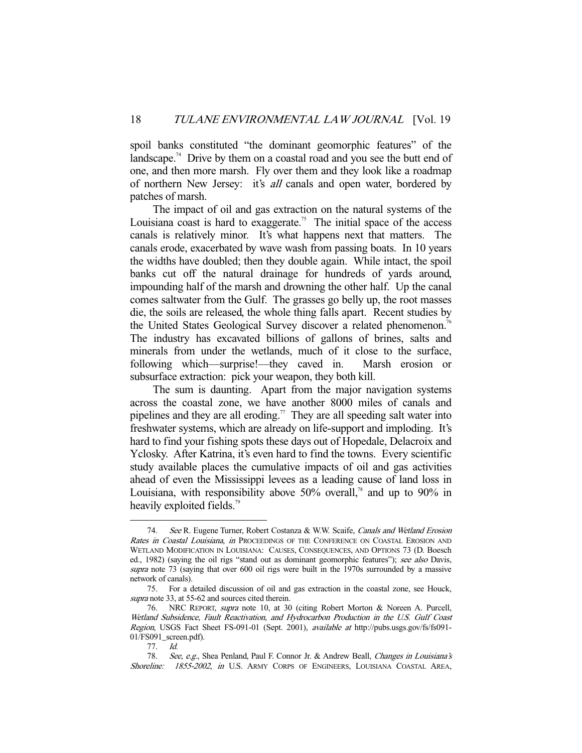spoil banks constituted "the dominant geomorphic features" of the landscape.[74] Drive by them on a coastal road and you see the butt end of one, and then more marsh. Fly over them and they look like a roadmap of northern New Jersey: it's *all* canals and open water, bordered by patches of marsh.

The impact of oil and gas extraction on the natural systems of the Louisiana coast is hard to exaggerate.[75] The initial space of the access canals is relatively minor. It's what happens next that matters. The canals erode, exacerbated by wave wash from passing boats. In 10 years the widths have doubled; then they double again. While intact, the spoil banks cut off the natural drainage for hundreds of yards around, impounding half of the marsh and drowning the other half. Up the canal comes saltwater from the Gulf. The grasses go belly up, the root masses die, the soils are released, the whole thing falls apart. Recent studies by the United States Geological Survey discover a related phenomenon.[76] The industry has excavated billions of gallons of brines, salts and minerals from under the wetlands, much of it close to the surface, following which—surprise!—they caved in. Marsh erosion or subsurface extraction: pick your weapon, they both kill.

The sum is daunting. Apart from the major navigation systems across the coastal zone, we have another 8000 miles of canals and pipelines and they are all eroding.[77] They are all speeding salt water into freshwater systems, which are already on life-support and imploding. It's hard to find your fishing spots these days out of Hopedale, Delacroix and Yclosky. After Katrina, it's even hard to find the towns. Every scientific study available places the cumulative impacts of oil and gas activities ahead of even the Mississippi levees as a leading cause of land loss in Louisiana, with responsibility above 50% overall,[78] and up to 90% in heavily exploited fields.[79]

---

74. *See* R. Eugene Turner, Robert Costanza & W.W. Scaife, *Canals and Wetland Erosion Rates in Coastal Louisiana*, *in* PROCEEDINGS OF THE CONFERENCE ON COASTAL EROSION AND WETLAND MODIFICATION IN LOUISIANA: CAUSES, CONSEQUENCES, AND OPTIONS 73 (D. Boesch ed., 1982) (saying the oil rigs "stand out as dominant geomorphic features"); *see also* Davis, *supra* note 73 (saying that over 600 oil rigs were built in the 1970s surrounded by a massive network of canals).

75. For a detailed discussion of oil and gas extraction in the coastal zone, see Houck, *supra* note 33, at 55-62 and sources cited therein.

76. NRC REPORT, *supra* note 10, at 30 (citing Robert Morton & Noreen A. Purcell, *Wetland Subsidence, Fault Reactivation, and Hydrocarbon Production in the U.S. Gulf Coast Region*, USGS Fact Sheet FS-091-01 (Sept. 2001), *available at* http://pubs.usgs.gov/fs/fs091-01/FS091_screen.pdf).

77. *Id.*

78. *See, e.g.*, Shea Penland, Paul F. Connor Jr. & Andrew Beall, *Changes in Louisiana's Shoreline: 1855-2002*, *in* U.S. ARMY CORPS OF ENGINEERS, LOUISIANA COASTAL AREA,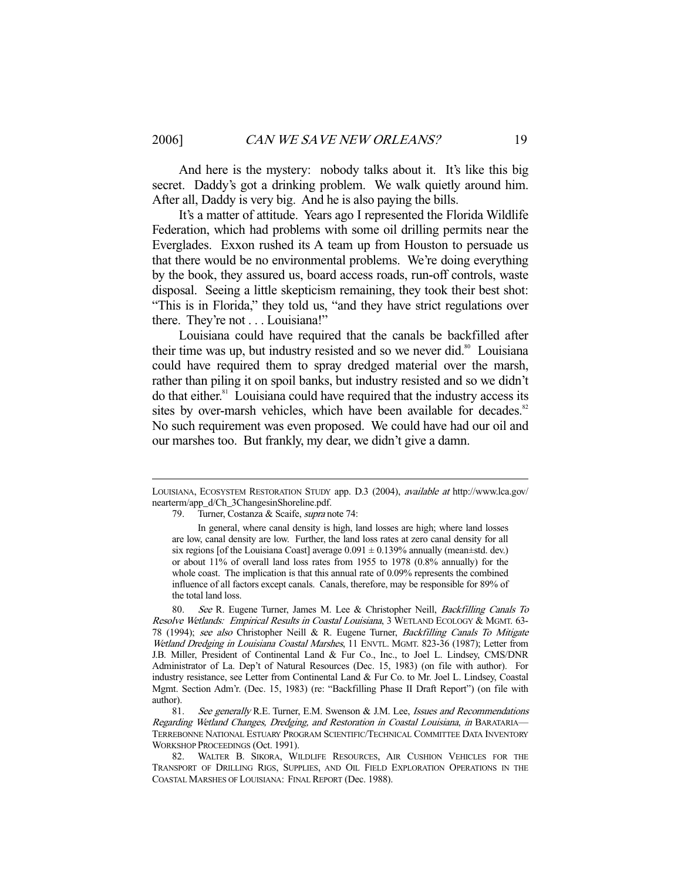And here is the mystery: nobody talks about it. It's like this big secret. Daddy's got a drinking problem. We walk quietly around him. After all, Daddy is very big. And he is also paying the bills.

It's a matter of attitude. Years ago I represented the Florida Wildlife Federation, which had problems with some oil drilling permits near the Everglades. Exxon rushed its A team up from Houston to persuade us that there would be no environmental problems. We're doing everything by the book, they assured us, board access roads, run-off controls, waste disposal. Seeing a little skepticism remaining, they took their best shot: "This is in Florida," they told us, "and they have strict regulations over there. They're not . . . Louisiana!"

Louisiana could have required that the canals be backfilled after their time was up, but industry resisted and so we never did.[80] Louisiana could have required them to spray dredged material over the marsh, rather than piling it on spoil banks, but industry resisted and so we didn't do that either.[81] Louisiana could have required that the industry access its sites by over-marsh vehicles, which have been available for decades.[82] No such requirement was even proposed. We could have had our oil and our marshes too. But frankly, my dear, we didn't give a damn.

---

LOUISIANA, ECOSYSTEM RESTORATION STUDY app. D.3 (2004), *available at* http://www.lca.gov/nearterm/app_d/Ch_3ChangesinShoreline.pdf.

79. Turner, Costanza & Scaife, *supra* note 74:

> In general, where canal density is high, land losses are high; where land losses are low, canal density are low. Further, the land loss rates at zero canal density for all six regions [of the Louisiana Coast] average $0.091 \pm 0.139\%$ annually (mean±std. dev.) or about 11% of overall land loss rates from 1955 to 1978 (0.8% annually) for the whole coast. The implication is that this annual rate of 0.09% represents the combined influence of all factors except canals. Canals, therefore, may be responsible for 89% of the total land loss.

80. *See* R. Eugene Turner, James M. Lee & Christopher Neill, *Backfilling Canals To Resolve Wetlands: Empirical Results in Coastal Louisiana*, 3 WETLAND ECOLOGY & MGMT. 63-78 (1994); *see also* Christopher Neill & R. Eugene Turner, *Backfilling Canals To Mitigate Wetland Dredging in Louisiana Coastal Marshes*, 11 ENVTL. MGMT. 823-36 (1987); Letter from J.B. Miller, President of Continental Land & Fur Co., Inc., to Joel L. Lindsey, CMS/DNR Administrator of La. Dep't of Natural Resources (Dec. 15, 1983) (on file with author). For industry resistance, see Letter from Continental Land & Fur Co. to Mr. Joel L. Lindsey, Coastal Mgmt. Section Adm'r. (Dec. 15, 1983) (re: "Backfilling Phase II Draft Report") (on file with author).

81. *See generally* R.E. Turner, E.M. Swenson & J.M. Lee, *Issues and Recommendations Regarding Wetland Changes, Dredging, and Restoration in Coastal Louisiana*, *in* BARATARIA—TERREBONNE NATIONAL ESTUARY PROGRAM SCIENTIFIC/TECHNICAL COMMITTEE DATA INVENTORY WORKSHOP PROCEEDINGS (Oct. 1991).

82. WALTER B. SIKORA, WILDLIFE RESOURCES, AIR CUSHION VEHICLES FOR THE TRANSPORT OF DRILLING RIGS, SUPPLIES, AND OIL FIELD EXPLORATION OPERATIONS IN THE COASTAL MARSHES OF LOUISIANA: FINAL REPORT (Dec. 1988).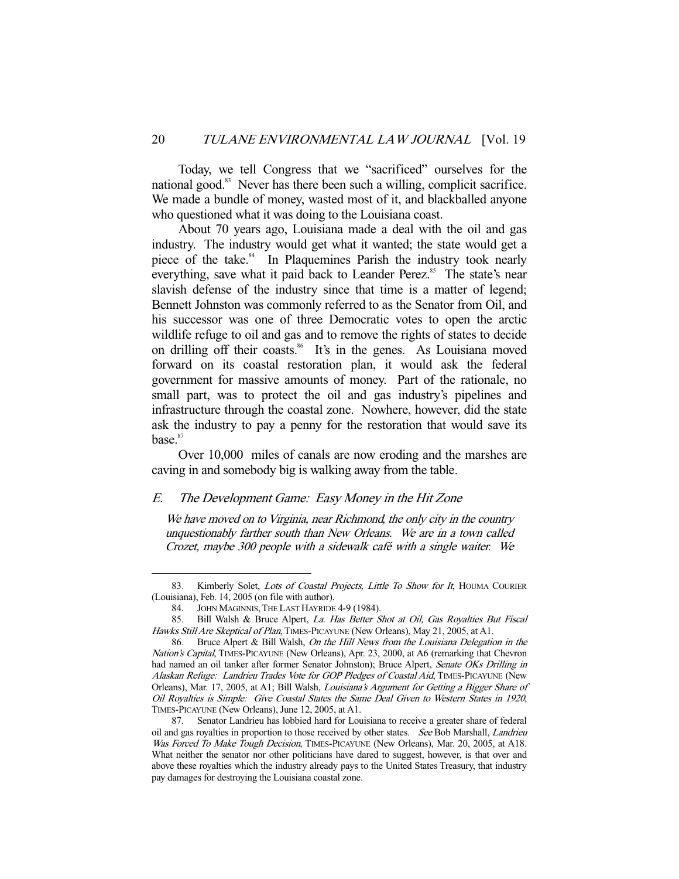Today, we tell Congress that we "sacrificed" ourselves for the national good.[83] Never has there been such a willing, complicit sacrifice. We made a bundle of money, wasted most of it, and blackballed anyone who questioned what it was doing to the Louisiana coast.

About 70 years ago, Louisiana made a deal with the oil and gas industry. The industry would get what it wanted; the state would get a piece of the take.[84] In Plaquemines Parish the industry took nearly everything, save what it paid back to Leander Perez.[85] The state's near slavish defense of the industry since that time is a matter of legend; Bennett Johnston was commonly referred to as the Senator from Oil, and his successor was one of three Democratic votes to open the arctic wildlife refuge to oil and gas and to remove the rights of states to decide on drilling off their coasts.[86] It's in the genes. As Louisiana moved forward on its coastal restoration plan, it would ask the federal government for massive amounts of money. Part of the rationale, no small part, was to protect the oil and gas industry's pipelines and infrastructure through the coastal zone. Nowhere, however, did the state ask the industry to pay a penny for the restoration that would save its base.[87]

Over 10,000 miles of canals are now eroding and the marshes are caving in and somebody big is walking away from the table.

### *E. The Development Game: Easy Money in the Hit Zone*

*We have moved on to Virginia, near Richmond, the only city in the country unquestionably farther south than New Orleans. We are in a town called Crozet, maybe 300 people with a sidewalk café with a single waiter. We*

---

83. Kimberly Solet, *Lots of Coastal Projects, Little To Show for It*, HOUMA COURIER (Louisiana), Feb. 14, 2005 (on file with author).

84. JOHN MAGINNIS, THE LAST HAYRIDE 4-9 (1984).

85. Bill Walsh & Bruce Alpert, *La. Has Better Shot at Oil, Gas Royalties But Fiscal Hawks Still Are Skeptical of Plan*, TIMES-PICAYUNE (New Orleans), May 21, 2005, at A1.

86. Bruce Alpert & Bill Walsh, *On the Hill News from the Louisiana Delegation in the Nation's Capital*, TIMES-PICAYUNE (New Orleans), Apr. 23, 2000, at A6 (remarking that Chevron had named an oil tanker after former Senator Johnston); Bruce Alpert, *Senate OKs Drilling in Alaskan Refuge: Landrieu Trades Vote for GOP Pledges of Coastal Aid*, TIMES-PICAYUNE (New Orleans), Mar. 17, 2005, at A1; Bill Walsh, *Louisiana's Argument for Getting a Bigger Share of Oil Royalties is Simple: Give Coastal States the Same Deal Given to Western States in 1920*, TIMES-PICAYUNE (New Orleans), June 12, 2005, at A1.

87. Senator Landrieu has lobbied hard for Louisiana to receive a greater share of federal oil and gas royalties in proportion to those received by other states. *See* Bob Marshall, *Landrieu Was Forced To Make Tough Decision*, TIMES-PICAYUNE (New Orleans), Mar. 20, 2005, at A18. What neither the senator nor other politicians have dared to suggest, however, is that over and above these royalties which the industry already pays to the United States Treasury, that industry pay damages for destroying the Louisiana coastal zone.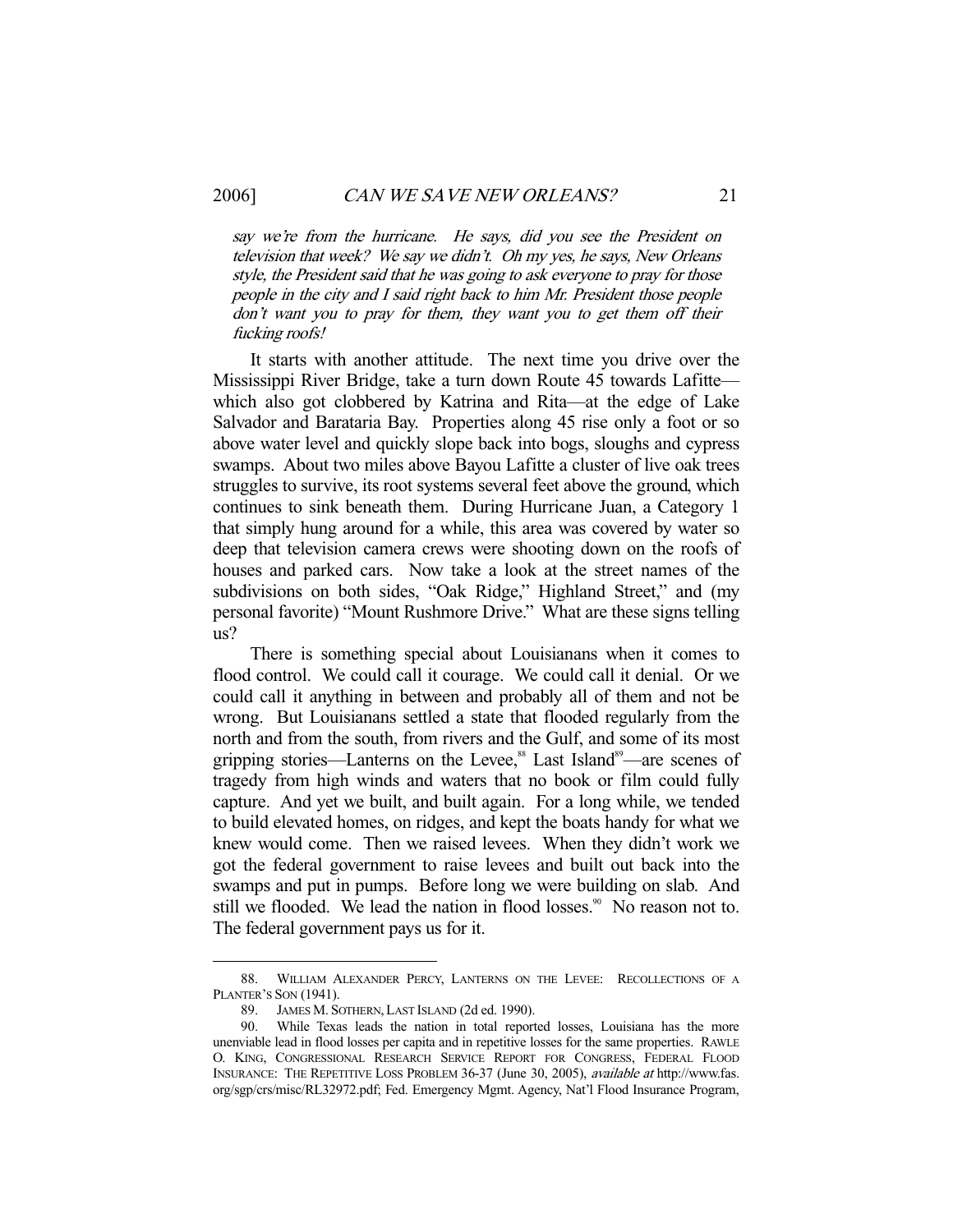*say we're from the hurricane. He says, did you see the President on television that week? We say we didn't. Oh my yes, he says, New Orleans style, the President said that he was going to ask everyone to pray for those people in the city and I said right back to him Mr. President those people don't want you to pray for them, they want you to get them off their fucking roofs!*

It starts with another attitude. The next time you drive over the Mississippi River Bridge, take a turn down Route 45 towards Lafitte—which also got clobbered by Katrina and Rita—at the edge of Lake Salvador and Barataria Bay. Properties along 45 rise only a foot or so above water level and quickly slope back into bogs, sloughs and cypress swamps. About two miles above Bayou Lafitte a cluster of live oak trees struggles to survive, its root systems several feet above the ground, which continues to sink beneath them. During Hurricane Juan, a Category 1 that simply hung around for a while, this area was covered by water so deep that television camera crews were shooting down on the roofs of houses and parked cars. Now take a look at the street names of the subdivisions on both sides, "Oak Ridge," Highland Street," and (my personal favorite) "Mount Rushmore Drive." What are these signs telling us?

There is something special about Louisianans when it comes to flood control. We could call it courage. We could call it denial. Or we could call it anything in between and probably all of them and not be wrong. But Louisianans settled a state that flooded regularly from the north and from the south, from rivers and the Gulf, and some of its most gripping stories—Lanterns on the Levee,[88] Last Island[89]—are scenes of tragedy from high winds and waters that no book or film could fully capture. And yet we built, and built again. For a long while, we tended to build elevated homes, on ridges, and kept the boats handy for what we knew would come. Then we raised levees. When they didn't work we got the federal government to raise levees and built out back into the swamps and put in pumps. Before long we were building on slab. And still we flooded. We lead the nation in flood losses.[90] No reason not to. The federal government pays us for it.

---

88. WILLIAM ALEXANDER PERCY, LANTERNS ON THE LEVEE: RECOLLECTIONS OF A PLANTER'S SON (1941).

89. JAMES M. SOTHERN, LAST ISLAND (2d ed. 1990).

90. While Texas leads the nation in total reported losses, Louisiana has the more unenviable lead in flood losses per capita and in repetitive losses for the same properties. RAWLE O. KING, CONGRESSIONAL RESEARCH SERVICE REPORT FOR CONGRESS, FEDERAL FLOOD INSURANCE: THE REPETITIVE LOSS PROBLEM 36-37 (June 30, 2005), *available at* http://www.fas.org/sgp/crs/misc/RL32972.pdf; Fed. Emergency Mgmt. Agency, Nat'l Flood Insurance Program,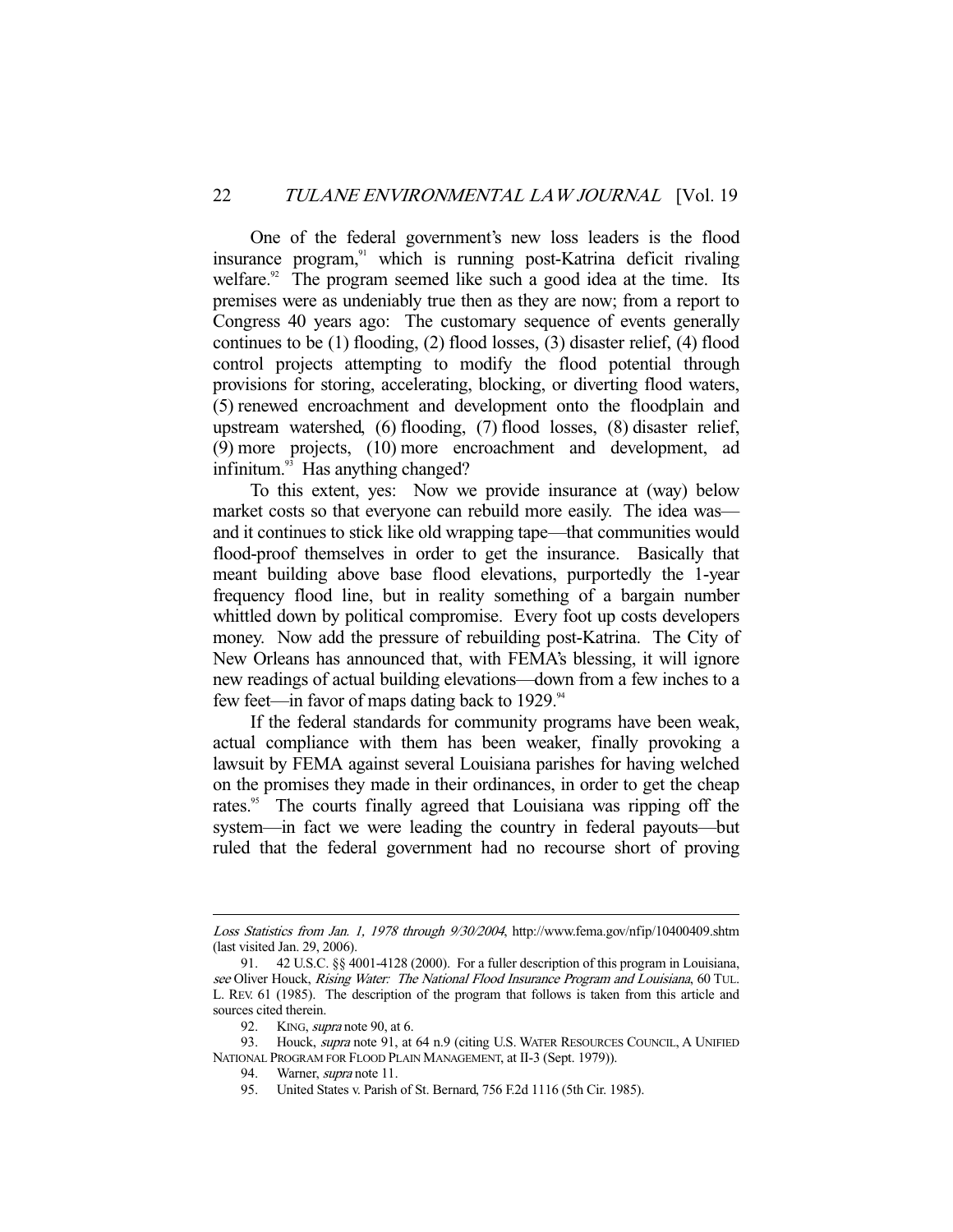One of the federal government's new loss leaders is the flood insurance program,[91] which is running post-Katrina deficit rivaling welfare.[92] The program seemed like such a good idea at the time. Its premises were as undeniably true then as they are now; from a report to Congress 40 years ago: The customary sequence of events generally continues to be (1) flooding, (2) flood losses, (3) disaster relief, (4) flood control projects attempting to modify the flood potential through provisions for storing, accelerating, blocking, or diverting flood waters, (5) renewed encroachment and development onto the floodplain and upstream watershed, (6) flooding, (7) flood losses, (8) disaster relief, (9) more projects, (10) more encroachment and development, ad infinitum.[93] Has anything changed?

To this extent, yes: Now we provide insurance at (way) below market costs so that everyone can rebuild more easily. The idea was—and it continues to stick like old wrapping tape—that communities would flood-proof themselves in order to get the insurance. Basically that meant building above base flood elevations, purportedly the 1-year frequency flood line, but in reality something of a bargain number whittled down by political compromise. Every foot up costs developers money. Now add the pressure of rebuilding post-Katrina. The City of New Orleans has announced that, with FEMA's blessing, it will ignore new readings of actual building elevations—down from a few inches to a few feet—in favor of maps dating back to 1929.[94]

If the federal standards for community programs have been weak, actual compliance with them has been weaker, finally provoking a lawsuit by FEMA against several Louisiana parishes for having welched on the promises they made in their ordinances, in order to get the cheap rates.[95] The courts finally agreed that Louisiana was ripping off the system—in fact we were leading the country in federal payouts—but ruled that the federal government had no recourse short of proving

---

*Loss Statistics from Jan. 1, 1978 through 9/30/2004*, http://www.fema.gov/nfip/10400409.shtm (last visited Jan. 29, 2006).

91. 42 U.S.C. §§ 4001-4128 (2000). For a fuller description of this program in Louisiana, *see* Oliver Houck, *Rising Water: The National Flood Insurance Program and Louisiana*, 60 TUL. L. REV. 61 (1985). The description of the program that follows is taken from this article and sources cited therein.

92. KING, *supra* note 90, at 6.

93. Houck, *supra* note 91, at 64 n.9 (citing U.S. WATER RESOURCES COUNCIL, A UNIFIED NATIONAL PROGRAM FOR FLOOD PLAIN MANAGEMENT, at II-3 (Sept. 1979)).

94. Warner, *supra* note 11.

95. United States v. Parish of St. Bernard, 756 F.2d 1116 (5th Cir. 1985).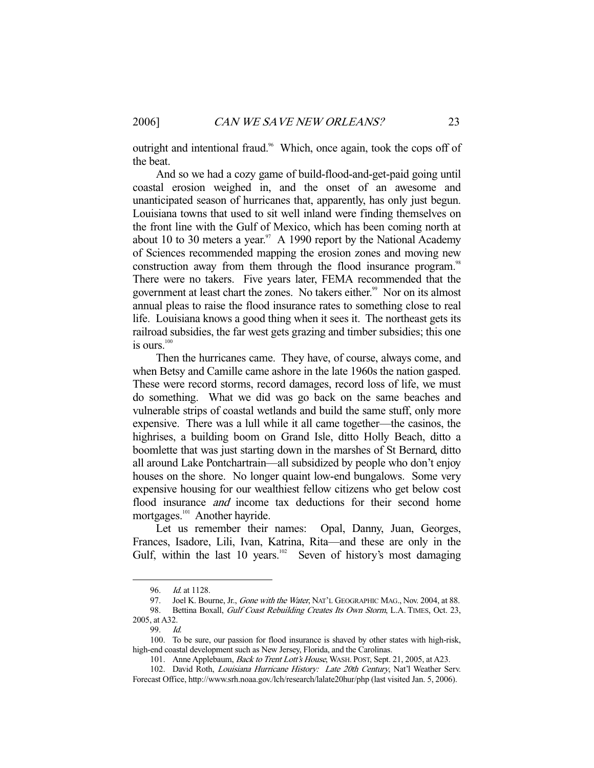outright and intentional fraud.[96] Which, once again, took the cops off of the beat.

And so we had a cozy game of build-flood-and-get-paid going until coastal erosion weighed in, and the onset of an awesome and unanticipated season of hurricanes that, apparently, has only just begun. Louisiana towns that used to sit well inland were finding themselves on the front line with the Gulf of Mexico, which has been coming north at about 10 to 30 meters a year.[97] A 1990 report by the National Academy of Sciences recommended mapping the erosion zones and moving new construction away from them through the flood insurance program.[98] There were no takers. Five years later, FEMA recommended that the government at least chart the zones. No takers either.[99] Nor on its almost annual pleas to raise the flood insurance rates to something close to real life. Louisiana knows a good thing when it sees it. The northeast gets its railroad subsidies, the far west gets grazing and timber subsidies; this one is ours.[100]

Then the hurricanes came. They have, of course, always come, and when Betsy and Camille came ashore in the late 1960s the nation gasped. These were record storms, record damages, record loss of life, we must do something. What we did was go back on the same beaches and vulnerable strips of coastal wetlands and build the same stuff, only more expensive. There was a lull while it all came together—the casinos, the highrises, a building boom on Grand Isle, ditto Holly Beach, ditto a boomlette that was just starting down in the marshes of St Bernard, ditto all around Lake Pontchartrain—all subsidized by people who don't enjoy houses on the shore. No longer quaint low-end bungalows. Some very expensive housing for our wealthiest fellow citizens who get below cost flood insurance *and* income tax deductions for their second home mortgages.[101] Another hayride.

Let us remember their names: Opal, Danny, Juan, Georges, Frances, Isadore, Lili, Ivan, Katrina, Rita—and these are only in the Gulf, within the last 10 years.[102] Seven of history's most damaging

---

96. *Id.* at 1128.

97. Joel K. Bourne, Jr., *Gone with the Water*, NAT'L GEOGRAPHIC MAG., Nov. 2004, at 88.

98. Bettina Boxall, *Gulf Coast Rebuilding Creates Its Own Storm*, L.A. TIMES, Oct. 23, 2005, at A32.

99. *Id.*

100. To be sure, our passion for flood insurance is shaved by other states with high-risk, high-end coastal development such as New Jersey, Florida, and the Carolinas.

101. Anne Applebaum, *Back to Trent Lott's House*, WASH. POST, Sept. 21, 2005, at A23.

102. David Roth, *Louisiana Hurricane History: Late 20th Century*, Nat'l Weather Serv. Forecast Office, http://www.srh.noaa.gov./lch/research/lalate20hur/php (last visited Jan. 5, 2006).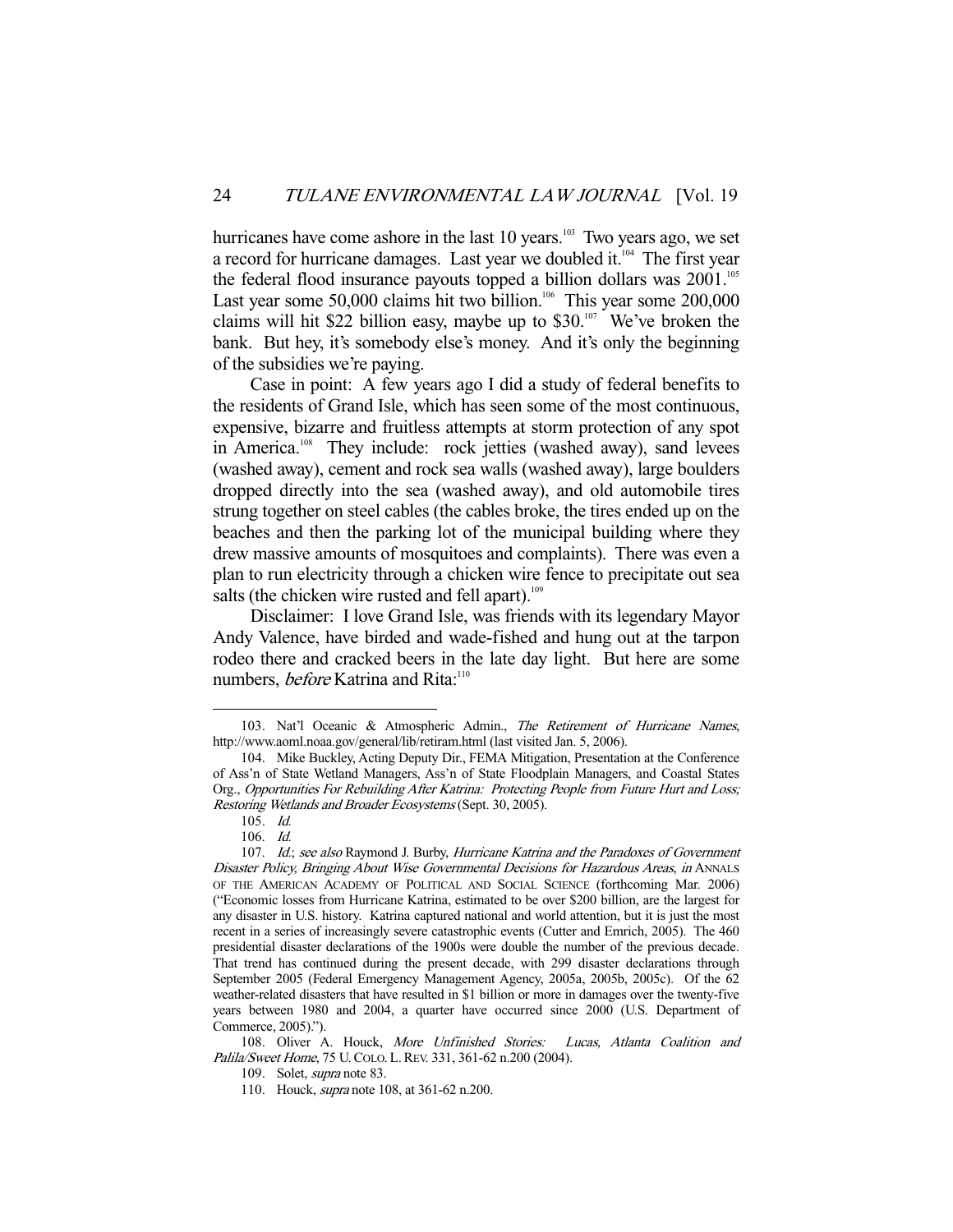hurricanes have come ashore in the last 10 years.[103] Two years ago, we set a record for hurricane damages. Last year we doubled it.[104] The first year the federal flood insurance payouts topped a billion dollars was 2001.[105] Last year some 50,000 claims hit two billion.[106] This year some 200,000 claims will hit $22 billion easy, maybe up to $30.[107] We've broken the bank. But hey, it's somebody else's money. And it's only the beginning of the subsidies we're paying.

Case in point: A few years ago I did a study of federal benefits to the residents of Grand Isle, which has seen some of the most continuous, expensive, bizarre and fruitless attempts at storm protection of any spot in America.[108] They include: rock jetties (washed away), sand levees (washed away), cement and rock sea walls (washed away), large boulders dropped directly into the sea (washed away), and old automobile tires strung together on steel cables (the cables broke, the tires ended up on the beaches and then the parking lot of the municipal building where they drew massive amounts of mosquitoes and complaints). There was even a plan to run electricity through a chicken wire fence to precipitate out sea salts (the chicken wire rusted and fell apart).[109]

Disclaimer: I love Grand Isle, was friends with its legendary Mayor Andy Valence, have birded and wade-fished and hung out at the tarpon rodeo there and cracked beers in the late day light. But here are some numbers, *before* Katrina and Rita:[110]

---

103. Nat'l Oceanic & Atmospheric Admin., *The Retirement of Hurricane Names*, http://www.aoml.noaa.gov/general/lib/retiram.html (last visited Jan. 5, 2006).

104. Mike Buckley, Acting Deputy Dir., FEMA Mitigation, Presentation at the Conference of Ass'n of State Wetland Managers, Ass'n of State Floodplain Managers, and Coastal States Org., *Opportunities For Rebuilding After Katrina: Protecting People from Future Hurt and Loss; Restoring Wetlands and Broader Ecosystems* (Sept. 30, 2005).

105. *Id.*

106. *Id.*

107. *Id.*; *see also* Raymond J. Burby, *Hurricane Katrina and the Paradoxes of Government Disaster Policy, Bringing About Wise Governmental Decisions for Hazardous Areas*, *in* ANNALS OF THE AMERICAN ACADEMY OF POLITICAL AND SOCIAL SCIENCE (forthcoming Mar. 2006) ("Economic losses from Hurricane Katrina, estimated to be over $200 billion, are the largest for any disaster in U.S. history. Katrina captured national and world attention, but it is just the most recent in a series of increasingly severe catastrophic events (Cutter and Emrich, 2005). The 460 presidential disaster declarations of the 1900s were double the number of the previous decade. That trend has continued during the present decade, with 299 disaster declarations through September 2005 (Federal Emergency Management Agency, 2005a, 2005b, 2005c). Of the 62 weather-related disasters that have resulted in $1 billion or more in damages over the twenty-five years between 1980 and 2004, a quarter have occurred since 2000 (U.S. Department of Commerce, 2005).").

108. Oliver A. Houck, *More Unfinished Stories: Lucas, Atlanta Coalition and Palila/Sweet Home*, 75 U. COLO. L. REV. 331, 361-62 n.200 (2004).

109. Solet, *supra* note 83.

110. Houck, *supra* note 108, at 361-62 n.200.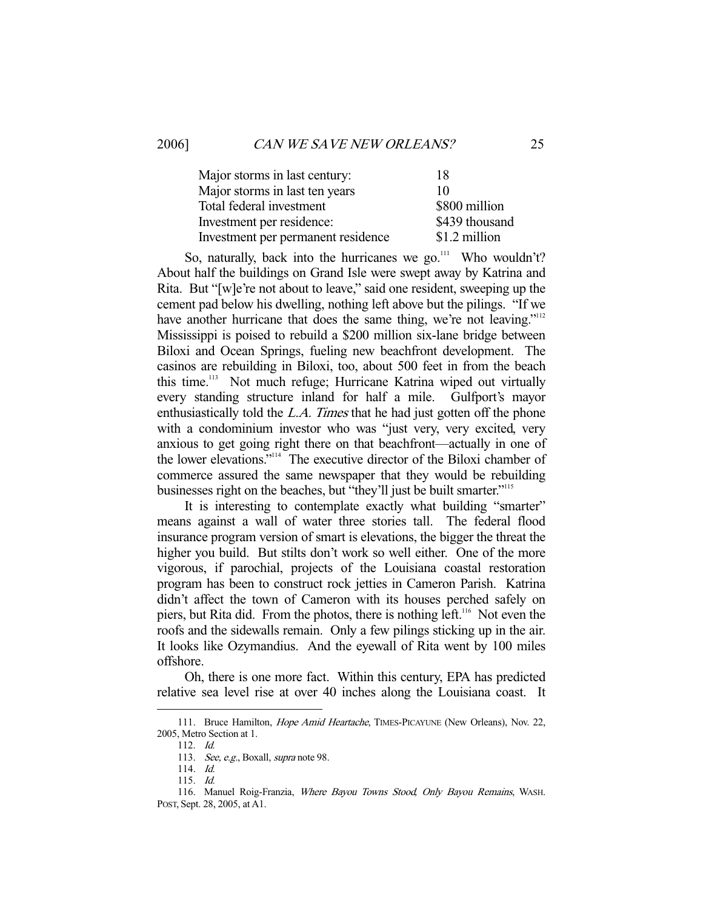| | |
|---|---|
| Major storms in last century: | 18 |
| Major storms in last ten years | 10 |
| Total federal investment | \$800 million |
| Investment per residence: | \$439 thousand |
| Investment per permanent residence | \$1.2 million |

So, naturally, back into the hurricanes we go.[111] Who wouldn't? About half the buildings on Grand Isle were swept away by Katrina and Rita. But "[w]e're not about to leave," said one resident, sweeping up the cement pad below his dwelling, nothing left above but the pilings. "If we have another hurricane that does the same thing, we're not leaving."[112] Mississippi is poised to rebuild a \$200 million six-lane bridge between Biloxi and Ocean Springs, fueling new beachfront development. The casinos are rebuilding in Biloxi, too, about 500 feet in from the beach this time.[113] Not much refuge; Hurricane Katrina wiped out virtually every standing structure inland for half a mile. Gulfport's mayor enthusiastically told the *L.A. Times* that he had just gotten off the phone with a condominium investor who was "just very, very excited, very anxious to get going right there on that beachfront—actually in one of the lower elevations."[114] The executive director of the Biloxi chamber of commerce assured the same newspaper that they would be rebuilding businesses right on the beaches, but "they'll just be built smarter."[115]

It is interesting to contemplate exactly what building "smarter" means against a wall of water three stories tall. The federal flood insurance program version of smart is elevations, the bigger the threat the higher you build. But stilts don't work so well either. One of the more vigorous, if parochial, projects of the Louisiana coastal restoration program has been to construct rock jetties in Cameron Parish. Katrina didn't affect the town of Cameron with its houses perched safely on piers, but Rita did. From the photos, there is nothing left.[116] Not even the roofs and the sidewalls remain. Only a few pilings sticking up in the air. It looks like Ozymandius. And the eyewall of Rita went by 100 miles offshore.

Oh, there is one more fact. Within this century, EPA has predicted relative sea level rise at over 40 inches along the Louisiana coast. It

---

111. Bruce Hamilton, *Hope Amid Heartache*, TIMES-PICAYUNE (New Orleans), Nov. 22, 2005, Metro Section at 1.

112. *Id.*

113. *See, e.g.*, Boxall, *supra* note 98.

114. *Id.*

115. *Id.*

116. Manuel Roig-Franzia, *Where Bayou Towns Stood, Only Bayou Remains*, WASH. POST, Sept. 28, 2005, at A1.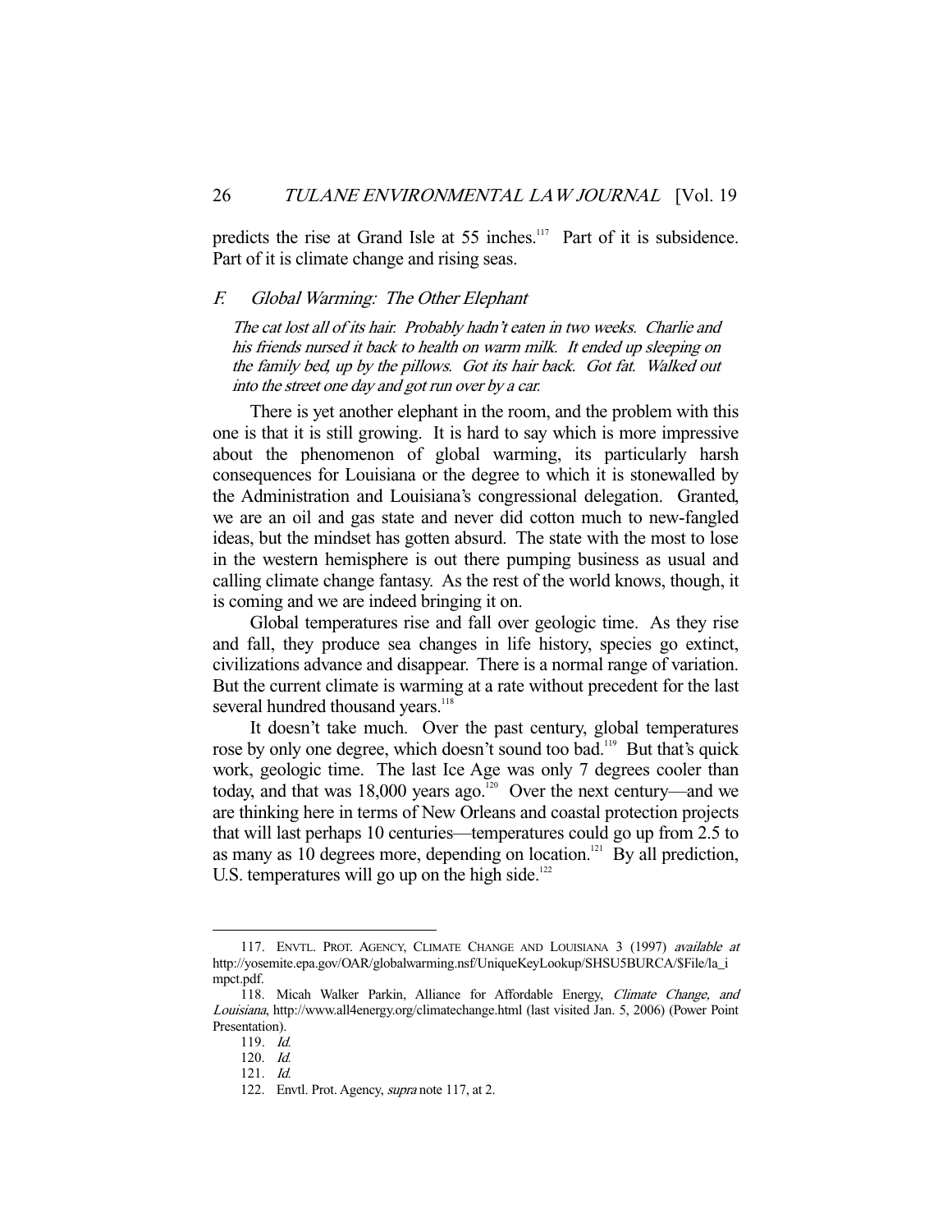predicts the rise at Grand Isle at 55 inches.[117] Part of it is subsidence. Part of it is climate change and rising seas.

### F. *Global Warming: The Other Elephant*

*The cat lost all of its hair. Probably hadn't eaten in two weeks. Charlie and his friends nursed it back to health on warm milk. It ended up sleeping on the family bed, up by the pillows. Got its hair back. Got fat. Walked out into the street one day and got run over by a car.*

There is yet another elephant in the room, and the problem with this one is that it is still growing. It is hard to say which is more impressive about the phenomenon of global warming, its particularly harsh consequences for Louisiana or the degree to which it is stonewalled by the Administration and Louisiana's congressional delegation. Granted, we are an oil and gas state and never did cotton much to new-fangled ideas, but the mindset has gotten absurd. The state with the most to lose in the western hemisphere is out there pumping business as usual and calling climate change fantasy. As the rest of the world knows, though, it is coming and we are indeed bringing it on.

Global temperatures rise and fall over geologic time. As they rise and fall, they produce sea changes in life history, species go extinct, civilizations advance and disappear. There is a normal range of variation. But the current climate is warming at a rate without precedent for the last several hundred thousand years.[118]

It doesn't take much. Over the past century, global temperatures rose by only one degree, which doesn't sound too bad.[119] But that's quick work, geologic time. The last Ice Age was only 7 degrees cooler than today, and that was 18,000 years ago.[120] Over the next century—and we are thinking here in terms of New Orleans and coastal protection projects that will last perhaps 10 centuries—temperatures could go up from 2.5 to as many as 10 degrees more, depending on location.[121] By all prediction, U.S. temperatures will go up on the high side.[122]

---

117. ENVTL. PROT. AGENCY, CLIMATE CHANGE AND LOUISIANA 3 (1997) *available at* http://yosemite.epa.gov/OAR/globalwarming.nsf/UniqueKeyLookup/SHSU5BURCA/$File/la_impct.pdf.

118. Micah Walker Parkin, Alliance for Affordable Energy, *Climate Change, and Louisiana*, http://www.all4energy.org/climatechange.html (last visited Jan. 5, 2006) (Power Point Presentation).

119. *Id.*

120. *Id.*

121. *Id.*

122. Envtl. Prot. Agency, *supra* note 117, at 2.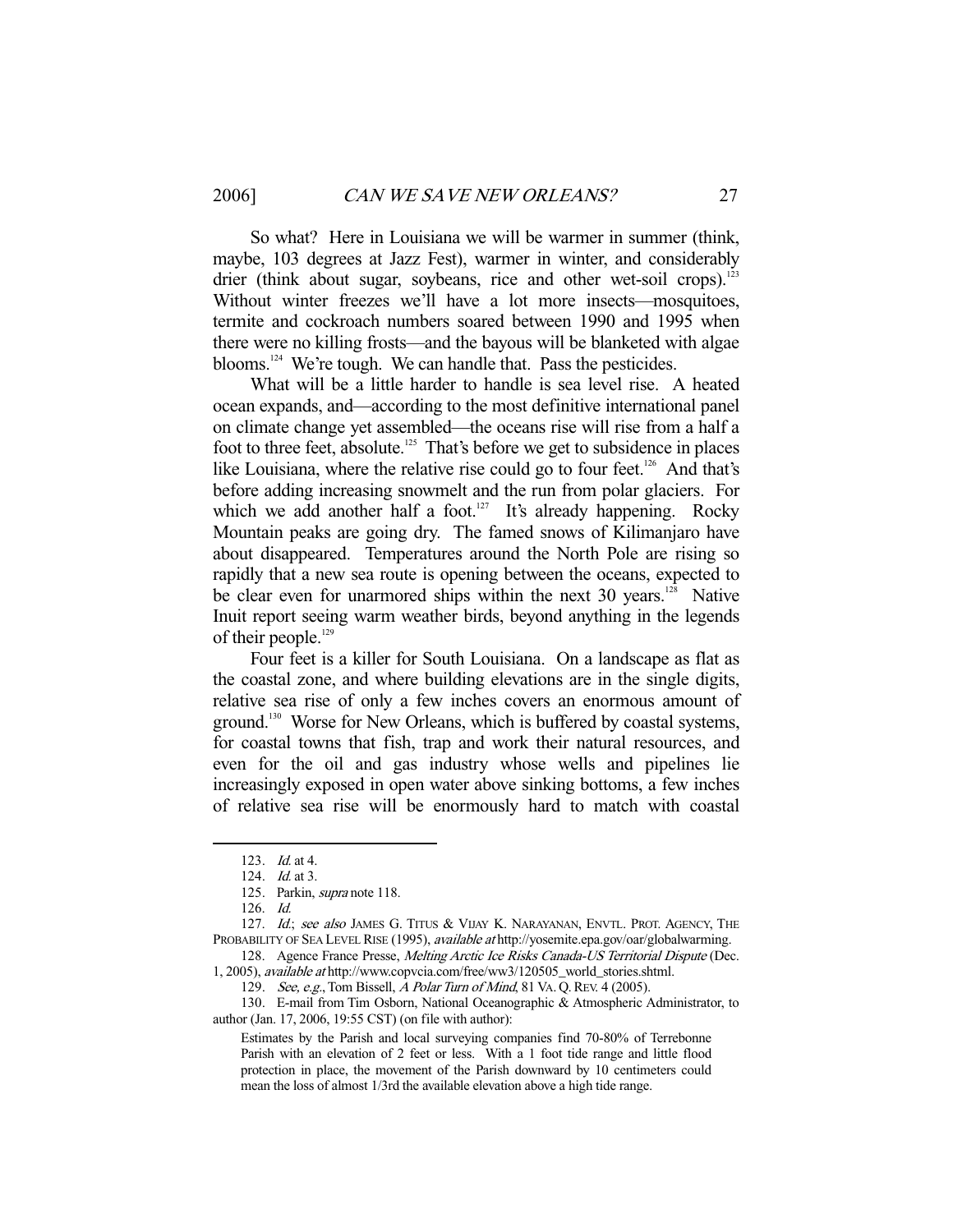So what? Here in Louisiana we will be warmer in summer (think, maybe, 103 degrees at Jazz Fest), warmer in winter, and considerably drier (think about sugar, soybeans, rice and other wet-soil crops).[123] Without winter freezes we'll have a lot more insects—mosquitoes, termite and cockroach numbers soared between 1990 and 1995 when there were no killing frosts—and the bayous will be blanketed with algae blooms.[124] We're tough. We can handle that. Pass the pesticides.

What will be a little harder to handle is sea level rise. A heated ocean expands, and—according to the most definitive international panel on climate change yet assembled—the oceans rise will rise from a half a foot to three feet, absolute.[125] That's before we get to subsidence in places like Louisiana, where the relative rise could go to four feet.[126] And that's before adding increasing snowmelt and the run from polar glaciers. For which we add another half a foot.[127] It's already happening. Rocky Mountain peaks are going dry. The famed snows of Kilimanjaro have about disappeared. Temperatures around the North Pole are rising so rapidly that a new sea route is opening between the oceans, expected to be clear even for unarmored ships within the next 30 years.[128] Native Inuit report seeing warm weather birds, beyond anything in the legends of their people.[129]

Four feet is a killer for South Louisiana. On a landscape as flat as the coastal zone, and where building elevations are in the single digits, relative sea rise of only a few inches covers an enormous amount of ground.[130] Worse for New Orleans, which is buffered by coastal systems, for coastal towns that fish, trap and work their natural resources, and even for the oil and gas industry whose wells and pipelines lie increasingly exposed in open water above sinking bottoms, a few inches of relative sea rise will be enormously hard to match with coastal

---

123. *Id.* at 4.

124. *Id.* at 3.

125. Parkin, *supra* note 118.

126. *Id.*

127. *Id.*; *see also* JAMES G. TITUS & VIJAY K. NARAYANAN, ENVTL. PROT. AGENCY, THE PROBABILITY OF SEA LEVEL RISE (1995), *available at* http://yosemite.epa.gov/oar/globalwarming.

128. Agence France Presse, *Melting Arctic Ice Risks Canada-US Territorial Dispute* (Dec. 1, 2005), *available at* http://www.copvcia.com/free/ww3/120505_world_stories.shtml.

129. *See, e.g.*, Tom Bissell, *A Polar Turn of Mind*, 81 VA. Q. REV. 4 (2005).

130. E-mail from Tim Osborn, National Oceanographic & Atmospheric Administrator, to author (Jan. 17, 2006, 19:55 CST) (on file with author):

> Estimates by the Parish and local surveying companies find 70-80% of Terrebonne Parish with an elevation of 2 feet or less. With a 1 foot tide range and little flood protection in place, the movement of the Parish downward by 10 centimeters could mean the loss of almost 1/3rd the available elevation above a high tide range.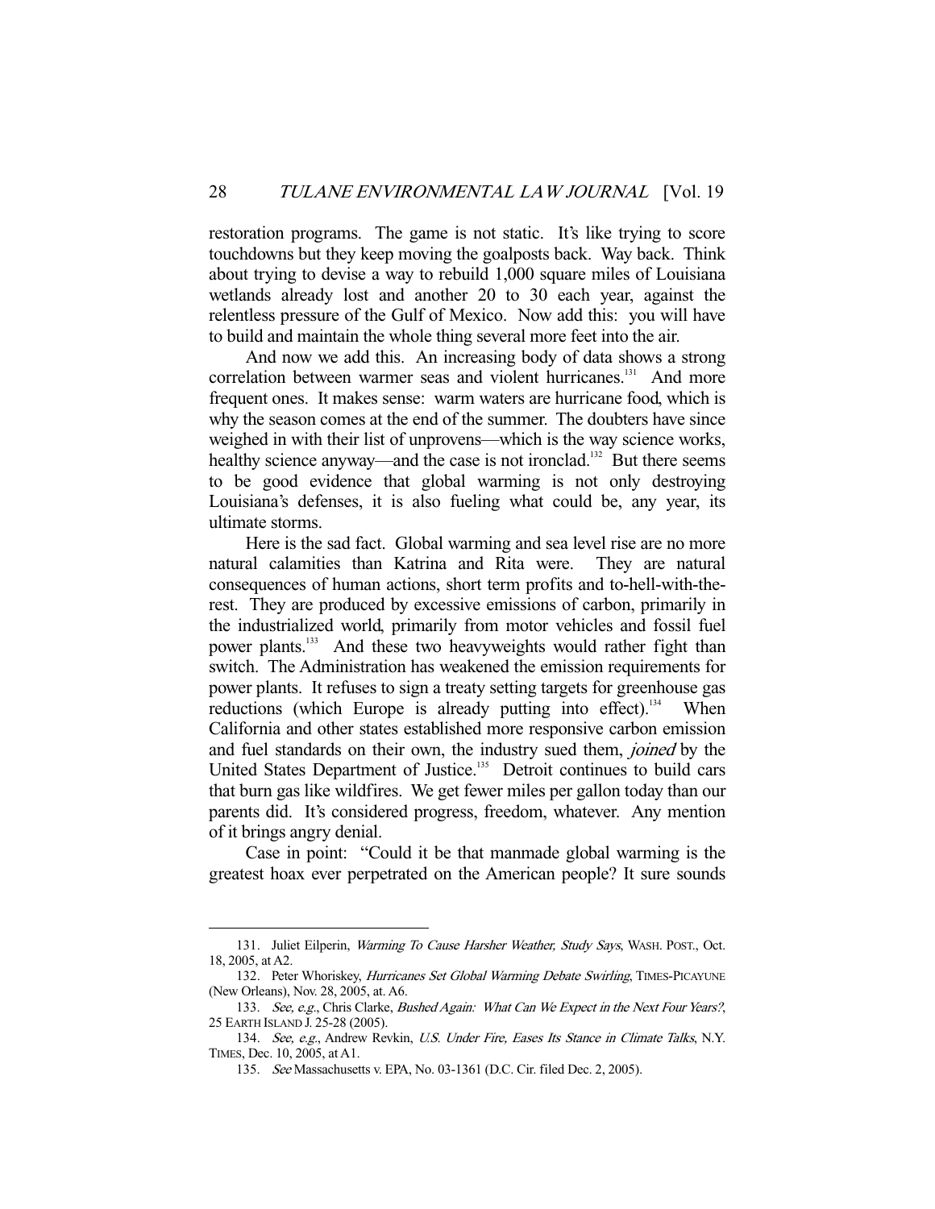restoration programs. The game is not static. It's like trying to score touchdowns but they keep moving the goalposts back. Way back. Think about trying to devise a way to rebuild 1,000 square miles of Louisiana wetlands already lost and another 20 to 30 each year, against the relentless pressure of the Gulf of Mexico. Now add this: you will have to build and maintain the whole thing several more feet into the air.

And now we add this. An increasing body of data shows a strong correlation between warmer seas and violent hurricanes.[131] And more frequent ones. It makes sense: warm waters are hurricane food, which is why the season comes at the end of the summer. The doubters have since weighed in with their list of unprovens—which is the way science works, healthy science anyway—and the case is not ironclad.[132] But there seems to be good evidence that global warming is not only destroying Louisiana's defenses, it is also fueling what could be, any year, its ultimate storms.

Here is the sad fact. Global warming and sea level rise are no more natural calamities than Katrina and Rita were. They are natural consequences of human actions, short term profits and to-hell-with-the-rest. They are produced by excessive emissions of carbon, primarily in the industrialized world, primarily from motor vehicles and fossil fuel power plants.[133] And these two heavyweights would rather fight than switch. The Administration has weakened the emission requirements for power plants. It refuses to sign a treaty setting targets for greenhouse gas reductions (which Europe is already putting into effect).[134] When California and other states established more responsive carbon emission and fuel standards on their own, the industry sued them, *joined* by the United States Department of Justice.[135] Detroit continues to build cars that burn gas like wildfires. We get fewer miles per gallon today than our parents did. It's considered progress, freedom, whatever. Any mention of it brings angry denial.

Case in point: "Could it be that manmade global warming is the greatest hoax ever perpetrated on the American people? It sure sounds

---

131. Juliet Eilperin, *Warming To Cause Harsher Weather, Study Says*, WASH. POST., Oct. 18, 2005, at A2.

132. Peter Whoriskey, *Hurricanes Set Global Warming Debate Swirling*, TIMES-PICAYUNE (New Orleans), Nov. 28, 2005, at. A6.

133. *See, e.g.*, Chris Clarke, *Bushed Again: What Can We Expect in the Next Four Years?*, 25 EARTH ISLAND J. 25-28 (2005).

134. *See, e.g.*, Andrew Revkin, *U.S. Under Fire, Eases Its Stance in Climate Talks*, N.Y. TIMES, Dec. 10, 2005, at A1.

135. *See* Massachusetts v. EPA, No. 03-1361 (D.C. Cir. filed Dec. 2, 2005).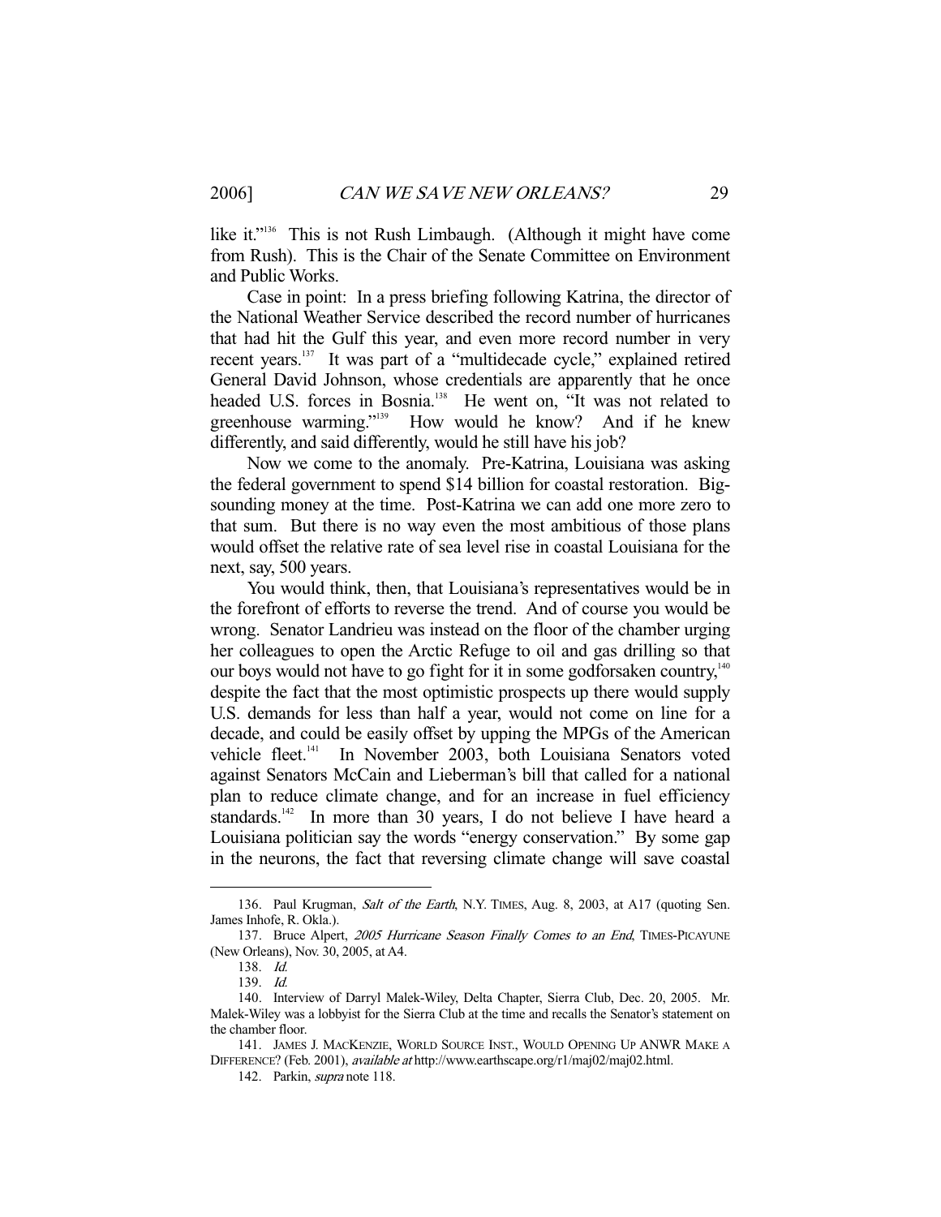like it."[136] This is not Rush Limbaugh. (Although it might have come from Rush). This is the Chair of the Senate Committee on Environment and Public Works.

Case in point: In a press briefing following Katrina, the director of the National Weather Service described the record number of hurricanes that had hit the Gulf this year, and even more record number in very recent years.[137] It was part of a "multidecade cycle," explained retired General David Johnson, whose credentials are apparently that he once headed U.S. forces in Bosnia.[138] He went on, "It was not related to greenhouse warming."[139] How would he know? And if he knew differently, and said differently, would he still have his job?

Now we come to the anomaly. Pre-Katrina, Louisiana was asking the federal government to spend $14 billion for coastal restoration. Big-sounding money at the time. Post-Katrina we can add one more zero to that sum. But there is no way even the most ambitious of those plans would offset the relative rate of sea level rise in coastal Louisiana for the next, say, 500 years.

You would think, then, that Louisiana's representatives would be in the forefront of efforts to reverse the trend. And of course you would be wrong. Senator Landrieu was instead on the floor of the chamber urging her colleagues to open the Arctic Refuge to oil and gas drilling so that our boys would not have to go fight for it in some godforsaken country,[140] despite the fact that the most optimistic prospects up there would supply U.S. demands for less than half a year, would not come on line for a decade, and could be easily offset by upping the MPGs of the American vehicle fleet.[141] In November 2003, both Louisiana Senators voted against Senators McCain and Lieberman's bill that called for a national plan to reduce climate change, and for an increase in fuel efficiency standards.[142] In more than 30 years, I do not believe I have heard a Louisiana politician say the words "energy conservation." By some gap in the neurons, the fact that reversing climate change will save coastal

---

136. Paul Krugman, *Salt of the Earth*, N.Y. TIMES, Aug. 8, 2003, at A17 (quoting Sen. James Inhofe, R. Okla.).

137. Bruce Alpert, *2005 Hurricane Season Finally Comes to an End*, TIMES-PICAYUNE (New Orleans), Nov. 30, 2005, at A4.

138. *Id.*

139. *Id.*

140. Interview of Darryl Malek-Wiley, Delta Chapter, Sierra Club, Dec. 20, 2005. Mr. Malek-Wiley was a lobbyist for the Sierra Club at the time and recalls the Senator's statement on the chamber floor.

141. JAMES J. MACKENZIE, WORLD SOURCE INST., WOULD OPENING UP ANWR MAKE A DIFFERENCE? (Feb. 2001), *available at* http://www.earthscape.org/r1/maj02/maj02.html.

142. Parkin, *supra* note 118.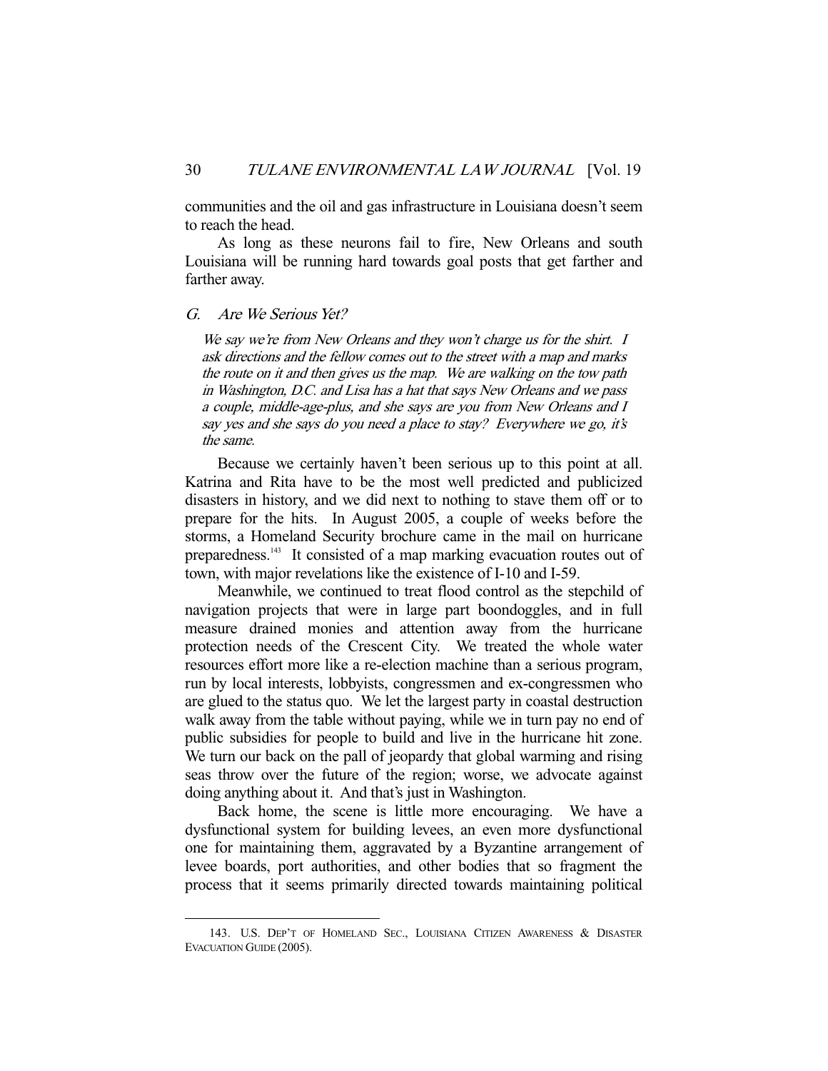communities and the oil and gas infrastructure in Louisiana doesn't seem to reach the head.

As long as these neurons fail to fire, New Orleans and south Louisiana will be running hard towards goal posts that get farther and farther away.

### *G. Are We Serious Yet?*

> *We say we're from New Orleans and they won't charge us for the shirt. I ask directions and the fellow comes out to the street with a map and marks the route on it and then gives us the map. We are walking on the tow path in Washington, D.C. and Lisa has a hat that says New Orleans and we pass a couple, middle-age-plus, and she says are you from New Orleans and I say yes and she says do you need a place to stay? Everywhere we go, it's the same.*

Because we certainly haven't been serious up to this point at all. Katrina and Rita have to be the most well predicted and publicized disasters in history, and we did next to nothing to stave them off or to prepare for the hits. In August 2005, a couple of weeks before the storms, a Homeland Security brochure came in the mail on hurricane preparedness.[143] It consisted of a map marking evacuation routes out of town, with major revelations like the existence of I-10 and I-59.

Meanwhile, we continued to treat flood control as the stepchild of navigation projects that were in large part boondoggles, and in full measure drained monies and attention away from the hurricane protection needs of the Crescent City. We treated the whole water resources effort more like a re-election machine than a serious program, run by local interests, lobbyists, congressmen and ex-congressmen who are glued to the status quo. We let the largest party in coastal destruction walk away from the table without paying, while we in turn pay no end of public subsidies for people to build and live in the hurricane hit zone. We turn our back on the pall of jeopardy that global warming and rising seas throw over the future of the region; worse, we advocate against doing anything about it. And that's just in Washington.

Back home, the scene is little more encouraging. We have a dysfunctional system for building levees, an even more dysfunctional one for maintaining them, aggravated by a Byzantine arrangement of levee boards, port authorities, and other bodies that so fragment the process that it seems primarily directed towards maintaining political

---

143. U.S. DEP'T OF HOMELAND SEC., LOUISIANA CITIZEN AWARENESS & DISASTER EVACUATION GUIDE (2005).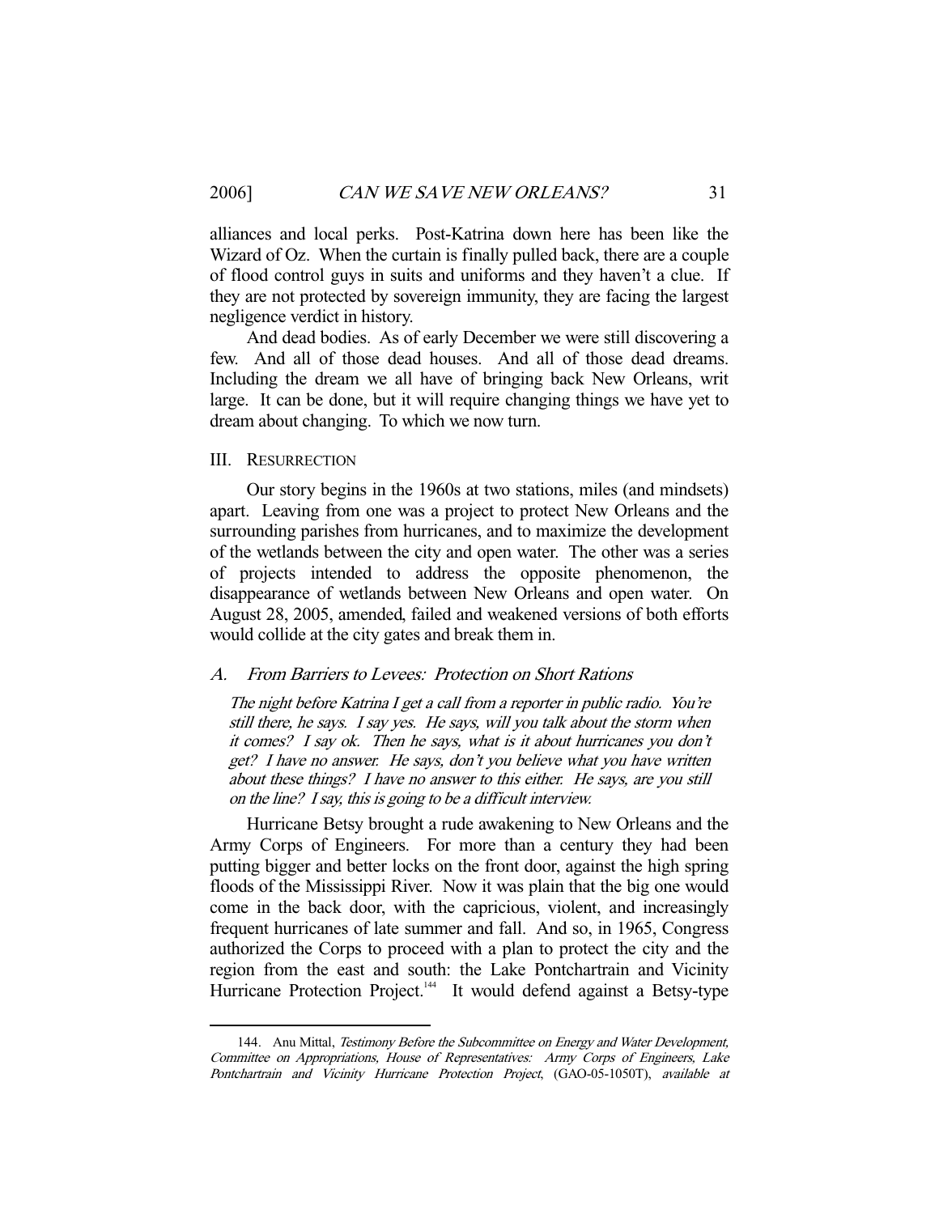alliances and local perks. Post-Katrina down here has been like the Wizard of Oz. When the curtain is finally pulled back, there are a couple of flood control guys in suits and uniforms and they haven't a clue. If they are not protected by sovereign immunity, they are facing the largest negligence verdict in history.

And dead bodies. As of early December we were still discovering a few. And all of those dead houses. And all of those dead dreams. Including the dream we all have of bringing back New Orleans, writ large. It can be done, but it will require changing things we have yet to dream about changing. To which we now turn.

## III. Resurrection

Our story begins in the 1960s at two stations, miles (and mindsets) apart. Leaving from one was a project to protect New Orleans and the surrounding parishes from hurricanes, and to maximize the development of the wetlands between the city and open water. The other was a series of projects intended to address the opposite phenomenon, the disappearance of wetlands between New Orleans and open water. On August 28, 2005, amended, failed and weakened versions of both efforts would collide at the city gates and break them in.

### A. *From Barriers to Levees: Protection on Short Rations*

*The night before Katrina I get a call from a reporter in public radio. You're still there, he says. I say yes. He says, will you talk about the storm when it comes? I say ok. Then he says, what is it about hurricanes you don't get? I have no answer. He says, don't you believe what you have written about these things? I have no answer to this either. He says, are you still on the line? I say, this is going to be a difficult interview.*

Hurricane Betsy brought a rude awakening to New Orleans and the Army Corps of Engineers. For more than a century they had been putting bigger and better locks on the front door, against the high spring floods of the Mississippi River. Now it was plain that the big one would come in the back door, with the capricious, violent, and increasingly frequent hurricanes of late summer and fall. And so, in 1965, Congress authorized the Corps to proceed with a plan to protect the city and the region from the east and south: the Lake Pontchartrain and Vicinity Hurricane Protection Project.[144] It would defend against a Betsy-type

---

144. Anu Mittal, *Testimony Before the Subcommittee on Energy and Water Development, Committee on Appropriations, House of Representatives: Army Corps of Engineers, Lake Pontchartrain and Vicinity Hurricane Protection Project*, (GAO-05-1050T), *available at*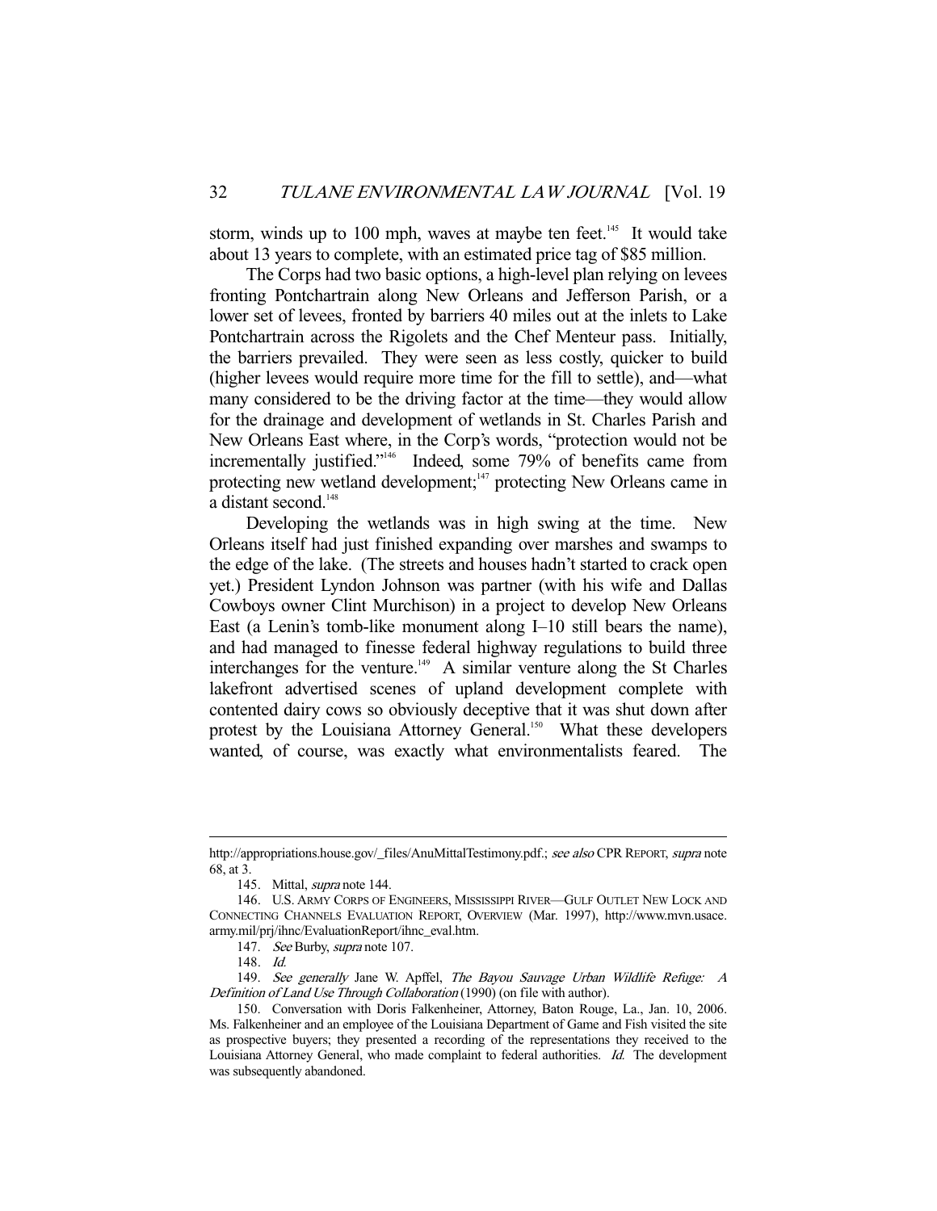storm, winds up to 100 mph, waves at maybe ten feet.[145] It would take about 13 years to complete, with an estimated price tag of $85 million.

The Corps had two basic options, a high-level plan relying on levees fronting Pontchartrain along New Orleans and Jefferson Parish, or a lower set of levees, fronted by barriers 40 miles out at the inlets to Lake Pontchartrain across the Rigolets and the Chef Menteur pass. Initially, the barriers prevailed. They were seen as less costly, quicker to build (higher levees would require more time for the fill to settle), and—what many considered to be the driving factor at the time—they would allow for the drainage and development of wetlands in St. Charles Parish and New Orleans East where, in the Corp's words, "protection would not be incrementally justified."[146] Indeed, some 79% of benefits came from protecting new wetland development;[147] protecting New Orleans came in a distant second.[148]

Developing the wetlands was in high swing at the time. New Orleans itself had just finished expanding over marshes and swamps to the edge of the lake. (The streets and houses hadn't started to crack open yet.) President Lyndon Johnson was partner (with his wife and Dallas Cowboys owner Clint Murchison) in a project to develop New Orleans East (a Lenin's tomb-like monument along I–10 still bears the name), and had managed to finesse federal highway regulations to build three interchanges for the venture.[149] A similar venture along the St Charles lakefront advertised scenes of upland development complete with contented dairy cows so obviously deceptive that it was shut down after protest by the Louisiana Attorney General.[150] What these developers wanted, of course, was exactly what environmentalists feared. The

---

http://appropriations.house.gov/_files/AnuMittalTestimony.pdf.; *see also* CPR REPORT, *supra* note 68, at 3.

145. Mittal, *supra* note 144.

146. U.S. ARMY CORPS OF ENGINEERS, MISSISSIPPI RIVER—GULF OUTLET NEW LOCK AND CONNECTING CHANNELS EVALUATION REPORT, OVERVIEW (Mar. 1997), http://www.mvn.usace.army.mil/prj/ihnc/EvaluationReport/ihnc_eval.htm.

147. *See* Burby, *supra* note 107.

148. *Id.*

149. *See generally* Jane W. Apffel, *The Bayou Sauvage Urban Wildlife Refuge: A Definition of Land Use Through Collaboration* (1990) (on file with author).

150. Conversation with Doris Falkenheiner, Attorney, Baton Rouge, La., Jan. 10, 2006. Ms. Falkenheiner and an employee of the Louisiana Department of Game and Fish visited the site as prospective buyers; they presented a recording of the representations they received to the Louisiana Attorney General, who made complaint to federal authorities. *Id.* The development was subsequently abandoned.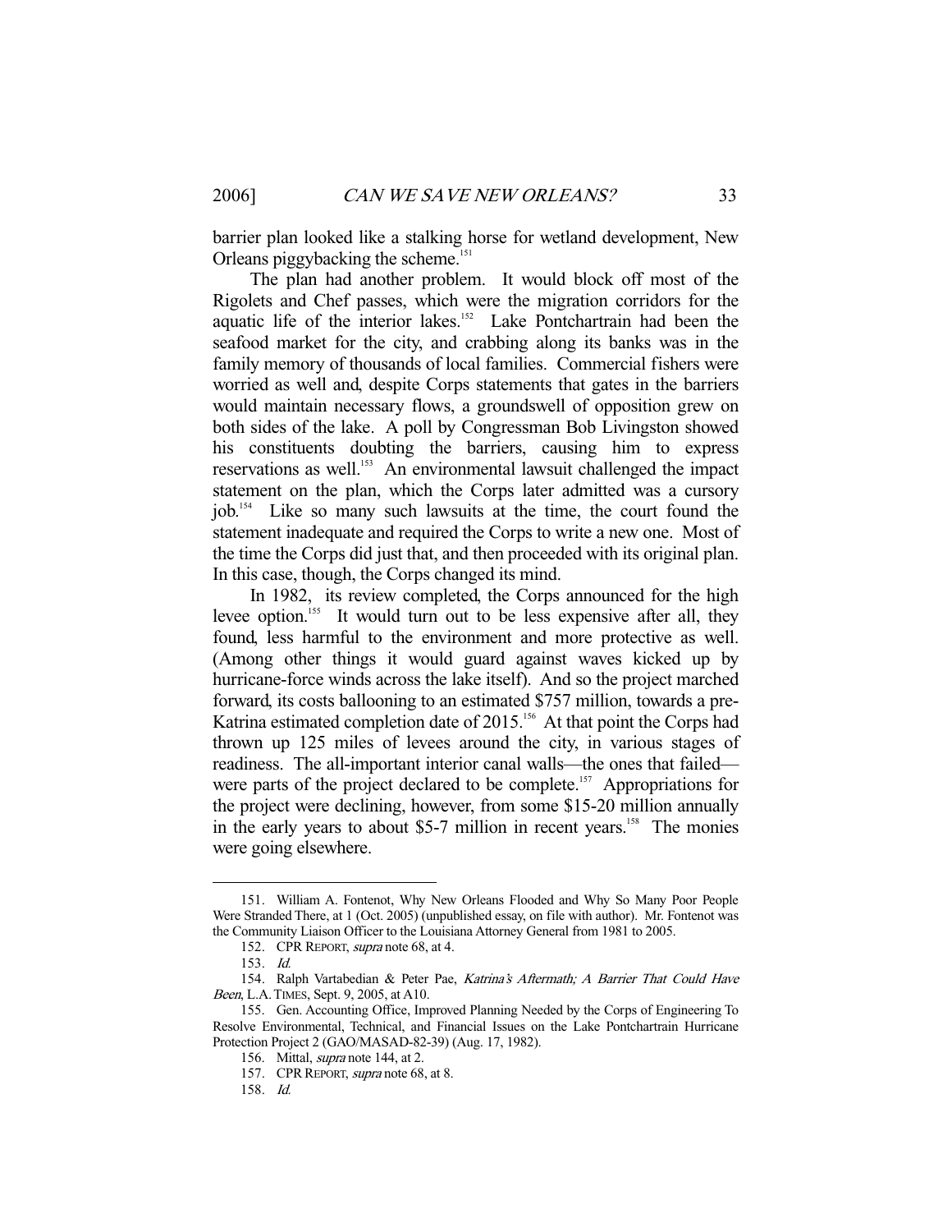barrier plan looked like a stalking horse for wetland development, New Orleans piggybacking the scheme.[151]

The plan had another problem. It would block off most of the Rigolets and Chef passes, which were the migration corridors for the aquatic life of the interior lakes.[152] Lake Pontchartrain had been the seafood market for the city, and crabbing along its banks was in the family memory of thousands of local families. Commercial fishers were worried as well and, despite Corps statements that gates in the barriers would maintain necessary flows, a groundswell of opposition grew on both sides of the lake. A poll by Congressman Bob Livingston showed his constituents doubting the barriers, causing him to express reservations as well.[153] An environmental lawsuit challenged the impact statement on the plan, which the Corps later admitted was a cursory job.[154] Like so many such lawsuits at the time, the court found the statement inadequate and required the Corps to write a new one. Most of the time the Corps did just that, and then proceeded with its original plan. In this case, though, the Corps changed its mind.

In 1982, its review completed, the Corps announced for the high levee option.[155] It would turn out to be less expensive after all, they found, less harmful to the environment and more protective as well. (Among other things it would guard against waves kicked up by hurricane-force winds across the lake itself). And so the project marched forward, its costs ballooning to an estimated $757 million, towards a pre-Katrina estimated completion date of 2015.[156] At that point the Corps had thrown up 125 miles of levees around the city, in various stages of readiness. The all-important interior canal walls—the ones that failed—were parts of the project declared to be complete.[157] Appropriations for the project were declining, however, from some $15-20 million annually in the early years to about $5-7 million in recent years.[158] The monies were going elsewhere.

---

151. William A. Fontenot, Why New Orleans Flooded and Why So Many Poor People Were Stranded There, at 1 (Oct. 2005) (unpublished essay, on file with author). Mr. Fontenot was the Community Liaison Officer to the Louisiana Attorney General from 1981 to 2005.

152. CPR REPORT, *supra* note 68, at 4.

153. *Id.*

154. Ralph Vartabedian & Peter Pae, *Katrina's Aftermath; A Barrier That Could Have Been*, L.A. TIMES, Sept. 9, 2005, at A10.

155. Gen. Accounting Office, Improved Planning Needed by the Corps of Engineering To Resolve Environmental, Technical, and Financial Issues on the Lake Pontchartrain Hurricane Protection Project 2 (GAO/MASAD-82-39) (Aug. 17, 1982).

156. Mittal, *supra* note 144, at 2.

157. CPR REPORT, *supra* note 68, at 8.

158. *Id.*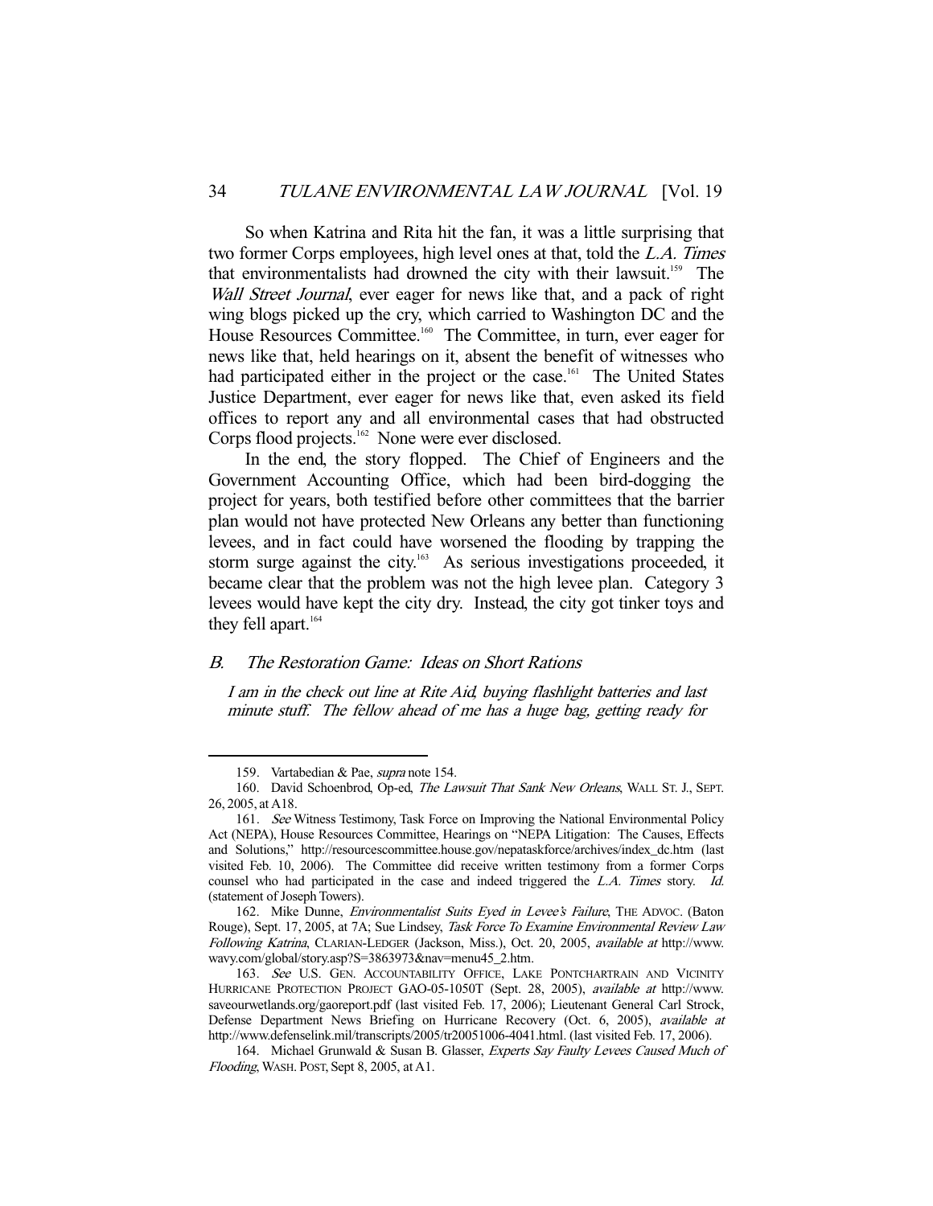So when Katrina and Rita hit the fan, it was a little surprising that two former Corps employees, high level ones at that, told the *L.A. Times* that environmentalists had drowned the city with their lawsuit.[159] The *Wall Street Journal*, ever eager for news like that, and a pack of right wing blogs picked up the cry, which carried to Washington DC and the House Resources Committee.[160] The Committee, in turn, ever eager for news like that, held hearings on it, absent the benefit of witnesses who had participated either in the project or the case.[161] The United States Justice Department, ever eager for news like that, even asked its field offices to report any and all environmental cases that had obstructed Corps flood projects.[162] None were ever disclosed.

In the end, the story flopped. The Chief of Engineers and the Government Accounting Office, which had been bird-dogging the project for years, both testified before other committees that the barrier plan would not have protected New Orleans any better than functioning levees, and in fact could have worsened the flooding by trapping the storm surge against the city.[163] As serious investigations proceeded, it became clear that the problem was not the high levee plan. Category 3 levees would have kept the city dry. Instead, the city got tinker toys and they fell apart.[164]

### *B. The Restoration Game: Ideas on Short Rations*

*I am in the check out line at Rite Aid, buying flashlight batteries and last minute stuff. The fellow ahead of me has a huge bag, getting ready for*

---

159. Vartabedian & Pae, *supra* note 154.

160. David Schoenbrod, Op-ed, *The Lawsuit That Sank New Orleans*, WALL ST. J., SEPT. 26, 2005, at A18.

161. *See* Witness Testimony, Task Force on Improving the National Environmental Policy Act (NEPA), House Resources Committee, Hearings on "NEPA Litigation: The Causes, Effects and Solutions," http://resourcescommittee.house.gov/nepataskforce/archives/index_dc.htm (last visited Feb. 10, 2006). The Committee did receive written testimony from a former Corps counsel who had participated in the case and indeed triggered the *L.A. Times* story. *Id.* (statement of Joseph Towers).

162. Mike Dunne, *Environmentalist Suits Eyed in Levee's Failure*, THE ADVOC. (Baton Rouge), Sept. 17, 2005, at 7A; Sue Lindsey, *Task Force To Examine Environmental Review Law Following Katrina*, CLARIAN-LEDGER (Jackson, Miss.), Oct. 20, 2005, *available at* http://www.wavy.com/global/story.asp?S=3863973&nav=menu45_2.htm.

163. *See* U.S. GEN. ACCOUNTABILITY OFFICE, LAKE PONTCHARTRAIN AND VICINITY HURRICANE PROTECTION PROJECT GAO-05-1050T (Sept. 28, 2005), *available at* http://www.saveourwetlands.org/gaoreport.pdf (last visited Feb. 17, 2006); Lieutenant General Carl Strock, Defense Department News Briefing on Hurricane Recovery (Oct. 6, 2005), *available at* http://www.defenselink.mil/transcripts/2005/tr20051006-4041.html. (last visited Feb. 17, 2006).

164. Michael Grunwald & Susan B. Glasser, *Experts Say Faulty Levees Caused Much of Flooding*, WASH. POST, Sept 8, 2005, at A1.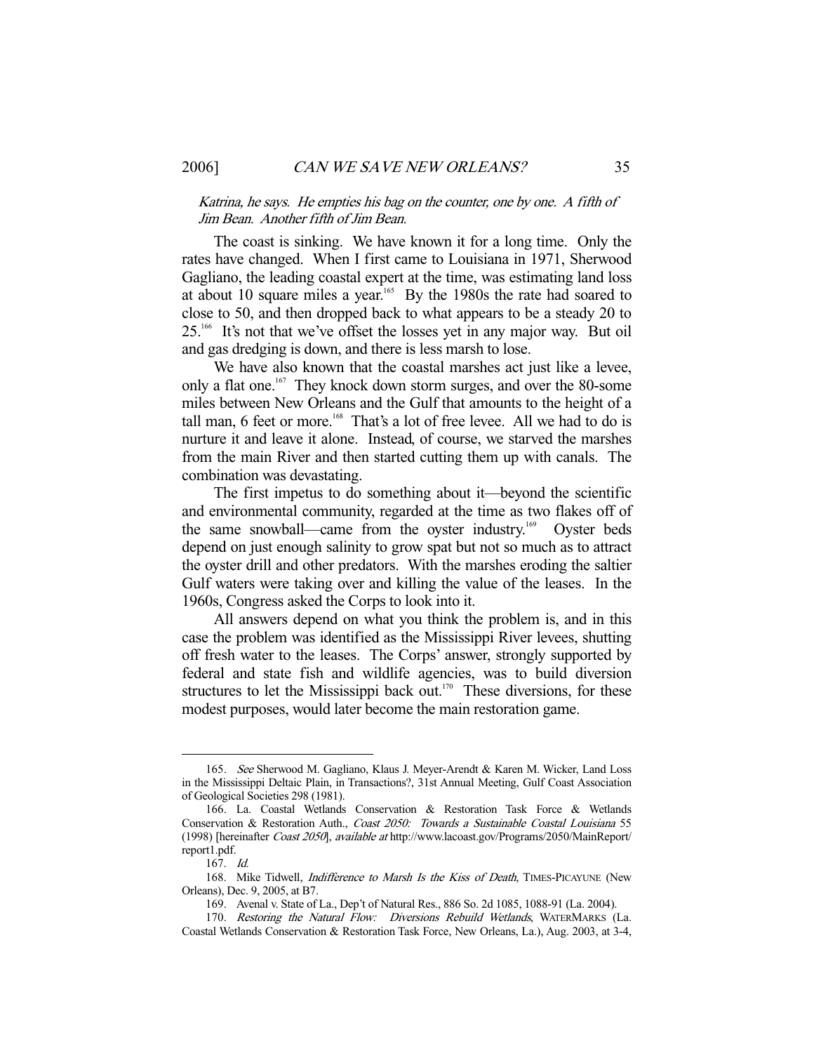*Katrina, he says. He empties his bag on the counter, one by one. A fifth of Jim Bean. Another fifth of Jim Bean.*

The coast is sinking. We have known it for a long time. Only the rates have changed. When I first came to Louisiana in 1971, Sherwood Gagliano, the leading coastal expert at the time, was estimating land loss at about 10 square miles a year.[165] By the 1980s the rate had soared to close to 50, and then dropped back to what appears to be a steady 20 to 25.[166] It's not that we've offset the losses yet in any major way. But oil and gas dredging is down, and there is less marsh to lose.

We have also known that the coastal marshes act just like a levee, only a flat one.[167] They knock down storm surges, and over the 80-some miles between New Orleans and the Gulf that amounts to the height of a tall man, 6 feet or more.[168] That's a lot of free levee. All we had to do is nurture it and leave it alone. Instead, of course, we starved the marshes from the main River and then started cutting them up with canals. The combination was devastating.

The first impetus to do something about it—beyond the scientific and environmental community, regarded at the time as two flakes off of the same snowball—came from the oyster industry.[169] Oyster beds depend on just enough salinity to grow spat but not so much as to attract the oyster drill and other predators. With the marshes eroding the saltier Gulf waters were taking over and killing the value of the leases. In the 1960s, Congress asked the Corps to look into it.

All answers depend on what you think the problem is, and in this case the problem was identified as the Mississippi River levees, shutting off fresh water to the leases. The Corps' answer, strongly supported by federal and state fish and wildlife agencies, was to build diversion structures to let the Mississippi back out.[170] These diversions, for these modest purposes, would later become the main restoration game.

---

165. *See* Sherwood M. Gagliano, Klaus J. Meyer-Arendt & Karen M. Wicker, Land Loss in the Mississippi Deltaic Plain, in Transactions?, 31st Annual Meeting, Gulf Coast Association of Geological Societies 298 (1981).

166. La. Coastal Wetlands Conservation & Restoration Task Force & Wetlands Conservation & Restoration Auth., *Coast 2050: Towards a Sustainable Coastal Louisiana* 55 (1998) [hereinafter *Coast 2050*], *available at* http://www.lacoast.gov/Programs/2050/MainReport/report1.pdf.

167. *Id.*

168. Mike Tidwell, *Indifference to Marsh Is the Kiss of Death*, TIMES-PICAYUNE (New Orleans), Dec. 9, 2005, at B7.

169. Avenal v. State of La., Dep't of Natural Res., 886 So. 2d 1085, 1088-91 (La. 2004).

170. *Restoring the Natural Flow: Diversions Rebuild Wetlands*, WATERMARKS (La. Coastal Wetlands Conservation & Restoration Task Force, New Orleans, La.), Aug. 2003, at 3-4,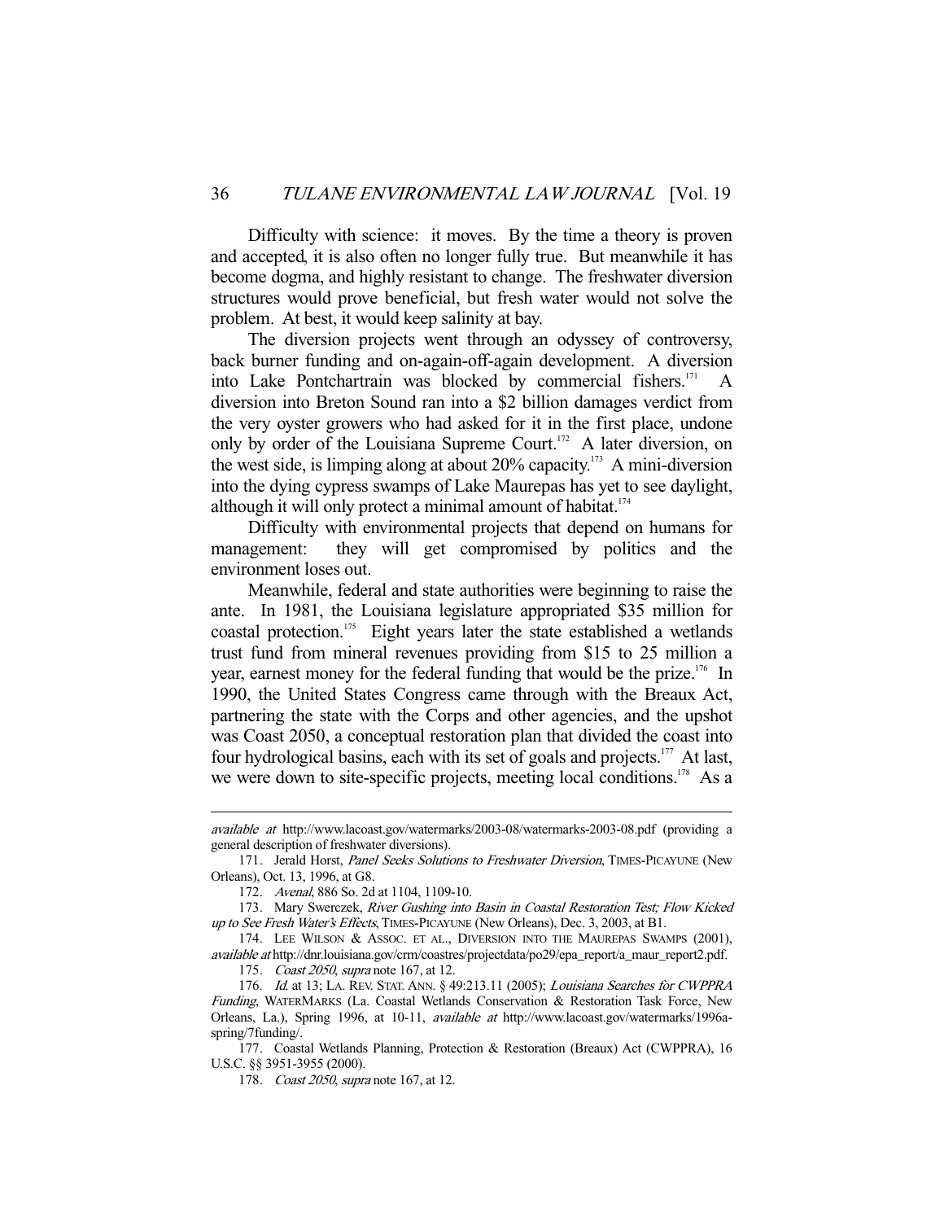Difficulty with science: it moves. By the time a theory is proven and accepted, it is also often no longer fully true. But meanwhile it has become dogma, and highly resistant to change. The freshwater diversion structures would prove beneficial, but fresh water would not solve the problem. At best, it would keep salinity at bay.

The diversion projects went through an odyssey of controversy, back burner funding and on-again-off-again development. A diversion into Lake Pontchartrain was blocked by commercial fishers.[171] A diversion into Breton Sound ran into a $2 billion damages verdict from the very oyster growers who had asked for it in the first place, undone only by order of the Louisiana Supreme Court.[172] A later diversion, on the west side, is limping along at about 20% capacity.[173] A mini-diversion into the dying cypress swamps of Lake Maurepas has yet to see daylight, although it will only protect a minimal amount of habitat.[174]

Difficulty with environmental projects that depend on humans for management: they will get compromised by politics and the environment loses out.

Meanwhile, federal and state authorities were beginning to raise the ante. In 1981, the Louisiana legislature appropriated $35 million for coastal protection.[175] Eight years later the state established a wetlands trust fund from mineral revenues providing from $15 to 25 million a year, earnest money for the federal funding that would be the prize.[176] In 1990, the United States Congress came through with the Breaux Act, partnering the state with the Corps and other agencies, and the upshot was Coast 2050, a conceptual restoration plan that divided the coast into four hydrological basins, each with its set of goals and projects.[177] At last, we were down to site-specific projects, meeting local conditions.[178] As a

---

*available at* http://www.lacoast.gov/watermarks/2003-08/watermarks-2003-08.pdf (providing a general description of freshwater diversions).

171. Jerald Horst, *Panel Seeks Solutions to Freshwater Diversion*, TIMES-PICAYUNE (New Orleans), Oct. 13, 1996, at G8.

172. *Avenal*, 886 So. 2d at 1104, 1109-10.

173. Mary Swerczek, *River Gushing into Basin in Coastal Restoration Test; Flow Kicked up to See Fresh Water's Effects*, TIMES-PICAYUNE (New Orleans), Dec. 3, 2003, at B1.

174. LEE WILSON & ASSOC. ET AL., DIVERSION INTO THE MAUREPAS SWAMPS (2001), *available at* http://dnr.louisiana.gov/crm/coastres/projectdata/po29/epa_report/a_maur_report2.pdf.

175. *Coast 2050*, *supra* note 167, at 12.

176. *Id.* at 13; LA. REV. STAT. ANN. § 49:213.11 (2005); *Louisiana Searches for CWPPRA Funding*, WATERMARKS (La. Coastal Wetlands Conservation & Restoration Task Force, New Orleans, La.), Spring 1996, at 10-11, *available at* http://www.lacoast.gov/watermarks/1996a-spring/7funding/.

177. Coastal Wetlands Planning, Protection & Restoration (Breaux) Act (CWPPRA), 16 U.S.C. §§ 3951-3955 (2000).

178. *Coast 2050*, *supra* note 167, at 12.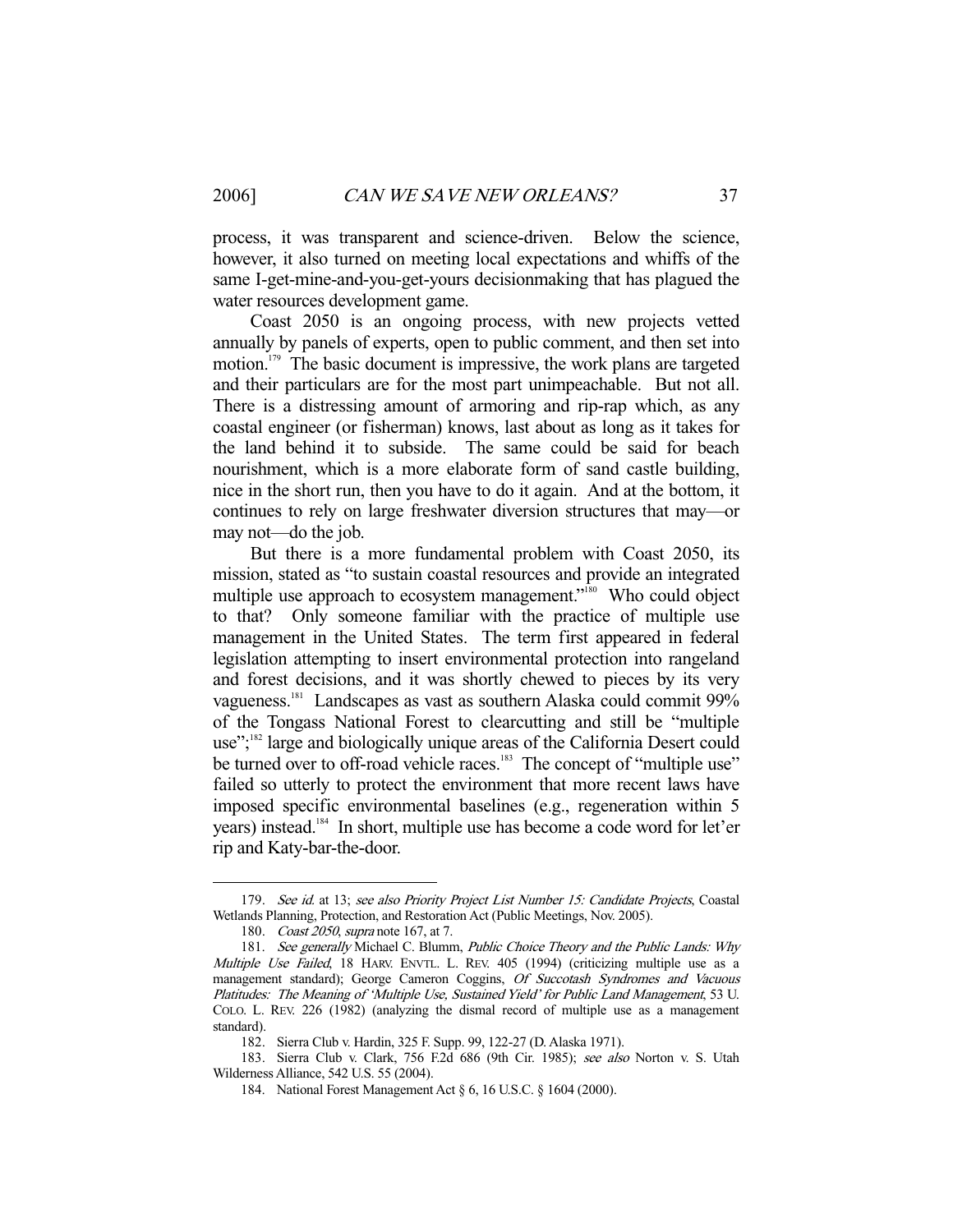process, it was transparent and science-driven. Below the science, however, it also turned on meeting local expectations and whiffs of the same I-get-mine-and-you-get-yours decisionmaking that has plagued the water resources development game.

Coast 2050 is an ongoing process, with new projects vetted annually by panels of experts, open to public comment, and then set into motion.[179] The basic document is impressive, the work plans are targeted and their particulars are for the most part unimpeachable. But not all. There is a distressing amount of armoring and rip-rap which, as any coastal engineer (or fisherman) knows, last about as long as it takes for the land behind it to subside. The same could be said for beach nourishment, which is a more elaborate form of sand castle building, nice in the short run, then you have to do it again. And at the bottom, it continues to rely on large freshwater diversion structures that may—or may not—do the job.

But there is a more fundamental problem with Coast 2050, its mission, stated as "to sustain coastal resources and provide an integrated multiple use approach to ecosystem management."[180] Who could object to that? Only someone familiar with the practice of multiple use management in the United States. The term first appeared in federal legislation attempting to insert environmental protection into rangeland and forest decisions, and it was shortly chewed to pieces by its very vagueness.[181] Landscapes as vast as southern Alaska could commit 99% of the Tongass National Forest to clearcutting and still be "multiple use";[182] large and biologically unique areas of the California Desert could be turned over to off-road vehicle races.[183] The concept of "multiple use" failed so utterly to protect the environment that more recent laws have imposed specific environmental baselines (e.g., regeneration within 5 years) instead.[184] In short, multiple use has become a code word for let'er rip and Katy-bar-the-door.

---

179. *See id.* at 13; *see also Priority Project List Number 15: Candidate Projects*, Coastal Wetlands Planning, Protection, and Restoration Act (Public Meetings, Nov. 2005).

180. *Coast 2050*, *supra* note 167, at 7.

181. *See generally* Michael C. Blumm, *Public Choice Theory and the Public Lands: Why Multiple Use Failed*, 18 HARV. ENVTL. L. REV. 405 (1994) (criticizing multiple use as a management standard); George Cameron Coggins, *Of Succotash Syndromes and Vacuous Platitudes: The Meaning of 'Multiple Use, Sustained Yield' for Public Land Management*, 53 U. COLO. L. REV. 226 (1982) (analyzing the dismal record of multiple use as a management standard).

182. Sierra Club v. Hardin, 325 F. Supp. 99, 122-27 (D. Alaska 1971).

183. Sierra Club v. Clark, 756 F.2d 686 (9th Cir. 1985); *see also* Norton v. S. Utah Wilderness Alliance, 542 U.S. 55 (2004).

184. National Forest Management Act § 6, 16 U.S.C. § 1604 (2000).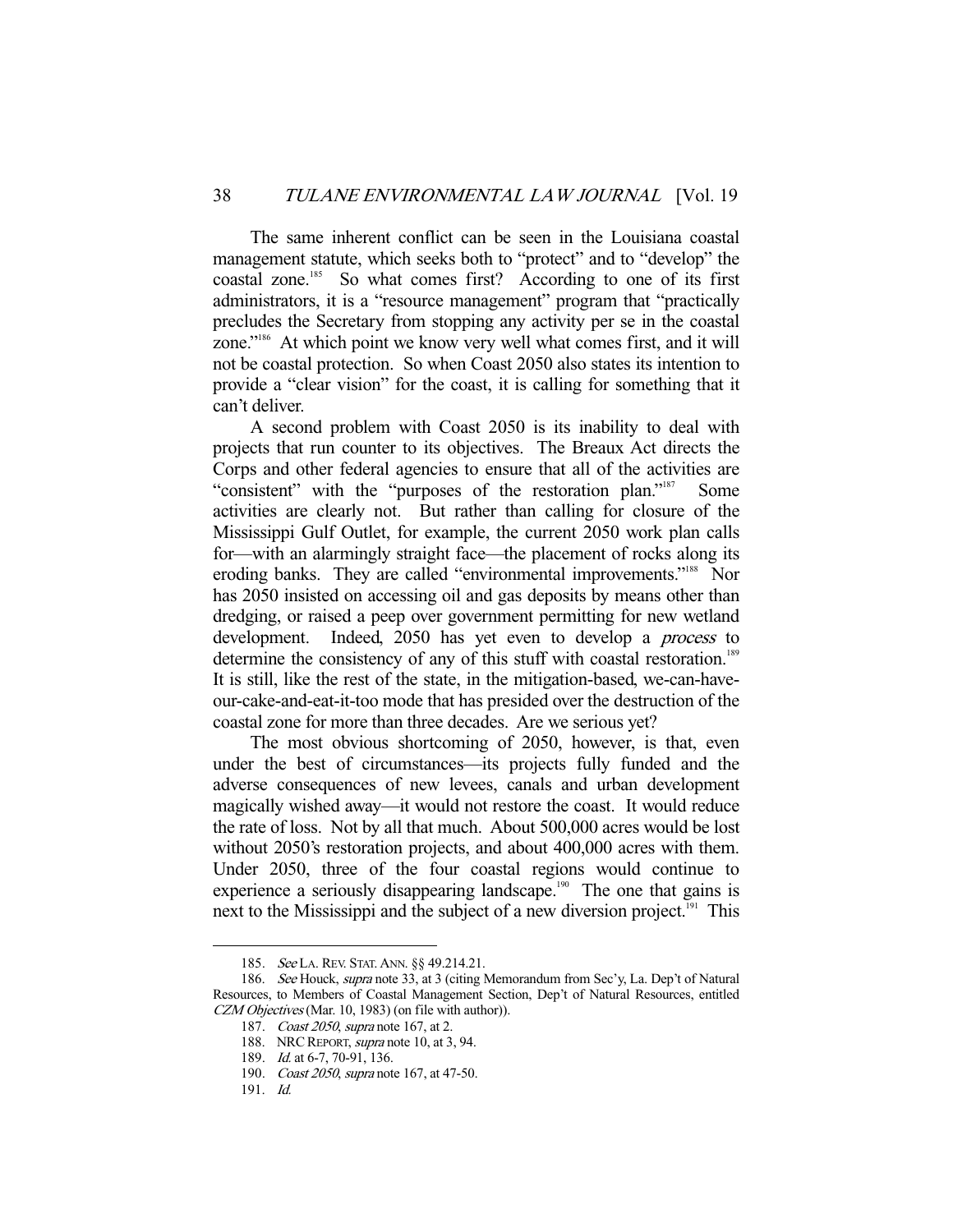The same inherent conflict can be seen in the Louisiana coastal management statute, which seeks both to "protect" and to "develop" the coastal zone.[185] So what comes first? According to one of its first administrators, it is a "resource management" program that "practically precludes the Secretary from stopping any activity per se in the coastal zone."[186] At which point we know very well what comes first, and it will not be coastal protection. So when Coast 2050 also states its intention to provide a "clear vision" for the coast, it is calling for something that it can't deliver.

A second problem with Coast 2050 is its inability to deal with projects that run counter to its objectives. The Breaux Act directs the Corps and other federal agencies to ensure that all of the activities are "consistent" with the "purposes of the restoration plan."[187] Some activities are clearly not. But rather than calling for closure of the Mississippi Gulf Outlet, for example, the current 2050 work plan calls for—with an alarmingly straight face—the placement of rocks along its eroding banks. They are called "environmental improvements."[188] Nor has 2050 insisted on accessing oil and gas deposits by means other than dredging, or raised a peep over government permitting for new wetland development. Indeed, 2050 has yet even to develop a *process* to determine the consistency of any of this stuff with coastal restoration.[189] It is still, like the rest of the state, in the mitigation-based, we-can-have-our-cake-and-eat-it-too mode that has presided over the destruction of the coastal zone for more than three decades. Are we serious yet?

The most obvious shortcoming of 2050, however, is that, even under the best of circumstances—its projects fully funded and the adverse consequences of new levees, canals and urban development magically wished away—it would not restore the coast. It would reduce the rate of loss. Not by all that much. About 500,000 acres would be lost without 2050's restoration projects, and about 400,000 acres with them. Under 2050, three of the four coastal regions would continue to experience a seriously disappearing landscape.[190] The one that gains is next to the Mississippi and the subject of a new diversion project.[191] This

---

185. *See* LA. REV. STAT. ANN. §§ 49.214.21.

186. *See* Houck, *supra* note 33, at 3 (citing Memorandum from Sec'y, La. Dep't of Natural Resources, to Members of Coastal Management Section, Dep't of Natural Resources, entitled *CZM Objectives* (Mar. 10, 1983) (on file with author)).

187. *Coast 2050*, *supra* note 167, at 2.

188. NRC REPORT, *supra* note 10, at 3, 94.

189. *Id.* at 6-7, 70-91, 136.

190. *Coast 2050*, *supra* note 167, at 47-50.

191. *Id.*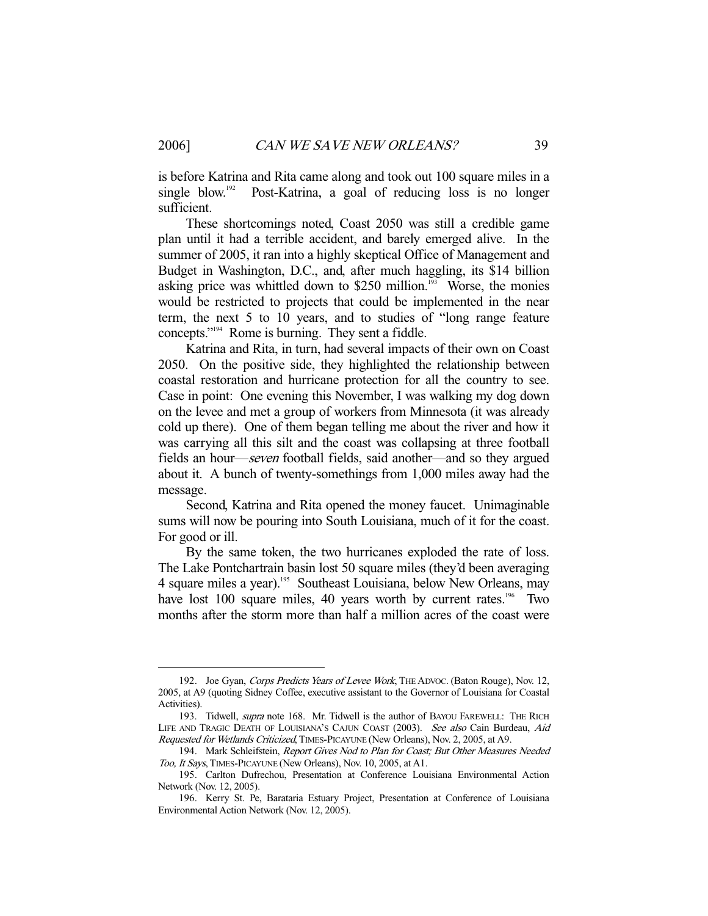is before Katrina and Rita came along and took out 100 square miles in a single blow.[192] Post-Katrina, a goal of reducing loss is no longer sufficient.

These shortcomings noted, Coast 2050 was still a credible game plan until it had a terrible accident, and barely emerged alive. In the summer of 2005, it ran into a highly skeptical Office of Management and Budget in Washington, D.C., and, after much haggling, its $14 billion asking price was whittled down to $250 million.[193] Worse, the monies would be restricted to projects that could be implemented in the near term, the next 5 to 10 years, and to studies of "long range feature concepts."[194] Rome is burning. They sent a fiddle.

Katrina and Rita, in turn, had several impacts of their own on Coast 2050. On the positive side, they highlighted the relationship between coastal restoration and hurricane protection for all the country to see. Case in point: One evening this November, I was walking my dog down on the levee and met a group of workers from Minnesota (it was already cold up there). One of them began telling me about the river and how it was carrying all this silt and the coast was collapsing at three football fields an hour—*seven* football fields, said another—and so they argued about it. A bunch of twenty-somethings from 1,000 miles away had the message.

Second, Katrina and Rita opened the money faucet. Unimaginable sums will now be pouring into South Louisiana, much of it for the coast. For good or ill.

By the same token, the two hurricanes exploded the rate of loss. The Lake Pontchartrain basin lost 50 square miles (they'd been averaging 4 square miles a year).[195] Southeast Louisiana, below New Orleans, may have lost 100 square miles, 40 years worth by current rates.[196] Two months after the storm more than half a million acres of the coast were

---

192. Joe Gyan, *Corps Predicts Years of Levee Work*, THE ADVOC. (Baton Rouge), Nov. 12, 2005, at A9 (quoting Sidney Coffee, executive assistant to the Governor of Louisiana for Coastal Activities).

193. Tidwell, *supra* note 168. Mr. Tidwell is the author of BAYOU FAREWELL: THE RICH LIFE AND TRAGIC DEATH OF LOUISIANA'S CAJUN COAST (2003). *See also* Cain Burdeau, *Aid Requested for Wetlands Criticized*, TIMES-PICAYUNE (New Orleans), Nov. 2, 2005, at A9.

194. Mark Schleifstein, *Report Gives Nod to Plan for Coast; But Other Measures Needed Too, It Says*, TIMES-PICAYUNE (New Orleans), Nov. 10, 2005, at A1.

195. Carlton Dufrechou, Presentation at Conference Louisiana Environmental Action Network (Nov. 12, 2005).

196. Kerry St. Pe, Barataria Estuary Project, Presentation at Conference of Louisiana Environmental Action Network (Nov. 12, 2005).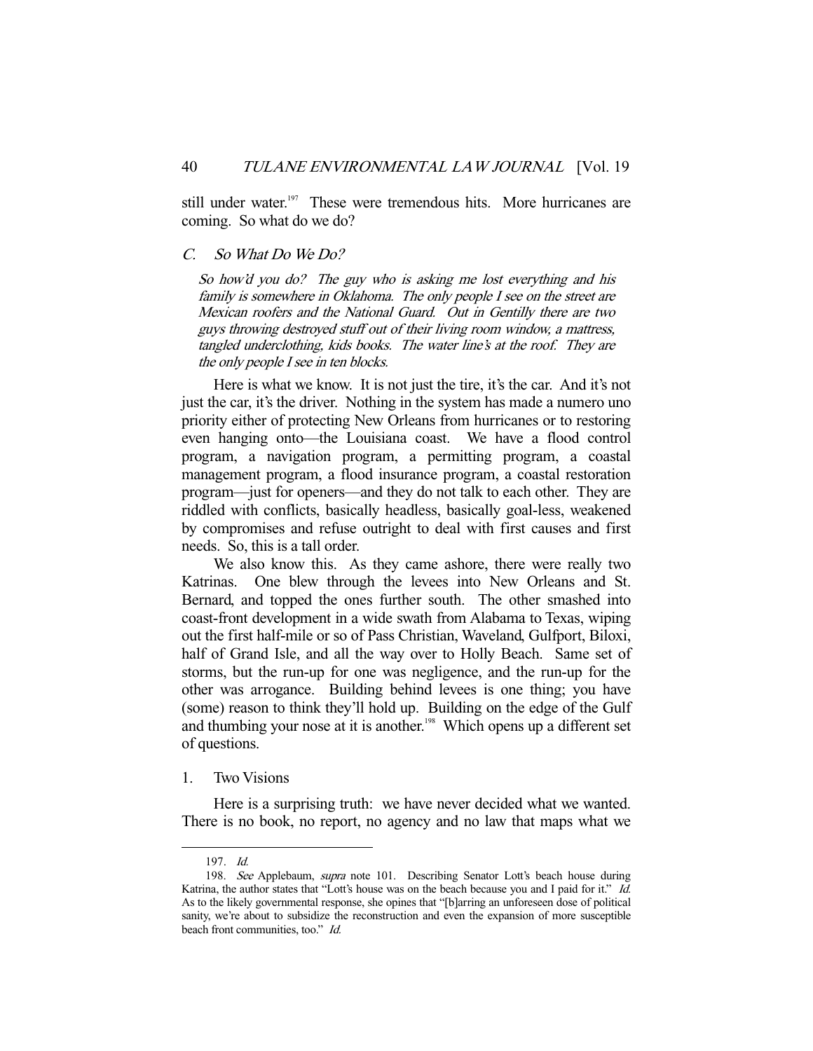still under water.[197] These were tremendous hits. More hurricanes are coming. So what do we do?

### *C. So What Do We Do?*

> *So how'd you do? The guy who is asking me lost everything and his family is somewhere in Oklahoma. The only people I see on the street are Mexican roofers and the National Guard. Out in Gentilly there are two guys throwing destroyed stuff out of their living room window, a mattress, tangled underclothing, kids books. The water line's at the roof. They are the only people I see in ten blocks.*

Here is what we know. It is not just the tire, it's the car. And it's not just the car, it's the driver. Nothing in the system has made a numero uno priority either of protecting New Orleans from hurricanes or to restoring even hanging onto—the Louisiana coast. We have a flood control program, a navigation program, a permitting program, a coastal management program, a flood insurance program, a coastal restoration program—just for openers—and they do not talk to each other. They are riddled with conflicts, basically headless, basically goal-less, weakened by compromises and refuse outright to deal with first causes and first needs. So, this is a tall order.

We also know this. As they came ashore, there were really two Katrinas. One blew through the levees into New Orleans and St. Bernard, and topped the ones further south. The other smashed into coast-front development in a wide swath from Alabama to Texas, wiping out the first half-mile or so of Pass Christian, Waveland, Gulfport, Biloxi, half of Grand Isle, and all the way over to Holly Beach. Same set of storms, but the run-up for one was negligence, and the run-up for the other was arrogance. Building behind levees is one thing; you have (some) reason to think they'll hold up. Building on the edge of the Gulf and thumbing your nose at it is another.[198] Which opens up a different set of questions.

#### 1. Two Visions

Here is a surprising truth: we have never decided what we wanted. There is no book, no report, no agency and no law that maps what we

---

197. *Id.*

198. *See* Applebaum, *supra* note 101. Describing Senator Lott's beach house during Katrina, the author states that "Lott's house was on the beach because you and I paid for it." *Id.* As to the likely governmental response, she opines that "[b]arring an unforeseen dose of political sanity, we're about to subsidize the reconstruction and even the expansion of more susceptible beach front communities, too." *Id.*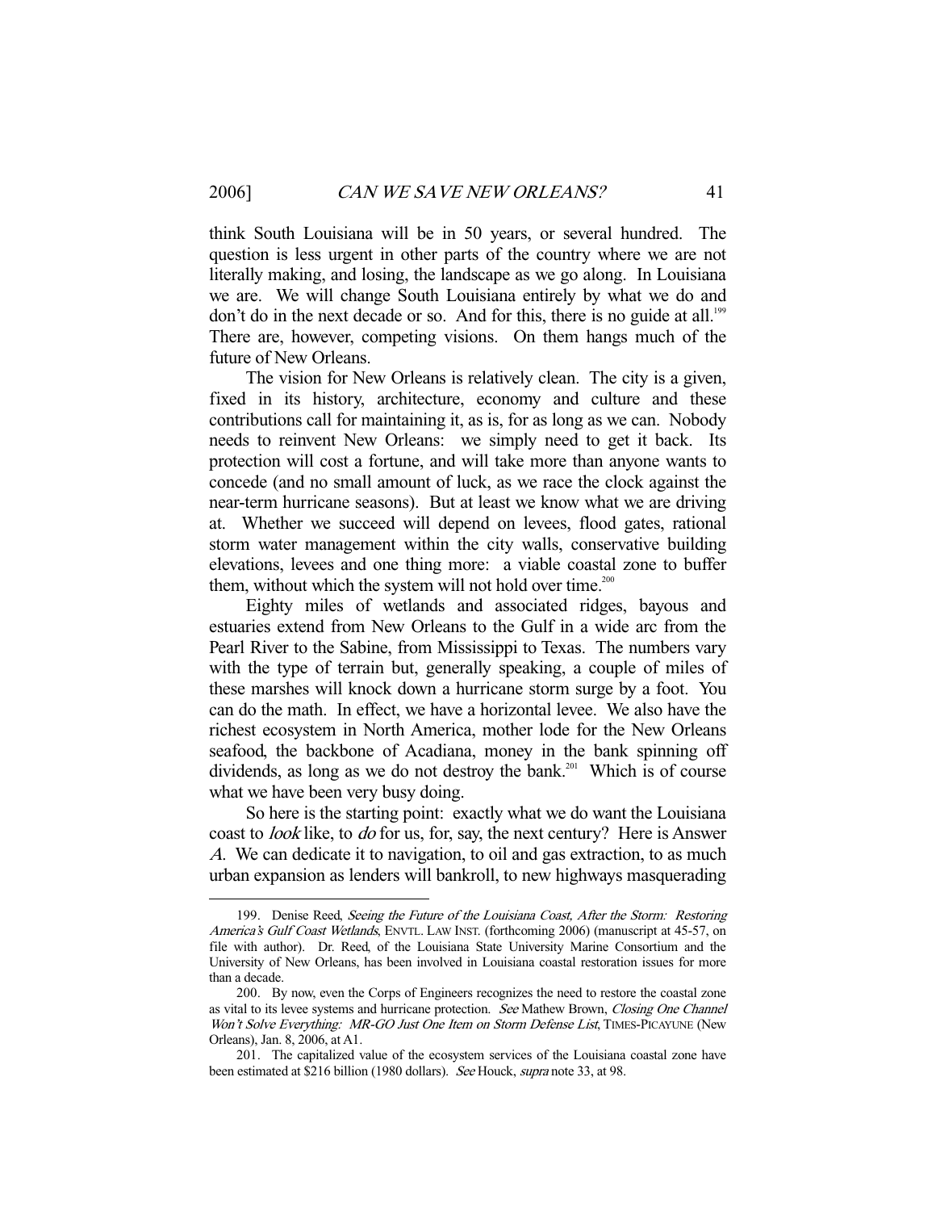think South Louisiana will be in 50 years, or several hundred. The question is less urgent in other parts of the country where we are not literally making, and losing, the landscape as we go along. In Louisiana we are. We will change South Louisiana entirely by what we do and don't do in the next decade or so. And for this, there is no guide at all.[199] There are, however, competing visions. On them hangs much of the future of New Orleans.

The vision for New Orleans is relatively clean. The city is a given, fixed in its history, architecture, economy and culture and these contributions call for maintaining it, as is, for as long as we can. Nobody needs to reinvent New Orleans: we simply need to get it back. Its protection will cost a fortune, and will take more than anyone wants to concede (and no small amount of luck, as we race the clock against the near-term hurricane seasons). But at least we know what we are driving at. Whether we succeed will depend on levees, flood gates, rational storm water management within the city walls, conservative building elevations, levees and one thing more: a viable coastal zone to buffer them, without which the system will not hold over time.[200]

Eighty miles of wetlands and associated ridges, bayous and estuaries extend from New Orleans to the Gulf in a wide arc from the Pearl River to the Sabine, from Mississippi to Texas. The numbers vary with the type of terrain but, generally speaking, a couple of miles of these marshes will knock down a hurricane storm surge by a foot. You can do the math. In effect, we have a horizontal levee. We also have the richest ecosystem in North America, mother lode for the New Orleans seafood, the backbone of Acadiana, money in the bank spinning off dividends, as long as we do not destroy the bank.[201] Which is of course what we have been very busy doing.

So here is the starting point: exactly what we do want the Louisiana coast to *look* like, to *do* for us, for, say, the next century? Here is Answer *A*. We can dedicate it to navigation, to oil and gas extraction, to as much urban expansion as lenders will bankroll, to new highways masquerading

---

199. Denise Reed, *Seeing the Future of the Louisiana Coast, After the Storm: Restoring America's Gulf Coast Wetlands*, ENVTL. LAW INST. (forthcoming 2006) (manuscript at 45-57, on file with author). Dr. Reed, of the Louisiana State University Marine Consortium and the University of New Orleans, has been involved in Louisiana coastal restoration issues for more than a decade.

200. By now, even the Corps of Engineers recognizes the need to restore the coastal zone as vital to its levee systems and hurricane protection. *See* Mathew Brown, *Closing One Channel Won't Solve Everything: MR-GO Just One Item on Storm Defense List*, TIMES-PICAYUNE (New Orleans), Jan. 8, 2006, at A1.

201. The capitalized value of the ecosystem services of the Louisiana coastal zone have been estimated at $216 billion (1980 dollars). *See* Houck, *supra* note 33, at 98.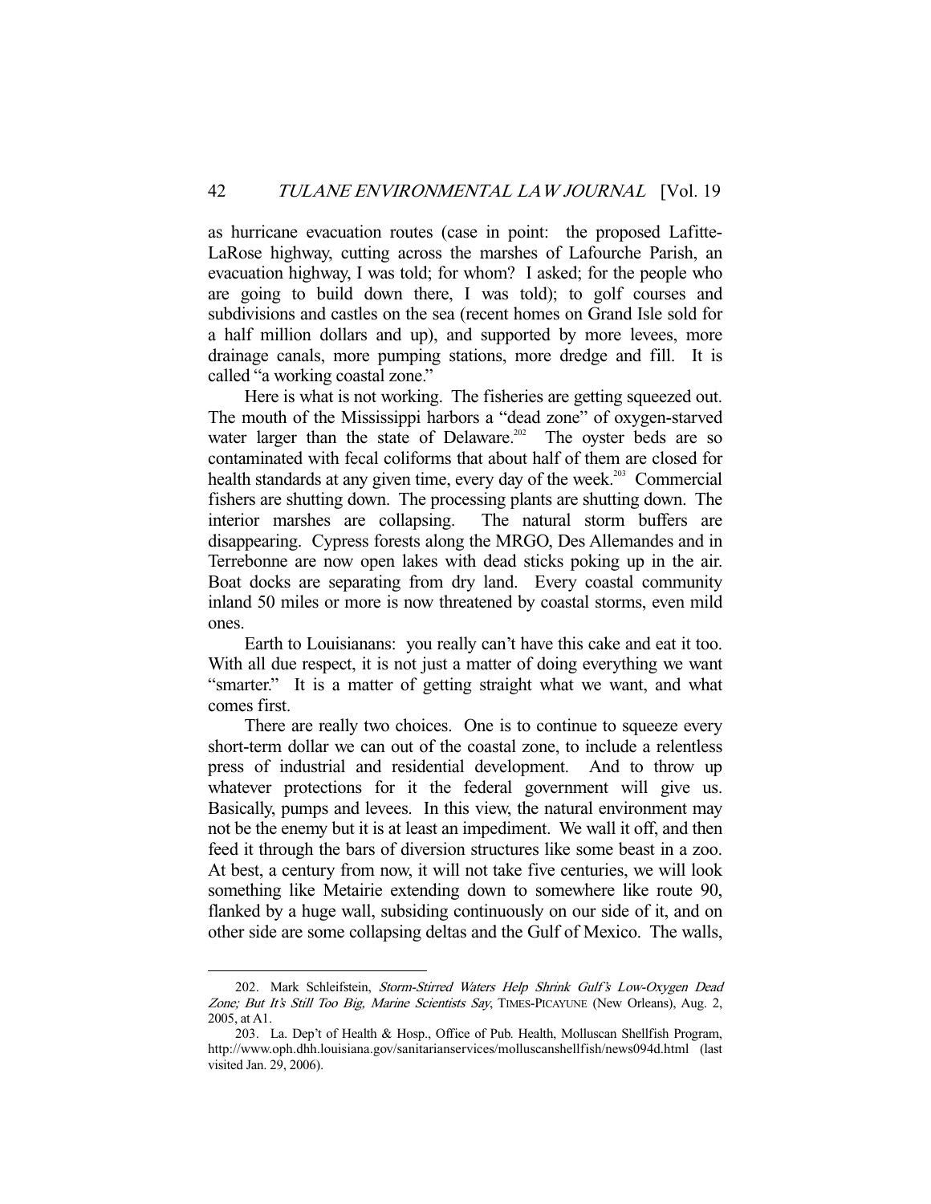as hurricane evacuation routes (case in point: the proposed Lafitte-LaRose highway, cutting across the marshes of Lafourche Parish, an evacuation highway, I was told; for whom? I asked; for the people who are going to build down there, I was told); to golf courses and subdivisions and castles on the sea (recent homes on Grand Isle sold for a half million dollars and up), and supported by more levees, more drainage canals, more pumping stations, more dredge and fill. It is called "a working coastal zone."

Here is what is not working. The fisheries are getting squeezed out. The mouth of the Mississippi harbors a "dead zone" of oxygen-starved water larger than the state of Delaware.[202] The oyster beds are so contaminated with fecal coliforms that about half of them are closed for health standards at any given time, every day of the week.[203] Commercial fishers are shutting down. The processing plants are shutting down. The interior marshes are collapsing. The natural storm buffers are disappearing. Cypress forests along the MRGO, Des Allemandes and in Terrebonne are now open lakes with dead sticks poking up in the air. Boat docks are separating from dry land. Every coastal community inland 50 miles or more is now threatened by coastal storms, even mild ones.

Earth to Louisianans: you really can't have this cake and eat it too. With all due respect, it is not just a matter of doing everything we want "smarter." It is a matter of getting straight what we want, and what comes first.

There are really two choices. One is to continue to squeeze every short-term dollar we can out of the coastal zone, to include a relentless press of industrial and residential development. And to throw up whatever protections for it the federal government will give us. Basically, pumps and levees. In this view, the natural environment may not be the enemy but it is at least an impediment. We wall it off, and then feed it through the bars of diversion structures like some beast in a zoo. At best, a century from now, it will not take five centuries, we will look something like Metairie extending down to somewhere like route 90, flanked by a huge wall, subsiding continuously on our side of it, and on other side are some collapsing deltas and the Gulf of Mexico. The walls,

---

202. Mark Schleifstein, *Storm-Stirred Waters Help Shrink Gulf's Low-Oxygen Dead Zone; But It's Still Too Big, Marine Scientists Say*, TIMES-PICAYUNE (New Orleans), Aug. 2, 2005, at A1.

203. La. Dep't of Health & Hosp., Office of Pub. Health, Molluscan Shellfish Program, http://www.oph.dhh.louisiana.gov/sanitarianservices/molluscanshellfish/news094d.html (last visited Jan. 29, 2006).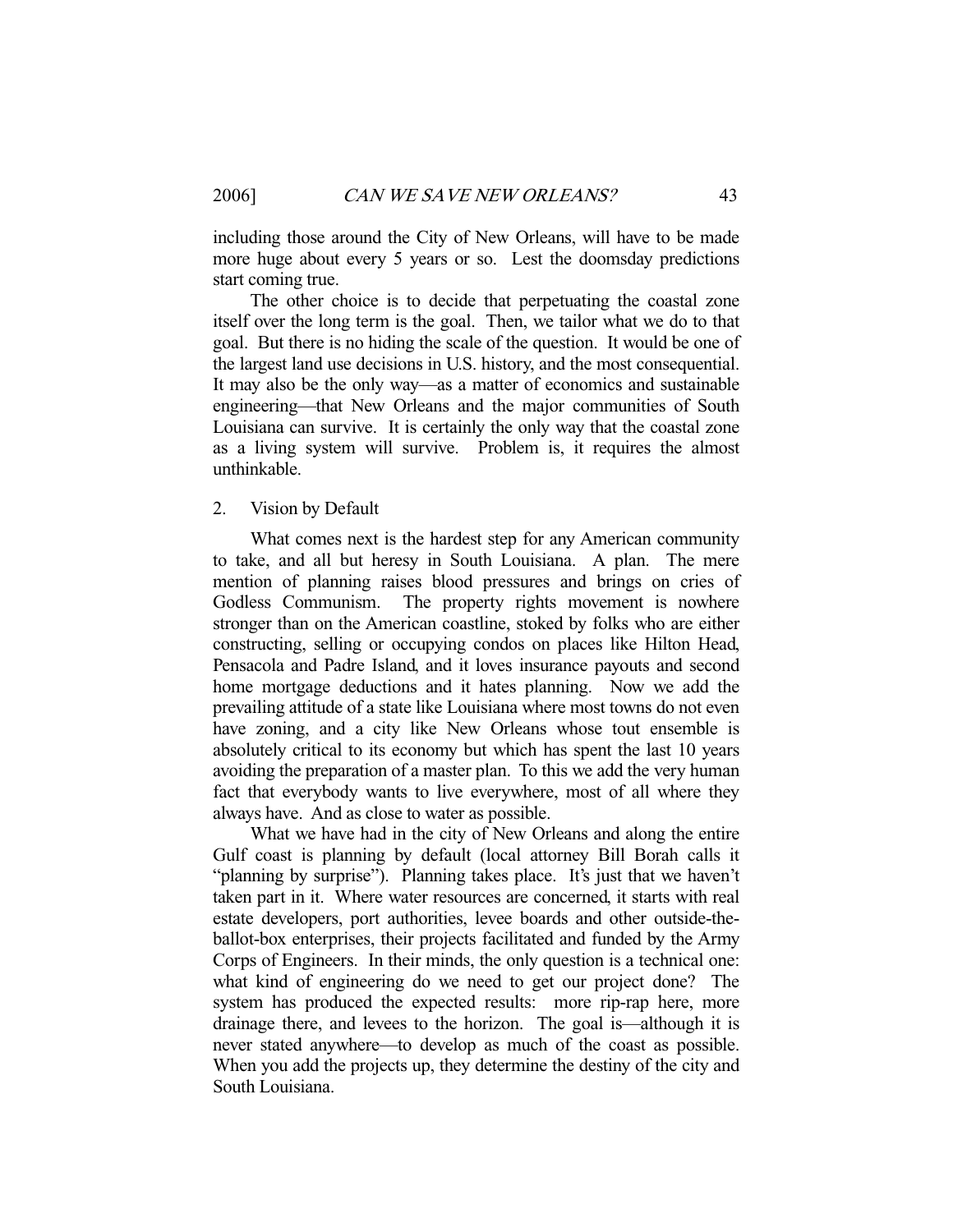including those around the City of New Orleans, will have to be made more huge about every 5 years or so. Lest the doomsday predictions start coming true.

The other choice is to decide that perpetuating the coastal zone itself over the long term is the goal. Then, we tailor what we do to that goal. But there is no hiding the scale of the question. It would be one of the largest land use decisions in U.S. history, and the most consequential. It may also be the only way—as a matter of economics and sustainable engineering—that New Orleans and the major communities of South Louisiana can survive. It is certainly the only way that the coastal zone as a living system will survive. Problem is, it requires the almost unthinkable.

### 2. Vision by Default

What comes next is the hardest step for any American community to take, and all but heresy in South Louisiana. A plan. The mere mention of planning raises blood pressures and brings on cries of Godless Communism. The property rights movement is nowhere stronger than on the American coastline, stoked by folks who are either constructing, selling or occupying condos on places like Hilton Head, Pensacola and Padre Island, and it loves insurance payouts and second home mortgage deductions and it hates planning. Now we add the prevailing attitude of a state like Louisiana where most towns do not even have zoning, and a city like New Orleans whose tout ensemble is absolutely critical to its economy but which has spent the last 10 years avoiding the preparation of a master plan. To this we add the very human fact that everybody wants to live everywhere, most of all where they always have. And as close to water as possible.

What we have had in the city of New Orleans and along the entire Gulf coast is planning by default (local attorney Bill Borah calls it "planning by surprise"). Planning takes place. It's just that we haven't taken part in it. Where water resources are concerned, it starts with real estate developers, port authorities, levee boards and other outside-the-ballot-box enterprises, their projects facilitated and funded by the Army Corps of Engineers. In their minds, the only question is a technical one: what kind of engineering do we need to get our project done? The system has produced the expected results: more rip-rap here, more drainage there, and levees to the horizon. The goal is—although it is never stated anywhere—to develop as much of the coast as possible. When you add the projects up, they determine the destiny of the city and South Louisiana.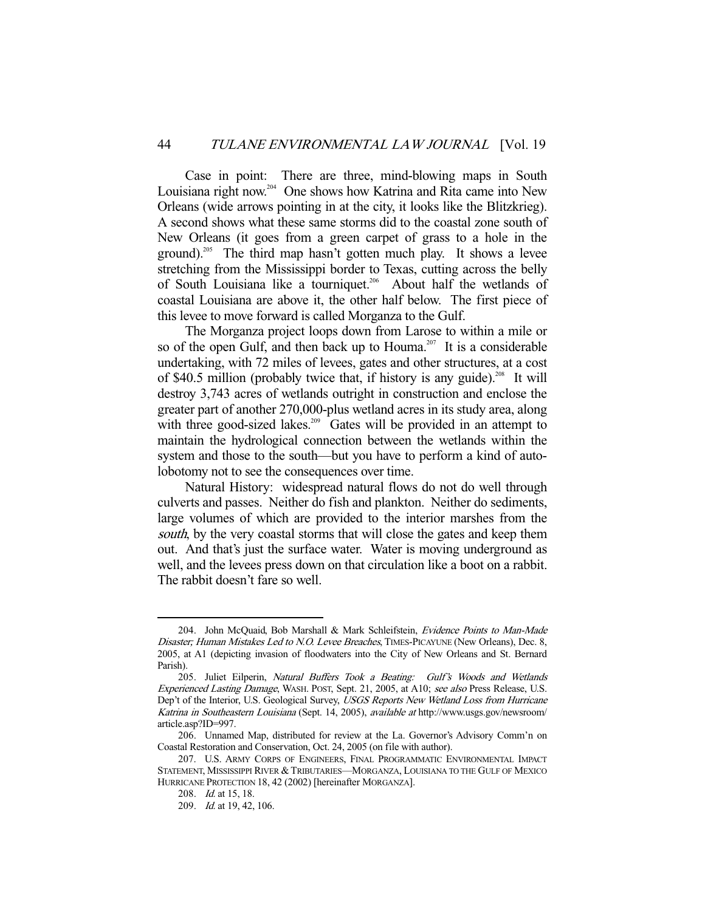Case in point: There are three, mind-blowing maps in South Louisiana right now.[204] One shows how Katrina and Rita came into New Orleans (wide arrows pointing in at the city, it looks like the Blitzkrieg). A second shows what these same storms did to the coastal zone south of New Orleans (it goes from a green carpet of grass to a hole in the ground).[205] The third map hasn't gotten much play. It shows a levee stretching from the Mississippi border to Texas, cutting across the belly of South Louisiana like a tourniquet.[206] About half the wetlands of coastal Louisiana are above it, the other half below. The first piece of this levee to move forward is called Morganza to the Gulf.

The Morganza project loops down from Larose to within a mile or so of the open Gulf, and then back up to Houma.[207] It is a considerable undertaking, with 72 miles of levees, gates and other structures, at a cost of $40.5 million (probably twice that, if history is any guide).[208] It will destroy 3,743 acres of wetlands outright in construction and enclose the greater part of another 270,000-plus wetland acres in its study area, along with three good-sized lakes.[209] Gates will be provided in an attempt to maintain the hydrological connection between the wetlands within the system and those to the south—but you have to perform a kind of auto-lobotomy not to see the consequences over time.

Natural History: widespread natural flows do not do well through culverts and passes. Neither do fish and plankton. Neither do sediments, large volumes of which are provided to the interior marshes from the *south*, by the very coastal storms that will close the gates and keep them out. And that's just the surface water. Water is moving underground as well, and the levees press down on that circulation like a boot on a rabbit. The rabbit doesn't fare so well.

---

204. John McQuaid, Bob Marshall & Mark Schleifstein, *Evidence Points to Man-Made Disaster; Human Mistakes Led to N.O. Levee Breaches*, TIMES-PICAYUNE (New Orleans), Dec. 8, 2005, at A1 (depicting invasion of floodwaters into the City of New Orleans and St. Bernard Parish).

205. Juliet Eilperin, *Natural Buffers Took a Beating: Gulf's Woods and Wetlands Experienced Lasting Damage*, WASH. POST, Sept. 21, 2005, at A10; *see also* Press Release, U.S. Dep't of the Interior, U.S. Geological Survey, *USGS Reports New Wetland Loss from Hurricane Katrina in Southeastern Louisiana* (Sept. 14, 2005), *available at* http://www.usgs.gov/newsroom/article.asp?ID=997.

206. Unnamed Map, distributed for review at the La. Governor's Advisory Comm'n on Coastal Restoration and Conservation, Oct. 24, 2005 (on file with author).

207. U.S. ARMY CORPS OF ENGINEERS, FINAL PROGRAMMATIC ENVIRONMENTAL IMPACT STATEMENT, MISSISSIPPI RIVER & TRIBUTARIES—MORGANZA, LOUISIANA TO THE GULF OF MEXICO HURRICANE PROTECTION 18, 42 (2002) [hereinafter MORGANZA].

208. *Id.* at 15, 18.

209. *Id.* at 19, 42, 106.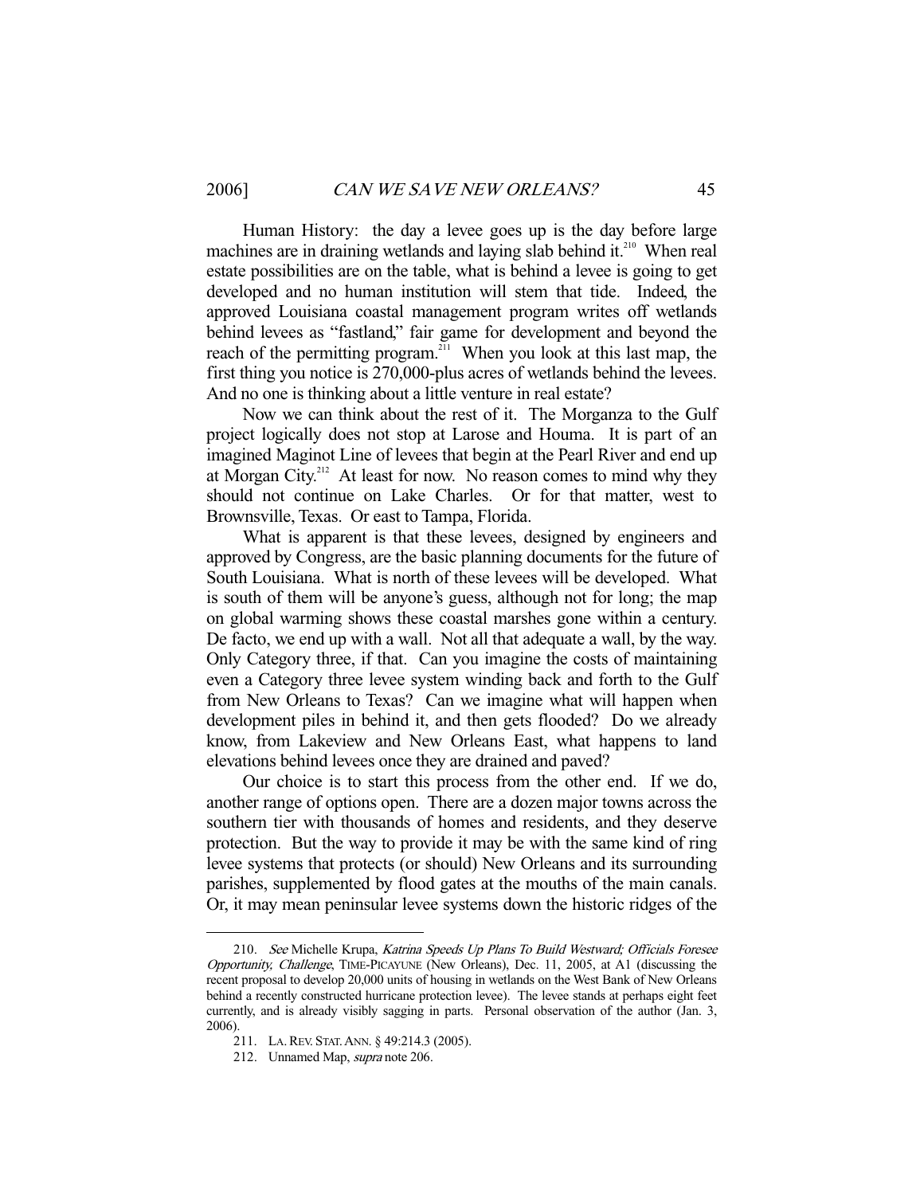Human History: the day a levee goes up is the day before large machines are in draining wetlands and laying slab behind it.[210] When real estate possibilities are on the table, what is behind a levee is going to get developed and no human institution will stem that tide. Indeed, the approved Louisiana coastal management program writes off wetlands behind levees as "fastland," fair game for development and beyond the reach of the permitting program.[211] When you look at this last map, the first thing you notice is 270,000-plus acres of wetlands behind the levees. And no one is thinking about a little venture in real estate?

Now we can think about the rest of it. The Morganza to the Gulf project logically does not stop at Larose and Houma. It is part of an imagined Maginot Line of levees that begin at the Pearl River and end up at Morgan City.[212] At least for now. No reason comes to mind why they should not continue on Lake Charles. Or for that matter, west to Brownsville, Texas. Or east to Tampa, Florida.

What is apparent is that these levees, designed by engineers and approved by Congress, are the basic planning documents for the future of South Louisiana. What is north of these levees will be developed. What is south of them will be anyone's guess, although not for long; the map on global warming shows these coastal marshes gone within a century. De facto, we end up with a wall. Not all that adequate a wall, by the way. Only Category three, if that. Can you imagine the costs of maintaining even a Category three levee system winding back and forth to the Gulf from New Orleans to Texas? Can we imagine what will happen when development piles in behind it, and then gets flooded? Do we already know, from Lakeview and New Orleans East, what happens to land elevations behind levees once they are drained and paved?

Our choice is to start this process from the other end. If we do, another range of options open. There are a dozen major towns across the southern tier with thousands of homes and residents, and they deserve protection. But the way to provide it may be with the same kind of ring levee systems that protects (or should) New Orleans and its surrounding parishes, supplemented by flood gates at the mouths of the main canals. Or, it may mean peninsular levee systems down the historic ridges of the

---

210. *See* Michelle Krupa, *Katrina Speeds Up Plans To Build Westward; Officials Foresee Opportunity, Challenge*, TIME-PICAYUNE (New Orleans), Dec. 11, 2005, at A1 (discussing the recent proposal to develop 20,000 units of housing in wetlands on the West Bank of New Orleans behind a recently constructed hurricane protection levee). The levee stands at perhaps eight feet currently, and is already visibly sagging in parts. Personal observation of the author (Jan. 3, 2006).

211. LA. REV. STAT. ANN. § 49:214.3 (2005).

212. Unnamed Map, *supra* note 206.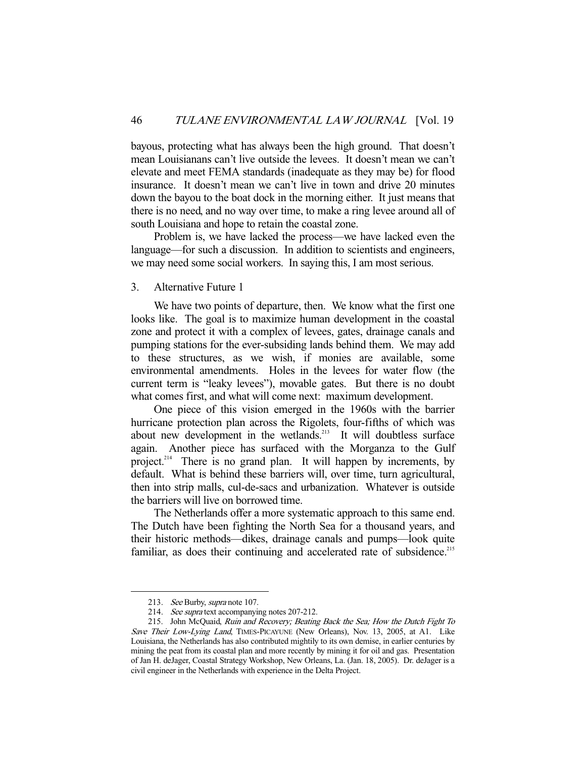bayous, protecting what has always been the high ground. That doesn't mean Louisianans can't live outside the levees. It doesn't mean we can't elevate and meet FEMA standards (inadequate as they may be) for flood insurance. It doesn't mean we can't live in town and drive 20 minutes down the bayou to the boat dock in the morning either. It just means that there is no need, and no way over time, to make a ring levee around all of south Louisiana and hope to retain the coastal zone.

Problem is, we have lacked the process—we have lacked even the language—for such a discussion. In addition to scientists and engineers, we may need some social workers. In saying this, I am most serious.

### 3. Alternative Future 1

We have two points of departure, then. We know what the first one looks like. The goal is to maximize human development in the coastal zone and protect it with a complex of levees, gates, drainage canals and pumping stations for the ever-subsiding lands behind them. We may add to these structures, as we wish, if monies are available, some environmental amendments. Holes in the levees for water flow (the current term is "leaky levees"), movable gates. But there is no doubt what comes first, and what will come next: maximum development.

One piece of this vision emerged in the 1960s with the barrier hurricane protection plan across the Rigolets, four-fifths of which was about new development in the wetlands.[213] It will doubtless surface again. Another piece has surfaced with the Morganza to the Gulf project.[214] There is no grand plan. It will happen by increments, by default. What is behind these barriers will, over time, turn agricultural, then into strip malls, cul-de-sacs and urbanization. Whatever is outside the barriers will live on borrowed time.

The Netherlands offer a more systematic approach to this same end. The Dutch have been fighting the North Sea for a thousand years, and their historic methods—dikes, drainage canals and pumps—look quite familiar, as does their continuing and accelerated rate of subsidence.[215]

---

213. *See* Burby, *supra* note 107.

214. *See supra* text accompanying notes 207-212.

215. John McQuaid, *Ruin and Recovery; Beating Back the Sea; How the Dutch Fight To Save Their Low-Lying Land*, TIMES-PICAYUNE (New Orleans), Nov. 13, 2005, at A1. Like Louisiana, the Netherlands has also contributed mightily to its own demise, in earlier centuries by mining the peat from its coastal plan and more recently by mining it for oil and gas. Presentation of Jan H. deJager, Coastal Strategy Workshop, New Orleans, La. (Jan. 18, 2005). Dr. deJager is a civil engineer in the Netherlands with experience in the Delta Project.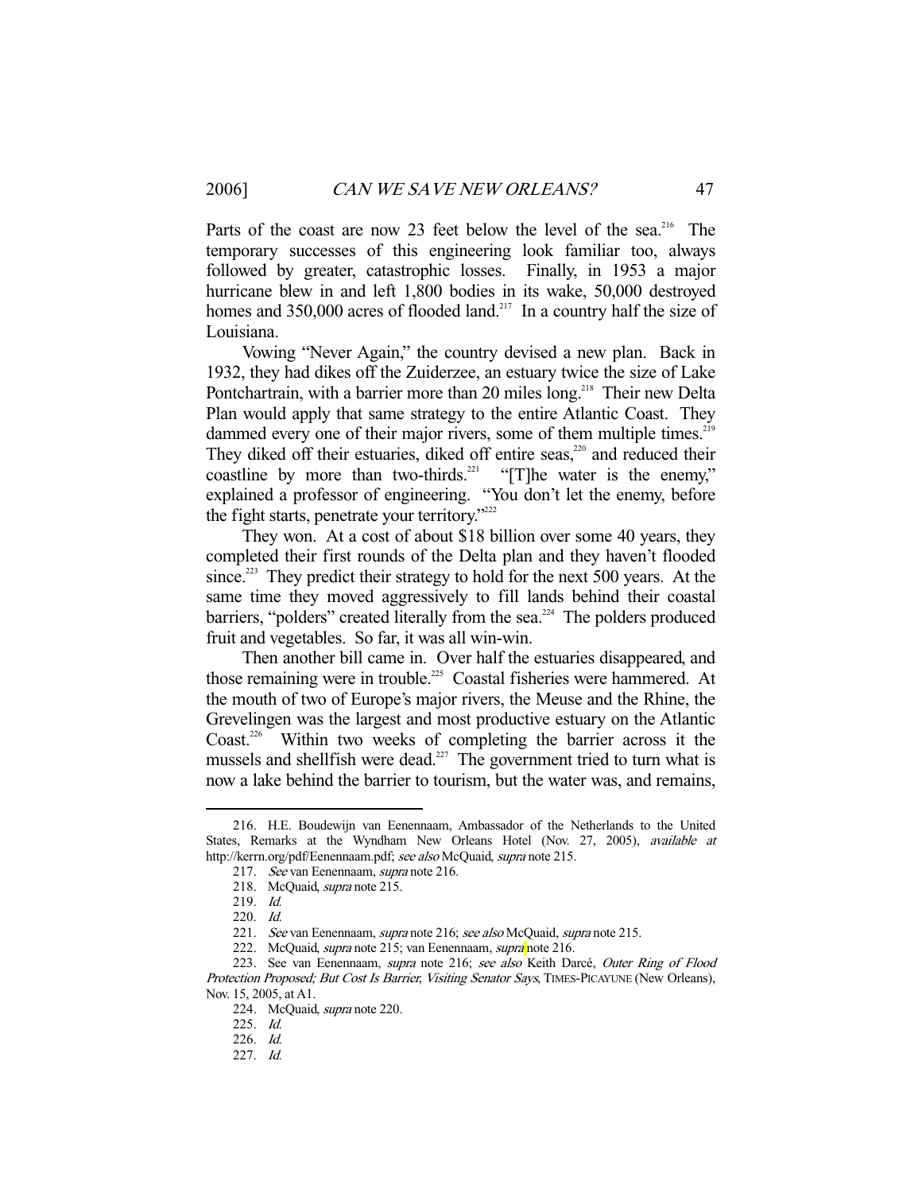Parts of the coast are now 23 feet below the level of the sea.[216] The temporary successes of this engineering look familiar too, always followed by greater, catastrophic losses. Finally, in 1953 a major hurricane blew in and left 1,800 bodies in its wake, 50,000 destroyed homes and 350,000 acres of flooded land.[217] In a country half the size of Louisiana.

Vowing "Never Again," the country devised a new plan. Back in 1932, they had dikes off the Zuiderzee, an estuary twice the size of Lake Pontchartrain, with a barrier more than 20 miles long.[218] Their new Delta Plan would apply that same strategy to the entire Atlantic Coast. They dammed every one of their major rivers, some of them multiple times.[219] They diked off their estuaries, diked off entire seas,[220] and reduced their coastline by more than two-thirds.[221] "[T]he water is the enemy," explained a professor of engineering. "You don't let the enemy, before the fight starts, penetrate your territory."[222]

They won. At a cost of about $18 billion over some 40 years, they completed their first rounds of the Delta plan and they haven't flooded since.[223] They predict their strategy to hold for the next 500 years. At the same time they moved aggressively to fill lands behind their coastal barriers, "polders" created literally from the sea.[224] The polders produced fruit and vegetables. So far, it was all win-win.

Then another bill came in. Over half the estuaries disappeared, and those remaining were in trouble.[225] Coastal fisheries were hammered. At the mouth of two of Europe's major rivers, the Meuse and the Rhine, the Grevelingen was the largest and most productive estuary on the Atlantic Coast.[226] Within two weeks of completing the barrier across it the mussels and shellfish were dead.[227] The government tried to turn what is now a lake behind the barrier to tourism, but the water was, and remains,

---

216. H.E. Boudewijn van Eenennaam, Ambassador of the Netherlands to the United States, Remarks at the Wyndham New Orleans Hotel (Nov. 27, 2005), *available at* http://kerrn.org/pdf/Eenennaam.pdf; *see also* McQuaid, *supra* note 215.

217. *See* van Eenennaam, *supra* note 216.

218. McQuaid, *supra* note 215.

219. *Id.*

220. *Id.*

221. *See* van Eenennaam, *supra* note 216; *see also* McQuaid, *supra* note 215.

222. McQuaid, *supra* note 215; van Eenennaam, *supra* note 216.

223. See van Eenennaam, *supra* note 216; *see also* Keith Darcé, *Outer Ring of Flood Protection Proposed; But Cost Is Barrier, Visiting Senator Says*, TIMES-PICAYUNE (New Orleans), Nov. 15, 2005, at A1.

224. McQuaid, *supra* note 220.

225. *Id.*

226. *Id.*

227. *Id.*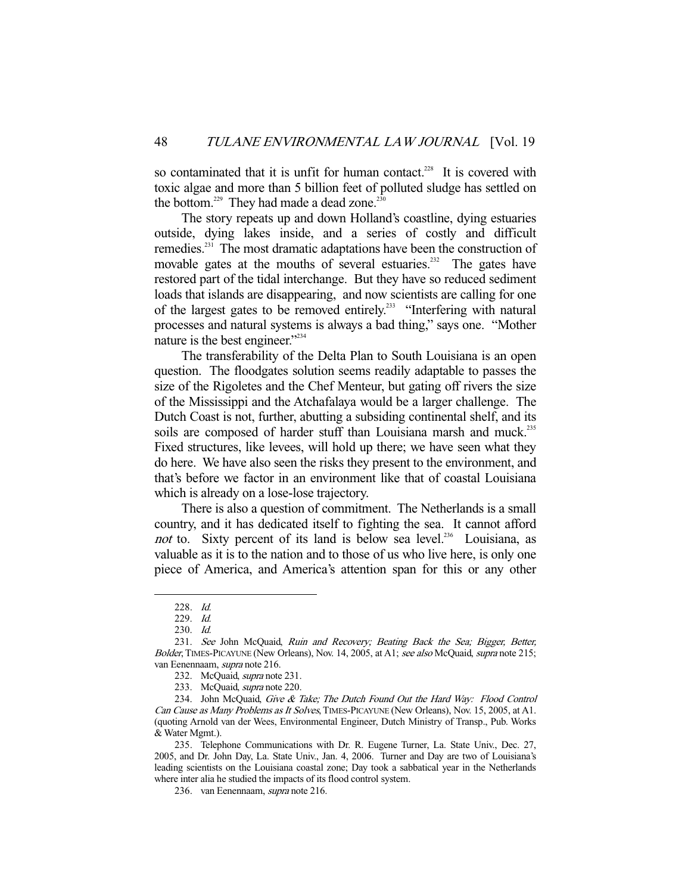so contaminated that it is unfit for human contact.[228] It is covered with toxic algae and more than 5 billion feet of polluted sludge has settled on the bottom.[229] They had made a dead zone.[230]

The story repeats up and down Holland's coastline, dying estuaries outside, dying lakes inside, and a series of costly and difficult remedies.[231] The most dramatic adaptations have been the construction of movable gates at the mouths of several estuaries.[232] The gates have restored part of the tidal interchange. But they have so reduced sediment loads that islands are disappearing, and now scientists are calling for one of the largest gates to be removed entirely.[233] "Interfering with natural processes and natural systems is always a bad thing," says one. "Mother nature is the best engineer."[234]

The transferability of the Delta Plan to South Louisiana is an open question. The floodgates solution seems readily adaptable to passes the size of the Rigoletes and the Chef Menteur, but gating off rivers the size of the Mississippi and the Atchafalaya would be a larger challenge. The Dutch Coast is not, further, abutting a subsiding continental shelf, and its soils are composed of harder stuff than Louisiana marsh and muck.[235] Fixed structures, like levees, will hold up there; we have seen what they do here. We have also seen the risks they present to the environment, and that's before we factor in an environment like that of coastal Louisiana which is already on a lose-lose trajectory.

There is also a question of commitment. The Netherlands is a small country, and it has dedicated itself to fighting the sea. It cannot afford *not* to. Sixty percent of its land is below sea level.[236] Louisiana, as valuable as it is to the nation and to those of us who live here, is only one piece of America, and America's attention span for this or any other

---

228. *Id.*

229. *Id.*

230. *Id.*

231. *See* John McQuaid, *Ruin and Recovery; Beating Back the Sea; Bigger, Better, Bolder*, TIMES-PICAYUNE (New Orleans), Nov. 14, 2005, at A1; *see also* McQuaid, *supra* note 215; van Eenennaam, *supra* note 216.

232. McQuaid, *supra* note 231.

233. McQuaid, *supra* note 220.

234. John McQuaid, *Give & Take; The Dutch Found Out the Hard Way: Flood Control Can Cause as Many Problems as It Solves*, TIMES-PICAYUNE (New Orleans), Nov. 15, 2005, at A1. (quoting Arnold van der Wees, Environmental Engineer, Dutch Ministry of Transp., Pub. Works & Water Mgmt.).

235. Telephone Communications with Dr. R. Eugene Turner, La. State Univ., Dec. 27, 2005, and Dr. John Day, La. State Univ., Jan. 4, 2006. Turner and Day are two of Louisiana's leading scientists on the Louisiana coastal zone; Day took a sabbatical year in the Netherlands where inter alia he studied the impacts of its flood control system.

236. van Eenennaam, *supra* note 216.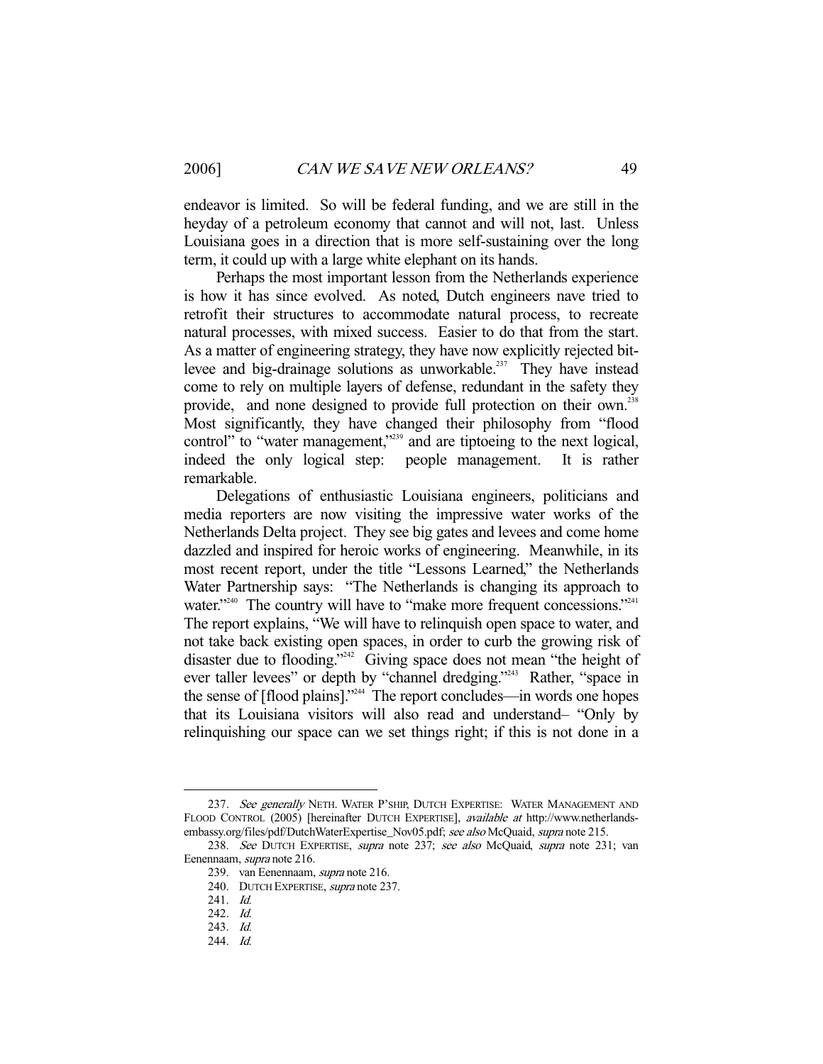endeavor is limited. So will be federal funding, and we are still in the heyday of a petroleum economy that cannot and will not, last. Unless Louisiana goes in a direction that is more self-sustaining over the long term, it could up with a large white elephant on its hands.

Perhaps the most important lesson from the Netherlands experience is how it has since evolved. As noted, Dutch engineers nave tried to retrofit their structures to accommodate natural process, to recreate natural processes, with mixed success. Easier to do that from the start. As a matter of engineering strategy, they have now explicitly rejected bit-levee and big-drainage solutions as unworkable.[237] They have instead come to rely on multiple layers of defense, redundant in the safety they provide, and none designed to provide full protection on their own.[238] Most significantly, they have changed their philosophy from "flood control" to "water management,"[239] and are tiptoeing to the next logical, indeed the only logical step: people management. It is rather remarkable.

Delegations of enthusiastic Louisiana engineers, politicians and media reporters are now visiting the impressive water works of the Netherlands Delta project. They see big gates and levees and come home dazzled and inspired for heroic works of engineering. Meanwhile, in its most recent report, under the title "Lessons Learned," the Netherlands Water Partnership says: "The Netherlands is changing its approach to water."[240] The country will have to "make more frequent concessions."[241] The report explains, "We will have to relinquish open space to water, and not take back existing open spaces, in order to curb the growing risk of disaster due to flooding."[242] Giving space does not mean "the height of ever taller levees" or depth by "channel dredging."[243] Rather, "space in the sense of [flood plains]."[244] The report concludes—in words one hopes that its Louisiana visitors will also read and understand– "Only by relinquishing our space can we set things right; if this is not done in a

---

237. *See generally* NETH. WATER P'SHIP, DUTCH EXPERTISE: WATER MANAGEMENT AND FLOOD CONTROL (2005) [hereinafter DUTCH EXPERTISE], *available at* http://www.netherlands-embassy.org/files/pdf/DutchWaterExpertise_Nov05.pdf; *see also* McQuaid, *supra* note 215.

238. *See* DUTCH EXPERTISE, *supra* note 237; *see also* McQuaid, *supra* note 231; van Eenennaam, *supra* note 216.

239. van Eenennaam, *supra* note 216.

240. DUTCH EXPERTISE, *supra* note 237.

241. *Id.*

242. *Id.*

243. *Id.*

244. *Id.*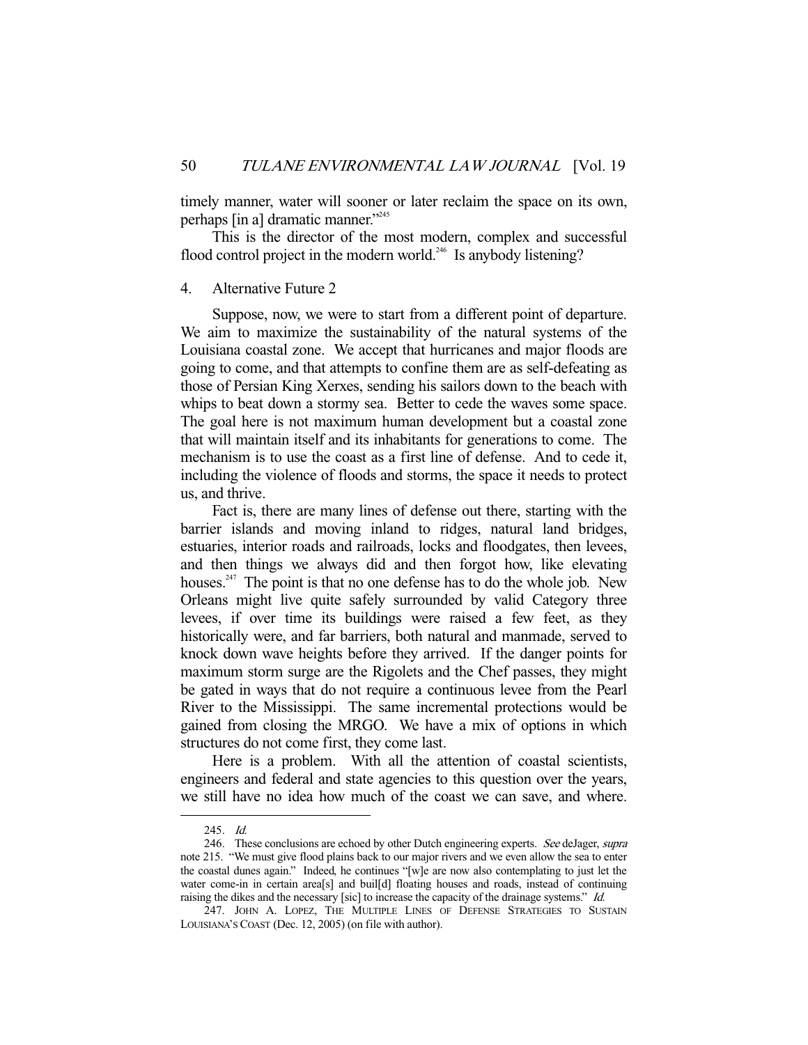timely manner, water will sooner or later reclaim the space on its own, perhaps [in a] dramatic manner."[245]

This is the director of the most modern, complex and successful flood control project in the modern world.[246] Is anybody listening?

4. Alternative Future 2

Suppose, now, we were to start from a different point of departure. We aim to maximize the sustainability of the natural systems of the Louisiana coastal zone. We accept that hurricanes and major floods are going to come, and that attempts to confine them are as self-defeating as those of Persian King Xerxes, sending his sailors down to the beach with whips to beat down a stormy sea. Better to cede the waves some space. The goal here is not maximum human development but a coastal zone that will maintain itself and its inhabitants for generations to come. The mechanism is to use the coast as a first line of defense. And to cede it, including the violence of floods and storms, the space it needs to protect us, and thrive.

Fact is, there are many lines of defense out there, starting with the barrier islands and moving inland to ridges, natural land bridges, estuaries, interior roads and railroads, locks and floodgates, then levees, and then things we always did and then forgot how, like elevating houses.[247] The point is that no one defense has to do the whole job. New Orleans might live quite safely surrounded by valid Category three levees, if over time its buildings were raised a few feet, as they historically were, and far barriers, both natural and manmade, served to knock down wave heights before they arrived. If the danger points for maximum storm surge are the Rigolets and the Chef passes, they might be gated in ways that do not require a continuous levee from the Pearl River to the Mississippi. The same incremental protections would be gained from closing the MRGO. We have a mix of options in which structures do not come first, they come last.

Here is a problem. With all the attention of coastal scientists, engineers and federal and state agencies to this question over the years, we still have no idea how much of the coast we can save, and where.

---

245. *Id.*

246. These conclusions are echoed by other Dutch engineering experts. *See* deJager, *supra* note 215. "We must give flood plains back to our major rivers and we even allow the sea to enter the coastal dunes again." Indeed, he continues "[w]e are now also contemplating to just let the water come-in in certain area[s] and buil[d] floating houses and roads, instead of continuing raising the dikes and the necessary [sic] to increase the capacity of the drainage systems." *Id.*

247. JOHN A. LOPEZ, THE MULTIPLE LINES OF DEFENSE STRATEGIES TO SUSTAIN LOUISIANA'S COAST (Dec. 12, 2005) (on file with author).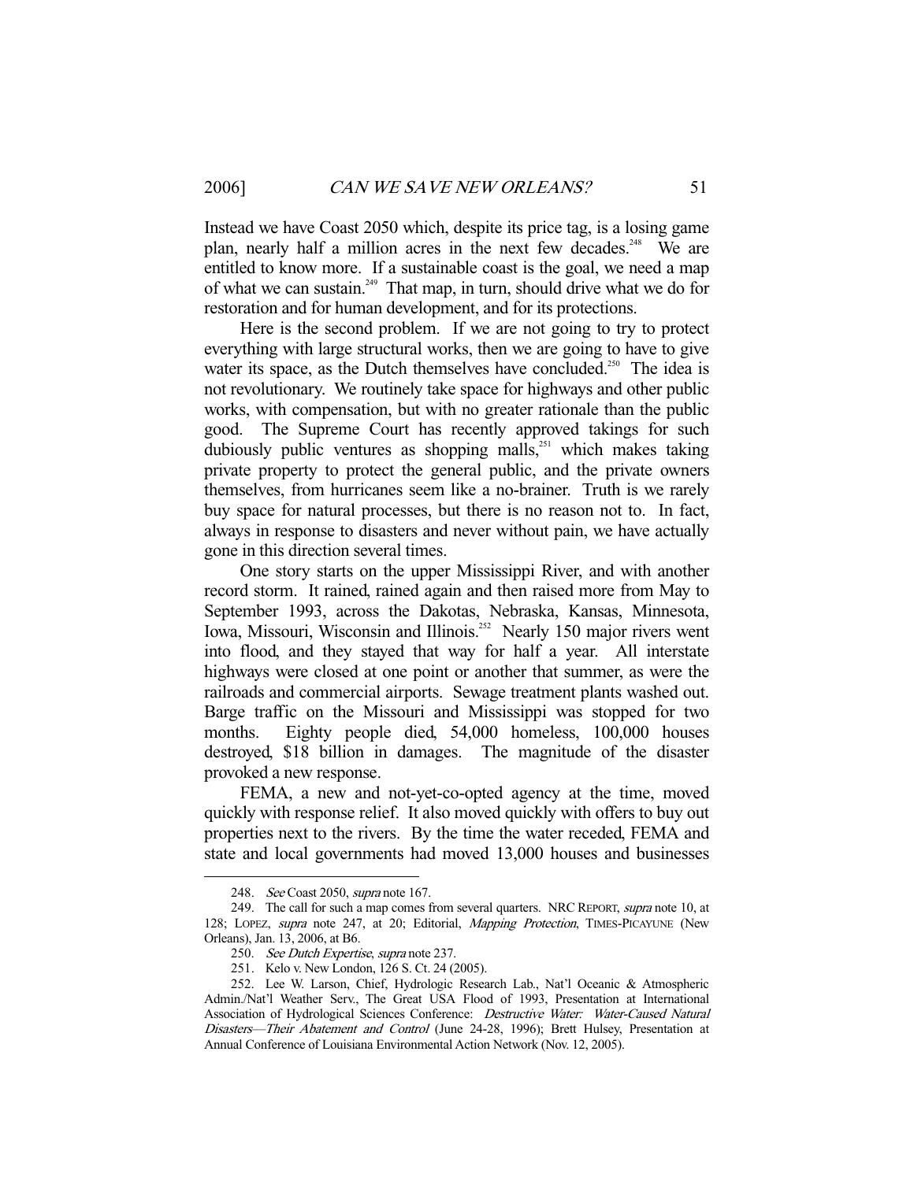Instead we have Coast 2050 which, despite its price tag, is a losing game plan, nearly half a million acres in the next few decades.[248] We are entitled to know more. If a sustainable coast is the goal, we need a map of what we can sustain.[249] That map, in turn, should drive what we do for restoration and for human development, and for its protections.

Here is the second problem. If we are not going to try to protect everything with large structural works, then we are going to have to give water its space, as the Dutch themselves have concluded.[250] The idea is not revolutionary. We routinely take space for highways and other public works, with compensation, but with no greater rationale than the public good. The Supreme Court has recently approved takings for such dubiously public ventures as shopping malls,[251] which makes taking private property to protect the general public, and the private owners themselves, from hurricanes seem like a no-brainer. Truth is we rarely buy space for natural processes, but there is no reason not to. In fact, always in response to disasters and never without pain, we have actually gone in this direction several times.

One story starts on the upper Mississippi River, and with another record storm. It rained, rained again and then raised more from May to September 1993, across the Dakotas, Nebraska, Kansas, Minnesota, Iowa, Missouri, Wisconsin and Illinois.[252] Nearly 150 major rivers went into flood, and they stayed that way for half a year. All interstate highways were closed at one point or another that summer, as were the railroads and commercial airports. Sewage treatment plants washed out. Barge traffic on the Missouri and Mississippi was stopped for two months. Eighty people died, 54,000 homeless, 100,000 houses destroyed, $18 billion in damages. The magnitude of the disaster provoked a new response.

FEMA, a new and not-yet-co-opted agency at the time, moved quickly with response relief. It also moved quickly with offers to buy out properties next to the rivers. By the time the water receded, FEMA and state and local governments had moved 13,000 houses and businesses

---

248. *See* Coast 2050, *supra* note 167.

249. The call for such a map comes from several quarters. NRC REPORT, *supra* note 10, at 128; LOPEZ, *supra* note 247, at 20; Editorial, *Mapping Protection*, TIMES-PICAYUNE (New Orleans), Jan. 13, 2006, at B6.

250. *See Dutch Expertise*, *supra* note 237.

251. Kelo v. New London, 126 S. Ct. 24 (2005).

252. Lee W. Larson, Chief, Hydrologic Research Lab., Nat'l Oceanic & Atmospheric Admin./Nat'l Weather Serv., The Great USA Flood of 1993, Presentation at International Association of Hydrological Sciences Conference: *Destructive Water: Water-Caused Natural Disasters—Their Abatement and Control* (June 24-28, 1996); Brett Hulsey, Presentation at Annual Conference of Louisiana Environmental Action Network (Nov. 12, 2005).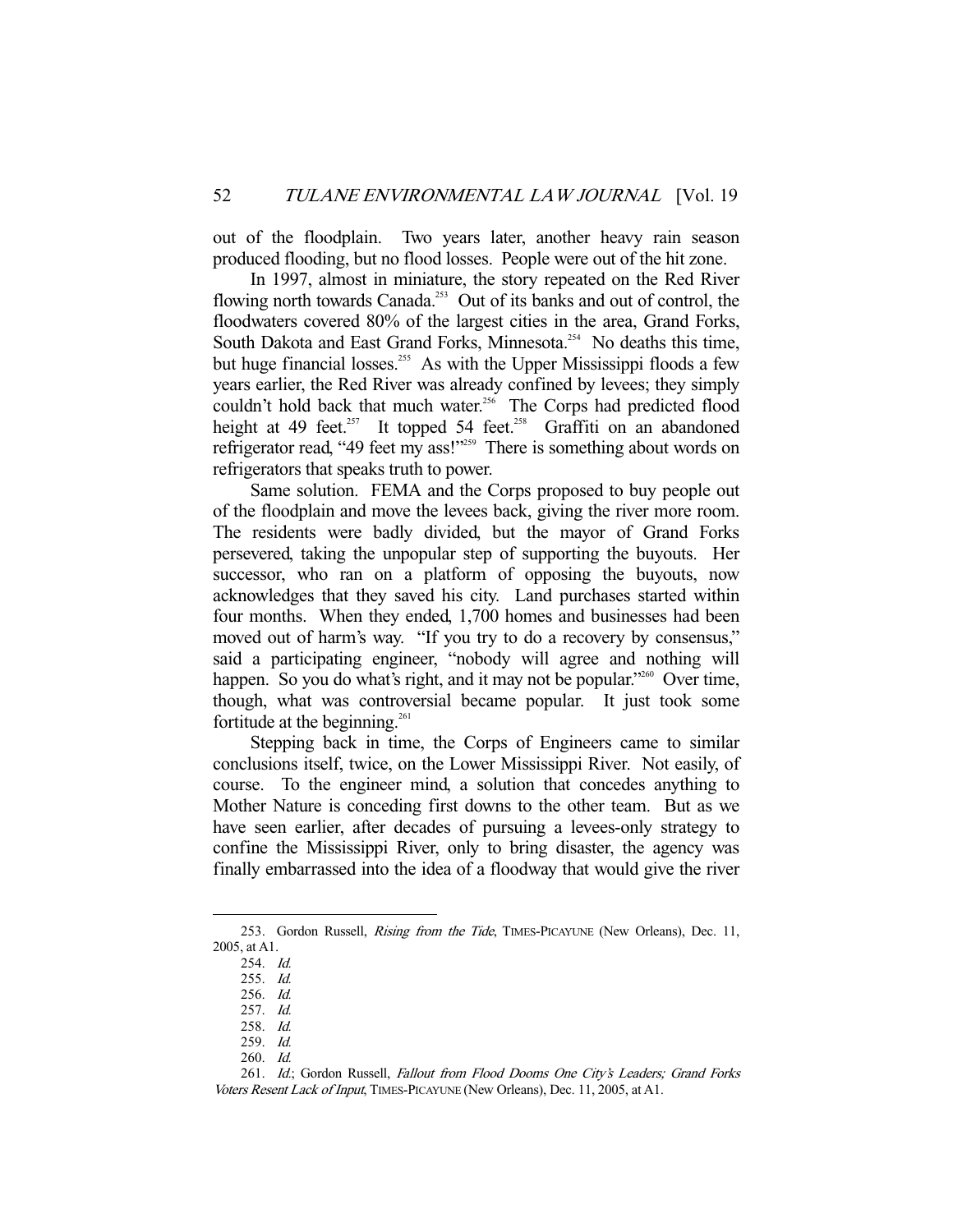out of the floodplain. Two years later, another heavy rain season produced flooding, but no flood losses. People were out of the hit zone.

In 1997, almost in miniature, the story repeated on the Red River flowing north towards Canada.[253] Out of its banks and out of control, the floodwaters covered 80% of the largest cities in the area, Grand Forks, South Dakota and East Grand Forks, Minnesota.[254] No deaths this time, but huge financial losses.[255] As with the Upper Mississippi floods a few years earlier, the Red River was already confined by levees; they simply couldn't hold back that much water.[256] The Corps had predicted flood height at 49 feet.[257] It topped 54 feet.[258] Graffiti on an abandoned refrigerator read, "49 feet my ass!"[259] There is something about words on refrigerators that speaks truth to power.

Same solution. FEMA and the Corps proposed to buy people out of the floodplain and move the levees back, giving the river more room. The residents were badly divided, but the mayor of Grand Forks persevered, taking the unpopular step of supporting the buyouts. Her successor, who ran on a platform of opposing the buyouts, now acknowledges that they saved his city. Land purchases started within four months. When they ended, 1,700 homes and businesses had been moved out of harm's way. "If you try to do a recovery by consensus," said a participating engineer, "nobody will agree and nothing will happen. So you do what's right, and it may not be popular."[260] Over time, though, what was controversial became popular. It just took some fortitude at the beginning.[261]

Stepping back in time, the Corps of Engineers came to similar conclusions itself, twice, on the Lower Mississippi River. Not easily, of course. To the engineer mind, a solution that concedes anything to Mother Nature is conceding first downs to the other team. But as we have seen earlier, after decades of pursuing a levees-only strategy to confine the Mississippi River, only to bring disaster, the agency was finally embarrassed into the idea of a floodway that would give the river

---

253. Gordon Russell, *Rising from the Tide*, TIMES-PICAYUNE (New Orleans), Dec. 11, 2005, at A1.

254. *Id.*

255. *Id.*

256. *Id.*

257. *Id.*

258. *Id.*

259. *Id.*

260. *Id.*

261. *Id.*; Gordon Russell, *Fallout from Flood Dooms One City's Leaders; Grand Forks Voters Resent Lack of Input*, TIMES-PICAYUNE (New Orleans), Dec. 11, 2005, at A1.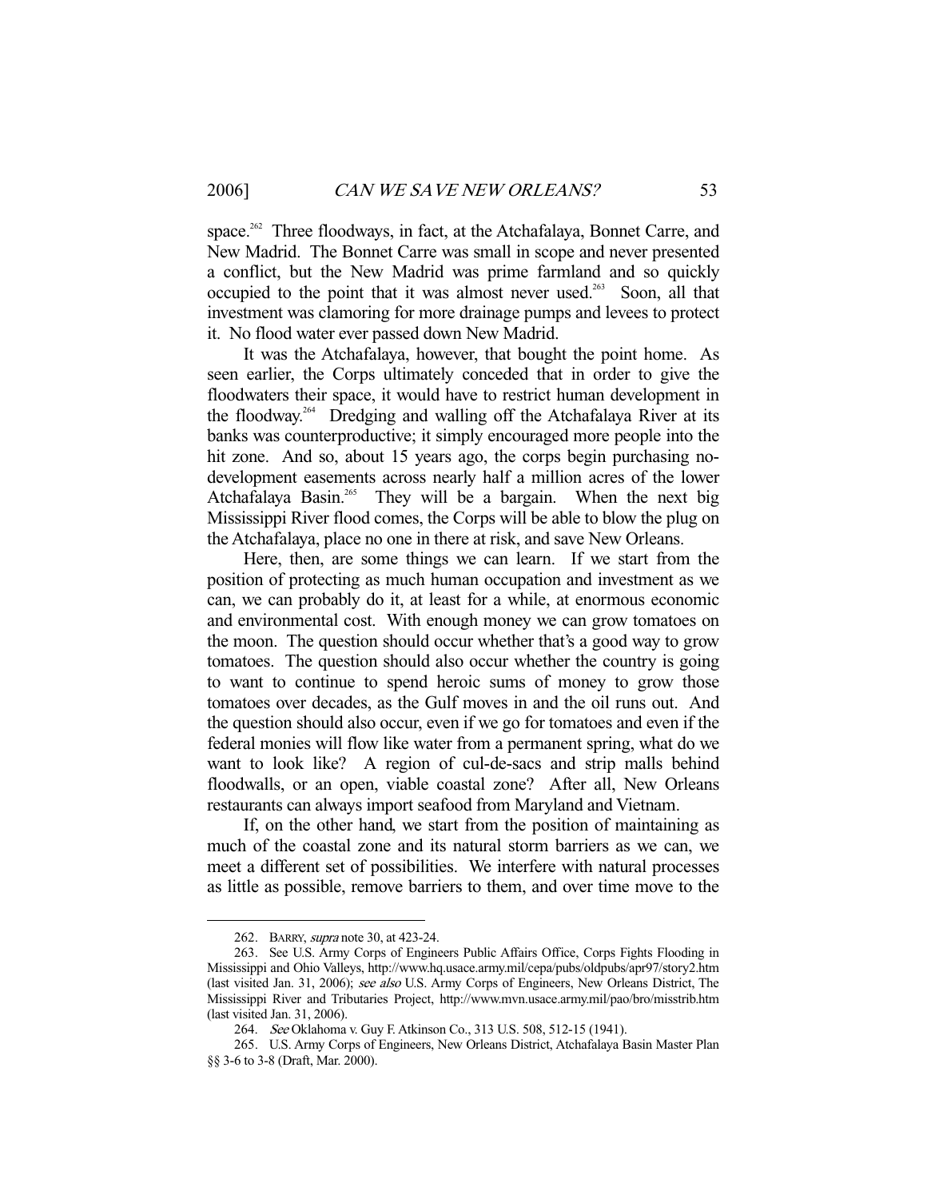space.[262] Three floodways, in fact, at the Atchafalaya, Bonnet Carre, and New Madrid. The Bonnet Carre was small in scope and never presented a conflict, but the New Madrid was prime farmland and so quickly occupied to the point that it was almost never used.[263] Soon, all that investment was clamoring for more drainage pumps and levees to protect it. No flood water ever passed down New Madrid.

It was the Atchafalaya, however, that bought the point home. As seen earlier, the Corps ultimately conceded that in order to give the floodwaters their space, it would have to restrict human development in the floodway.[264] Dredging and walling off the Atchafalaya River at its banks was counterproductive; it simply encouraged more people into the hit zone. And so, about 15 years ago, the corps begin purchasing no-development easements across nearly half a million acres of the lower Atchafalaya Basin.[265] They will be a bargain. When the next big Mississippi River flood comes, the Corps will be able to blow the plug on the Atchafalaya, place no one in there at risk, and save New Orleans.

Here, then, are some things we can learn. If we start from the position of protecting as much human occupation and investment as we can, we can probably do it, at least for a while, at enormous economic and environmental cost. With enough money we can grow tomatoes on the moon. The question should occur whether that's a good way to grow tomatoes. The question should also occur whether the country is going to want to continue to spend heroic sums of money to grow those tomatoes over decades, as the Gulf moves in and the oil runs out. And the question should also occur, even if we go for tomatoes and even if the federal monies will flow like water from a permanent spring, what do we want to look like? A region of cul-de-sacs and strip malls behind floodwalls, or an open, viable coastal zone? After all, New Orleans restaurants can always import seafood from Maryland and Vietnam.

If, on the other hand, we start from the position of maintaining as much of the coastal zone and its natural storm barriers as we can, we meet a different set of possibilities. We interfere with natural processes as little as possible, remove barriers to them, and over time move to the

---

262. BARRY, *supra* note 30, at 423-24.

263. See U.S. Army Corps of Engineers Public Affairs Office, Corps Fights Flooding in Mississippi and Ohio Valleys, http://www.hq.usace.army.mil/cepa/pubs/oldpubs/apr97/story2.htm (last visited Jan. 31, 2006); *see also* U.S. Army Corps of Engineers, New Orleans District, The Mississippi River and Tributaries Project, http://www.mvn.usace.army.mil/pao/bro/misstrib.htm (last visited Jan. 31, 2006).

264. *See* Oklahoma v. Guy F. Atkinson Co., 313 U.S. 508, 512-15 (1941).

265. U.S. Army Corps of Engineers, New Orleans District, Atchafalaya Basin Master Plan §§ 3-6 to 3-8 (Draft, Mar. 2000).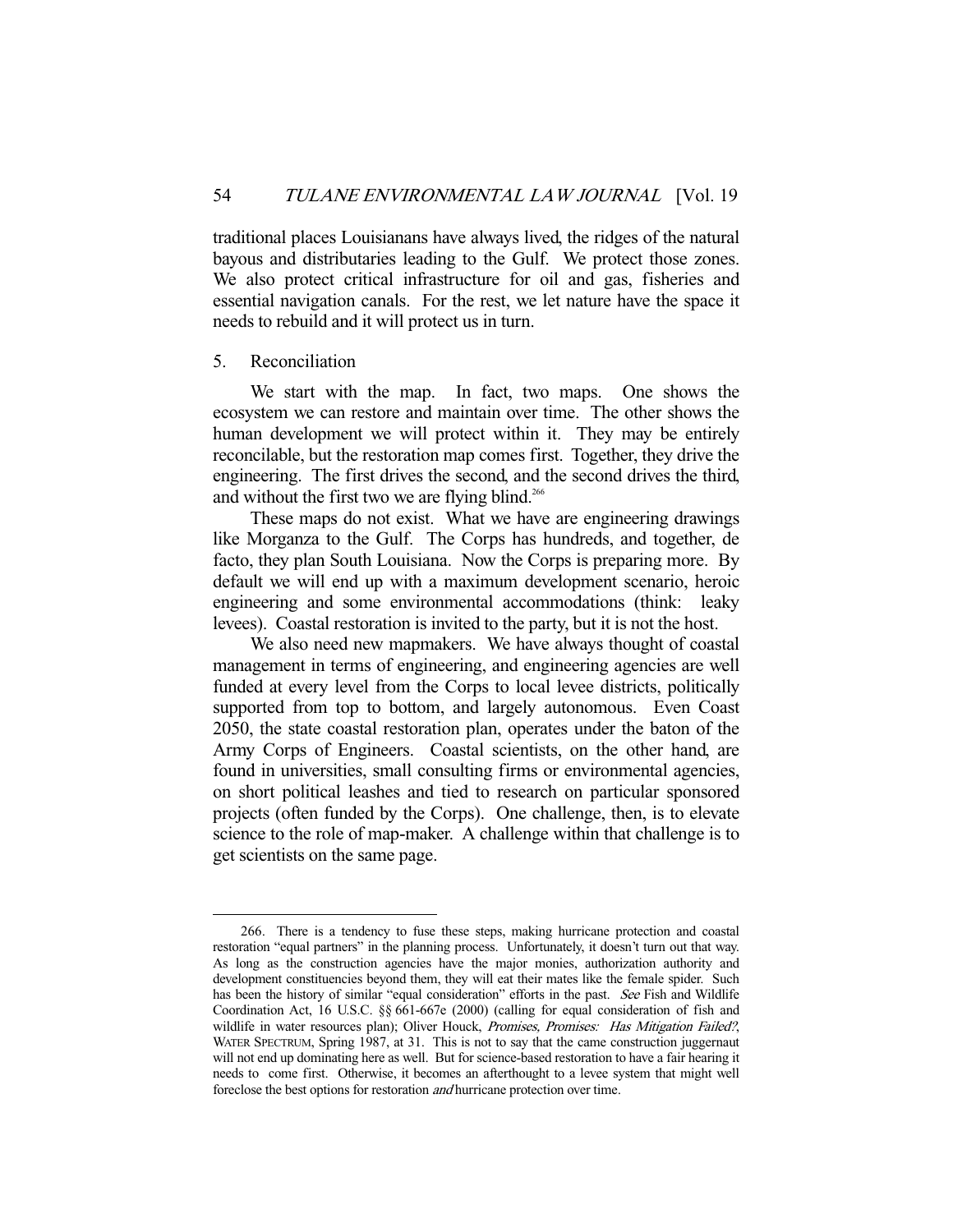traditional places Louisianans have always lived, the ridges of the natural bayous and distributaries leading to the Gulf. We protect those zones. We also protect critical infrastructure for oil and gas, fisheries and essential navigation canals. For the rest, we let nature have the space it needs to rebuild and it will protect us in turn.

### 5. Reconciliation

We start with the map. In fact, two maps. One shows the ecosystem we can restore and maintain over time. The other shows the human development we will protect within it. They may be entirely reconcilable, but the restoration map comes first. Together, they drive the engineering. The first drives the second, and the second drives the third, and without the first two we are flying blind.[266]

These maps do not exist. What we have are engineering drawings like Morganza to the Gulf. The Corps has hundreds, and together, de facto, they plan South Louisiana. Now the Corps is preparing more. By default we will end up with a maximum development scenario, heroic engineering and some environmental accommodations (think: leaky levees). Coastal restoration is invited to the party, but it is not the host.

We also need new mapmakers. We have always thought of coastal management in terms of engineering, and engineering agencies are well funded at every level from the Corps to local levee districts, politically supported from top to bottom, and largely autonomous. Even Coast 2050, the state coastal restoration plan, operates under the baton of the Army Corps of Engineers. Coastal scientists, on the other hand, are found in universities, small consulting firms or environmental agencies, on short political leashes and tied to research on particular sponsored projects (often funded by the Corps). One challenge, then, is to elevate science to the role of map-maker. A challenge within that challenge is to get scientists on the same page.

---

266. There is a tendency to fuse these steps, making hurricane protection and coastal restoration "equal partners" in the planning process. Unfortunately, it doesn't turn out that way. As long as the construction agencies have the major monies, authorization authority and development constituencies beyond them, they will eat their mates like the female spider. Such has been the history of similar "equal consideration" efforts in the past. *See* Fish and Wildlife Coordination Act, 16 U.S.C. §§ 661-667e (2000) (calling for equal consideration of fish and wildlife in water resources plan); Oliver Houck, *Promises, Promises: Has Mitigation Failed?*, WATER SPECTRUM, Spring 1987, at 31. This is not to say that the came construction juggernaut will not end up dominating here as well. But for science-based restoration to have a fair hearing it needs to come first. Otherwise, it becomes an afterthought to a levee system that might well foreclose the best options for restoration *and* hurricane protection over time.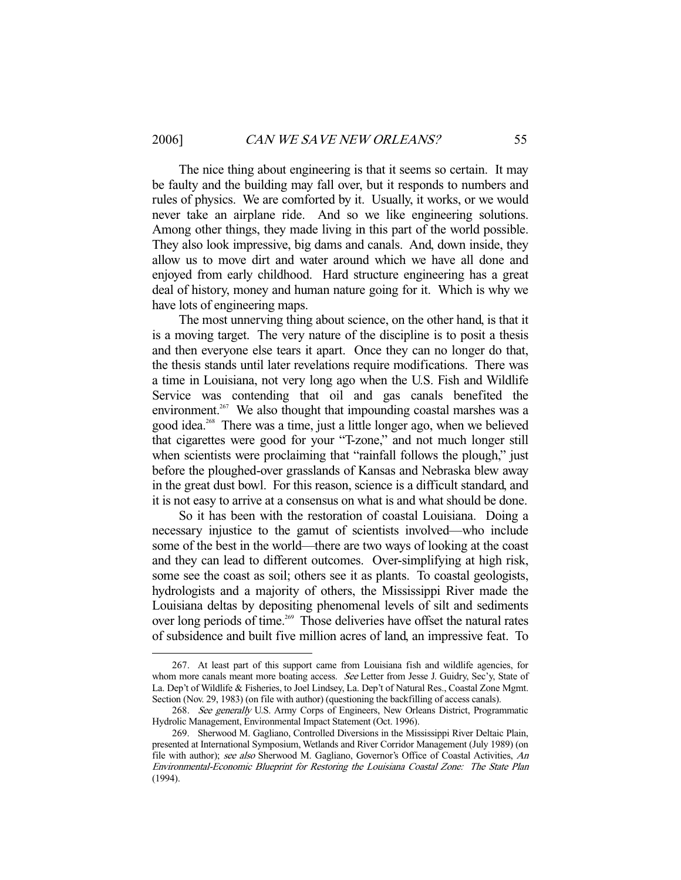The nice thing about engineering is that it seems so certain. It may be faulty and the building may fall over, but it responds to numbers and rules of physics. We are comforted by it. Usually, it works, or we would never take an airplane ride. And so we like engineering solutions. Among other things, they made living in this part of the world possible. They also look impressive, big dams and canals. And, down inside, they allow us to move dirt and water around which we have all done and enjoyed from early childhood. Hard structure engineering has a great deal of history, money and human nature going for it. Which is why we have lots of engineering maps.

The most unnerving thing about science, on the other hand, is that it is a moving target. The very nature of the discipline is to posit a thesis and then everyone else tears it apart. Once they can no longer do that, the thesis stands until later revelations require modifications. There was a time in Louisiana, not very long ago when the U.S. Fish and Wildlife Service was contending that oil and gas canals benefited the environment.[267] We also thought that impounding coastal marshes was a good idea.[268] There was a time, just a little longer ago, when we believed that cigarettes were good for your "T-zone," and not much longer still when scientists were proclaiming that "rainfall follows the plough," just before the ploughed-over grasslands of Kansas and Nebraska blew away in the great dust bowl. For this reason, science is a difficult standard, and it is not easy to arrive at a consensus on what is and what should be done.

So it has been with the restoration of coastal Louisiana. Doing a necessary injustice to the gamut of scientists involved—who include some of the best in the world—there are two ways of looking at the coast and they can lead to different outcomes. Over-simplifying at high risk, some see the coast as soil; others see it as plants. To coastal geologists, hydrologists and a majority of others, the Mississippi River made the Louisiana deltas by depositing phenomenal levels of silt and sediments over long periods of time.[269] Those deliveries have offset the natural rates of subsidence and built five million acres of land, an impressive feat. To

---

267. At least part of this support came from Louisiana fish and wildlife agencies, for whom more canals meant more boating access. *See* Letter from Jesse J. Guidry, Sec'y, State of La. Dep't of Wildlife & Fisheries, to Joel Lindsey, La. Dep't of Natural Res., Coastal Zone Mgmt. Section (Nov. 29, 1983) (on file with author) (questioning the backfilling of access canals).

268. *See generally* U.S. Army Corps of Engineers, New Orleans District, Programmatic Hydrolic Management, Environmental Impact Statement (Oct. 1996).

269. Sherwood M. Gagliano, Controlled Diversions in the Mississippi River Deltaic Plain, presented at International Symposium, Wetlands and River Corridor Management (July 1989) (on file with author); *see also* Sherwood M. Gagliano, Governor's Office of Coastal Activities, *An Environmental-Economic Blueprint for Restoring the Louisiana Coastal Zone: The State Plan* (1994).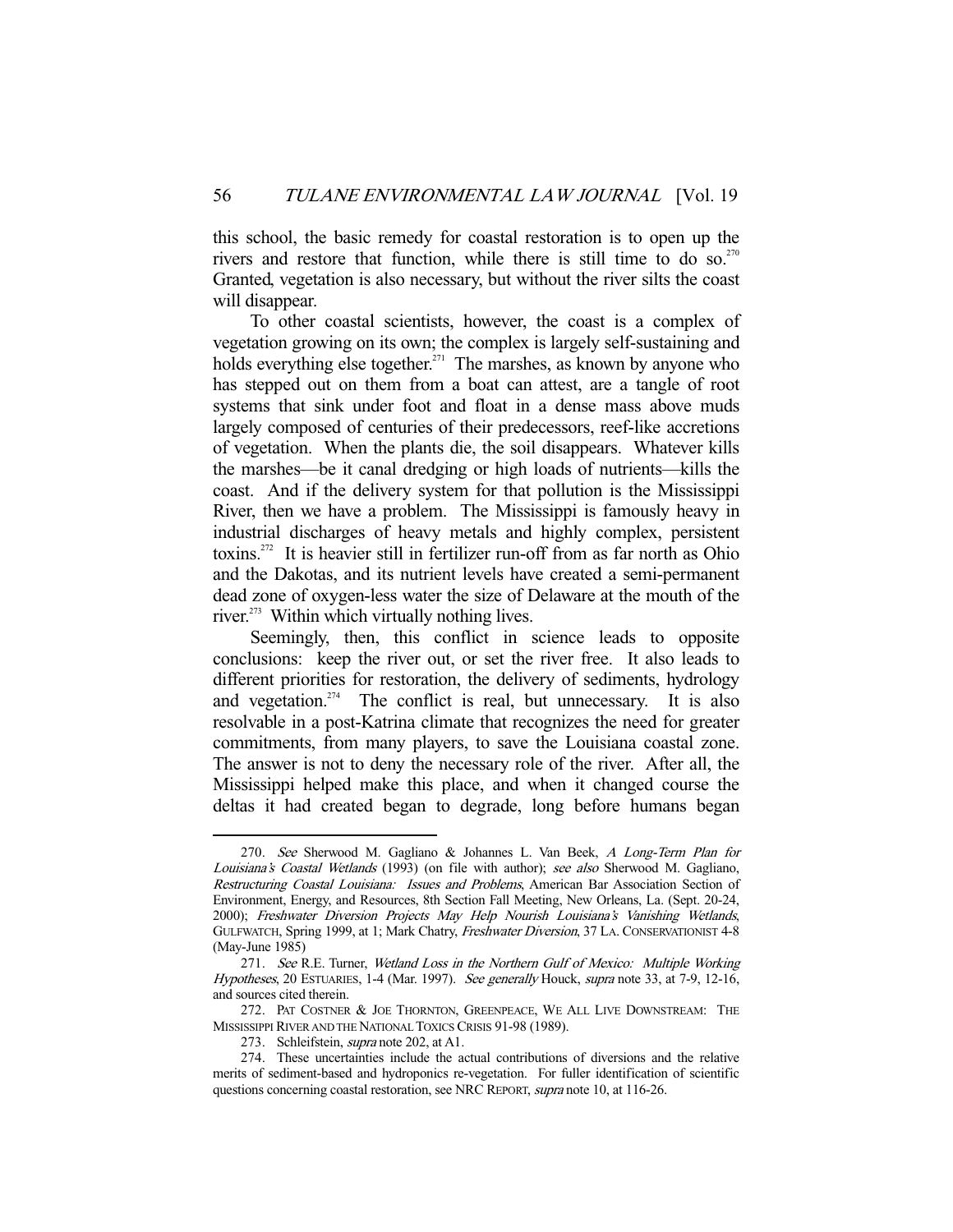this school, the basic remedy for coastal restoration is to open up the rivers and restore that function, while there is still time to do so.[270] Granted, vegetation is also necessary, but without the river silts the coast will disappear.

To other coastal scientists, however, the coast is a complex of vegetation growing on its own; the complex is largely self-sustaining and holds everything else together.[271] The marshes, as known by anyone who has stepped out on them from a boat can attest, are a tangle of root systems that sink under foot and float in a dense mass above muds largely composed of centuries of their predecessors, reef-like accretions of vegetation. When the plants die, the soil disappears. Whatever kills the marshes—be it canal dredging or high loads of nutrients—kills the coast. And if the delivery system for that pollution is the Mississippi River, then we have a problem. The Mississippi is famously heavy in industrial discharges of heavy metals and highly complex, persistent toxins.[272] It is heavier still in fertilizer run-off from as far north as Ohio and the Dakotas, and its nutrient levels have created a semi-permanent dead zone of oxygen-less water the size of Delaware at the mouth of the river.[273] Within which virtually nothing lives.

Seemingly, then, this conflict in science leads to opposite conclusions: keep the river out, or set the river free. It also leads to different priorities for restoration, the delivery of sediments, hydrology and vegetation.[274] The conflict is real, but unnecessary. It is also resolvable in a post-Katrina climate that recognizes the need for greater commitments, from many players, to save the Louisiana coastal zone. The answer is not to deny the necessary role of the river. After all, the Mississippi helped make this place, and when it changed course the deltas it had created began to degrade, long before humans began

---

270. *See* Sherwood M. Gagliano & Johannes L. Van Beek, *A Long-Term Plan for Louisiana's Coastal Wetlands* (1993) (on file with author); *see also* Sherwood M. Gagliano, *Restructuring Coastal Louisiana: Issues and Problems*, American Bar Association Section of Environment, Energy, and Resources, 8th Section Fall Meeting, New Orleans, La. (Sept. 20-24, 2000); *Freshwater Diversion Projects May Help Nourish Louisiana's Vanishing Wetlands*, GULFWATCH, Spring 1999, at 1; Mark Chatry, *Freshwater Diversion*, 37 LA. CONSERVATIONIST 4-8 (May-June 1985)

271. *See* R.E. Turner, *Wetland Loss in the Northern Gulf of Mexico: Multiple Working Hypotheses*, 20 ESTUARIES, 1-4 (Mar. 1997). *See generally* Houck, *supra* note 33, at 7-9, 12-16, and sources cited therein.

272. PAT COSTNER & JOE THORNTON, GREENPEACE, WE ALL LIVE DOWNSTREAM: THE MISSISSIPPI RIVER AND THE NATIONAL TOXICS CRISIS 91-98 (1989).

273. Schleifstein, *supra* note 202, at A1.

274. These uncertainties include the actual contributions of diversions and the relative merits of sediment-based and hydroponics re-vegetation. For fuller identification of scientific questions concerning coastal restoration, see NRC REPORT, *supra* note 10, at 116-26.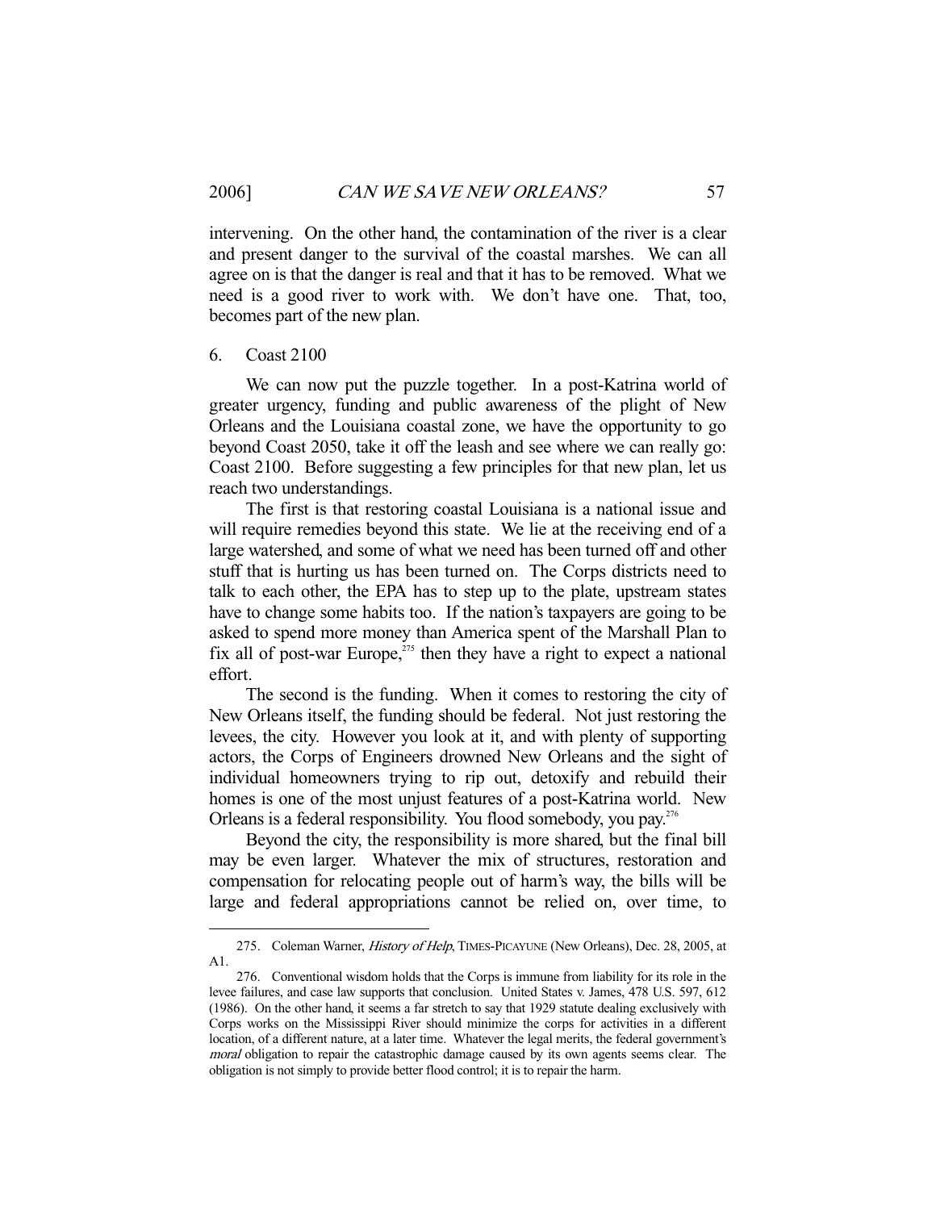intervening. On the other hand, the contamination of the river is a clear and present danger to the survival of the coastal marshes. We can all agree on is that the danger is real and that it has to be removed. What we need is a good river to work with. We don't have one. That, too, becomes part of the new plan.

### 6. Coast 2100

We can now put the puzzle together. In a post-Katrina world of greater urgency, funding and public awareness of the plight of New Orleans and the Louisiana coastal zone, we have the opportunity to go beyond Coast 2050, take it off the leash and see where we can really go: Coast 2100. Before suggesting a few principles for that new plan, let us reach two understandings.

The first is that restoring coastal Louisiana is a national issue and will require remedies beyond this state. We lie at the receiving end of a large watershed, and some of what we need has been turned off and other stuff that is hurting us has been turned on. The Corps districts need to talk to each other, the EPA has to step up to the plate, upstream states have to change some habits too. If the nation's taxpayers are going to be asked to spend more money than America spent of the Marshall Plan to fix all of post-war Europe,[275] then they have a right to expect a national effort.

The second is the funding. When it comes to restoring the city of New Orleans itself, the funding should be federal. Not just restoring the levees, the city. However you look at it, and with plenty of supporting actors, the Corps of Engineers drowned New Orleans and the sight of individual homeowners trying to rip out, detoxify and rebuild their homes is one of the most unjust features of a post-Katrina world. New Orleans is a federal responsibility. You flood somebody, you pay.[276]

Beyond the city, the responsibility is more shared, but the final bill may be even larger. Whatever the mix of structures, restoration and compensation for relocating people out of harm's way, the bills will be large and federal appropriations cannot be relied on, over time, to

---

275. Coleman Warner, *History of Help*, TIMES-PICAYUNE (New Orleans), Dec. 28, 2005, at A1.

276. Conventional wisdom holds that the Corps is immune from liability for its role in the levee failures, and case law supports that conclusion. United States v. James, 478 U.S. 597, 612 (1986). On the other hand, it seems a far stretch to say that 1929 statute dealing exclusively with Corps works on the Mississippi River should minimize the corps for activities in a different location, of a different nature, at a later time. Whatever the legal merits, the federal government's *moral* obligation to repair the catastrophic damage caused by its own agents seems clear. The obligation is not simply to provide better flood control; it is to repair the harm.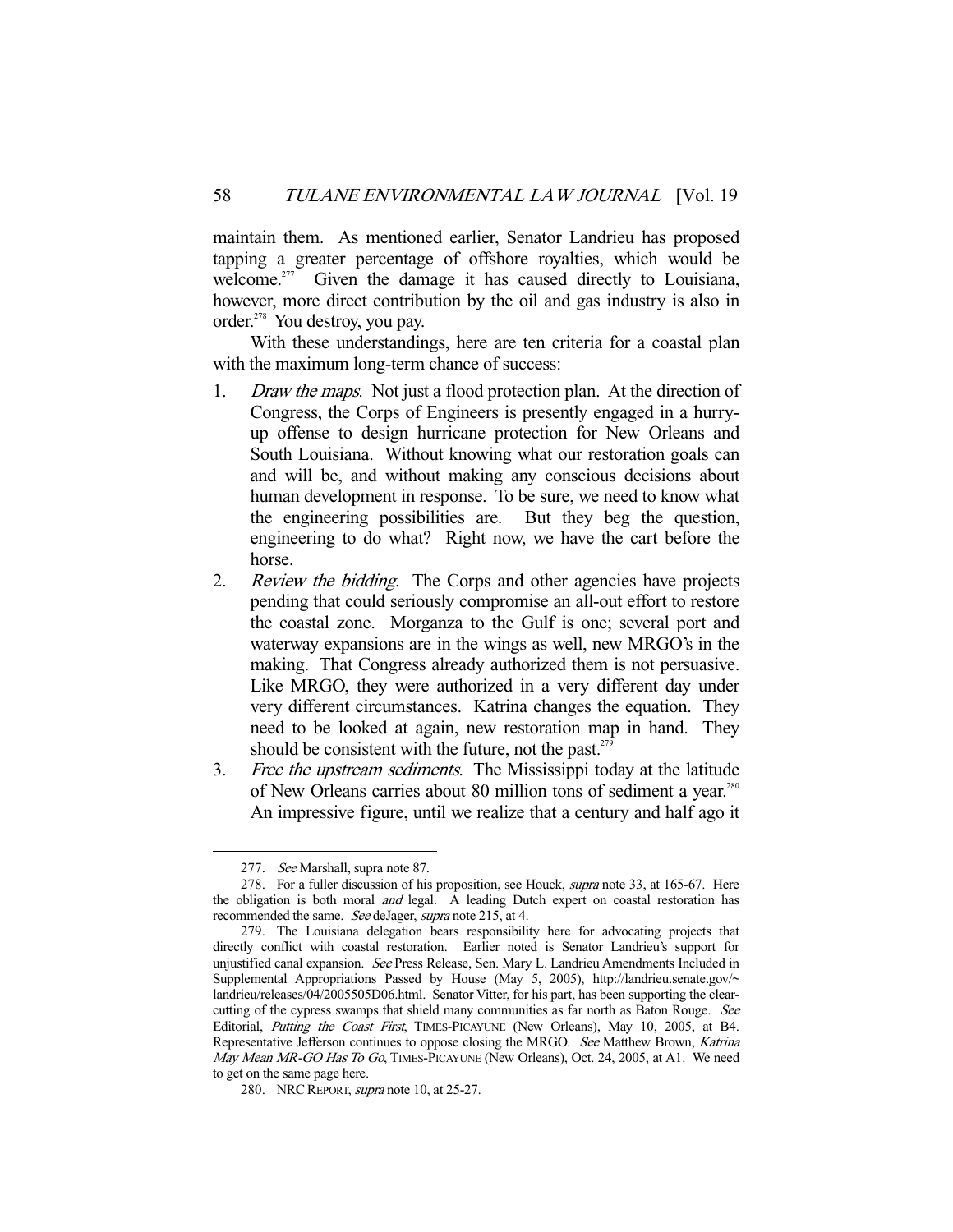maintain them. As mentioned earlier, Senator Landrieu has proposed tapping a greater percentage of offshore royalties, which would be welcome.[277] Given the damage it has caused directly to Louisiana, however, more direct contribution by the oil and gas industry is also in order.[278] You destroy, you pay.

With these understandings, here are ten criteria for a coastal plan with the maximum long-term chance of success:

1. *Draw the maps*. Not just a flood protection plan. At the direction of Congress, the Corps of Engineers is presently engaged in a hurry-up offense to design hurricane protection for New Orleans and South Louisiana. Without knowing what our restoration goals can and will be, and without making any conscious decisions about human development in response. To be sure, we need to know what the engineering possibilities are. But they beg the question, engineering to do what? Right now, we have the cart before the horse.
2. *Review the bidding*. The Corps and other agencies have projects pending that could seriously compromise an all-out effort to restore the coastal zone. Morganza to the Gulf is one; several port and waterway expansions are in the wings as well, new MRGO's in the making. That Congress already authorized them is not persuasive. Like MRGO, they were authorized in a very different day under very different circumstances. Katrina changes the equation. They need to be looked at again, new restoration map in hand. They should be consistent with the future, not the past.[279]
3. *Free the upstream sediments*. The Mississippi today at the latitude of New Orleans carries about 80 million tons of sediment a year.[280] An impressive figure, until we realize that a century and half ago it

---

277. *See* Marshall, supra note 87.

278. For a fuller discussion of his proposition, see Houck, *supra* note 33, at 165-67. Here the obligation is both moral *and* legal. A leading Dutch expert on coastal restoration has recommended the same. *See* deJager, *supra* note 215, at 4.

279. The Louisiana delegation bears responsibility here for advocating projects that directly conflict with coastal restoration. Earlier noted is Senator Landrieu's support for unjustified canal expansion. *See* Press Release, Sen. Mary L. Landrieu Amendments Included in Supplemental Appropriations Passed by House (May 5, 2005), http://landrieu.senate.gov/~landrieu/releases/04/2005505D06.html. Senator Vitter, for his part, has been supporting the clear-cutting of the cypress swamps that shield many communities as far north as Baton Rouge. *See* Editorial, *Putting the Coast First*, TIMES-PICAYUNE (New Orleans), May 10, 2005, at B4. Representative Jefferson continues to oppose closing the MRGO. *See* Matthew Brown, *Katrina May Mean MR-GO Has To Go*, TIMES-PICAYUNE (New Orleans), Oct. 24, 2005, at A1. We need to get on the same page here.

280. NRC REPORT, *supra* note 10, at 25-27.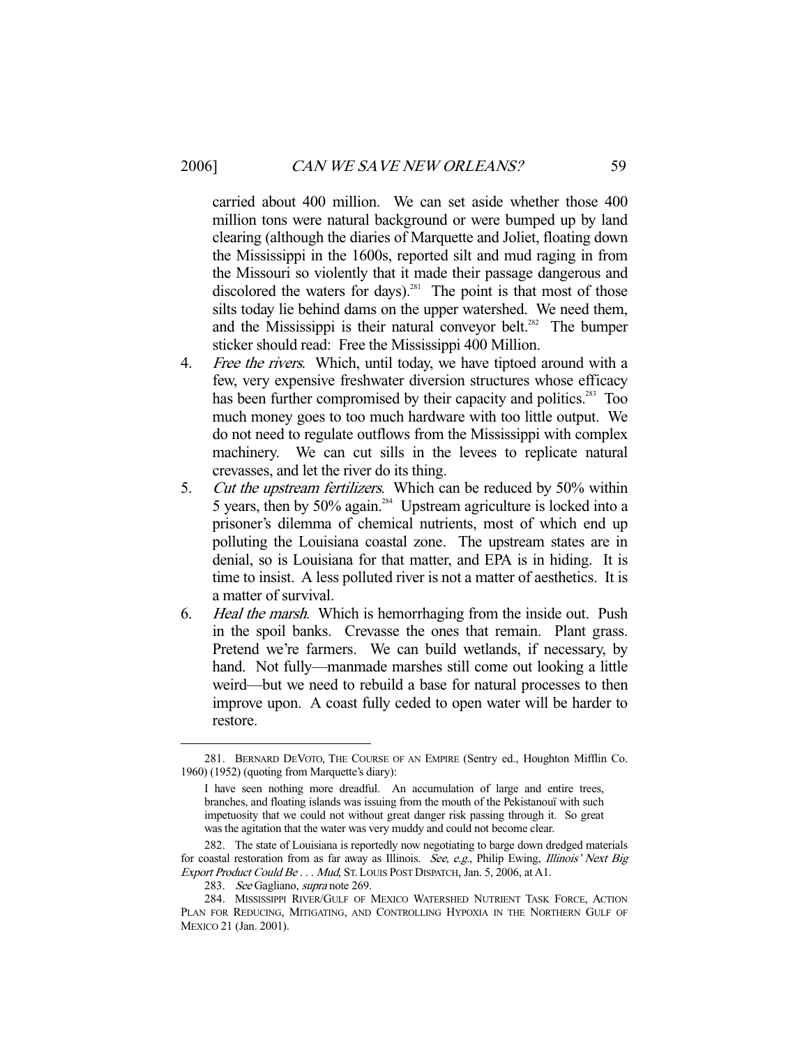carried about 400 million. We can set aside whether those 400 million tons were natural background or were bumped up by land clearing (although the diaries of Marquette and Joliet, floating down the Mississippi in the 1600s, reported silt and mud raging in from the Missouri so violently that it made their passage dangerous and discolored the waters for days).[281] The point is that most of those silts today lie behind dams on the upper watershed. We need them, and the Mississippi is their natural conveyor belt.[282] The bumper sticker should read: Free the Mississippi 400 Million.

4. *Free the rivers*. Which, until today, we have tiptoed around with a few, very expensive freshwater diversion structures whose efficacy has been further compromised by their capacity and politics.[283] Too much money goes to too much hardware with too little output. We do not need to regulate outflows from the Mississippi with complex machinery. We can cut sills in the levees to replicate natural crevasses, and let the river do its thing.
5. *Cut the upstream fertilizers*. Which can be reduced by 50% within 5 years, then by 50% again.[284] Upstream agriculture is locked into a prisoner's dilemma of chemical nutrients, most of which end up polluting the Louisiana coastal zone. The upstream states are in denial, so is Louisiana for that matter, and EPA is in hiding. It is time to insist. A less polluted river is not a matter of aesthetics. It is a matter of survival.
6. *Heal the marsh*. Which is hemorrhaging from the inside out. Push in the spoil banks. Crevasse the ones that remain. Plant grass. Pretend we're farmers. We can build wetlands, if necessary, by hand. Not fully—manmade marshes still come out looking a little weird—but we need to rebuild a base for natural processes to then improve upon. A coast fully ceded to open water will be harder to restore.

---

281. BERNARD DEVOTO, THE COURSE OF AN EMPIRE (Sentry ed., Houghton Mifflin Co. 1960) (1952) (quoting from Marquette's diary):

> I have seen nothing more dreadful. An accumulation of large and entire trees, branches, and floating islands was issuing from the mouth of the Pekistanouï with such impetuosity that we could not without great danger risk passing through it. So great was the agitation that the water was very muddy and could not become clear.

282. The state of Louisiana is reportedly now negotiating to barge down dredged materials for coastal restoration from as far away as Illinois. *See, e.g.*, Philip Ewing, *Illinois' Next Big Export Product Could Be . . . Mud*, ST. LOUIS POST DISPATCH, Jan. 5, 2006, at A1.

283. *See* Gagliano, *supra* note 269.

284. MISSISSIPPI RIVER/GULF OF MEXICO WATERSHED NUTRIENT TASK FORCE, ACTION PLAN FOR REDUCING, MITIGATING, AND CONTROLLING HYPOXIA IN THE NORTHERN GULF OF MEXICO 21 (Jan. 2001).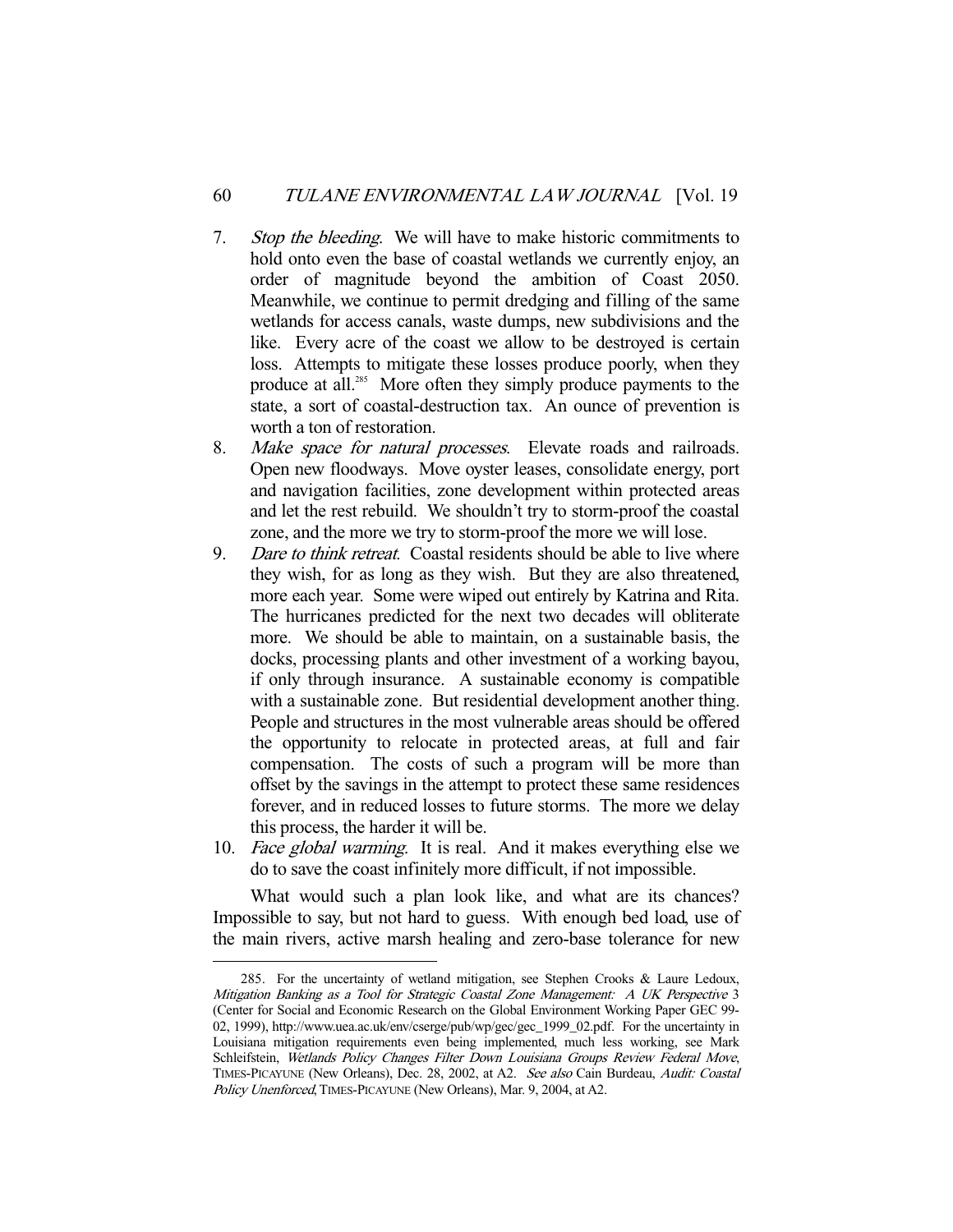7. *Stop the bleeding*. We will have to make historic commitments to hold onto even the base of coastal wetlands we currently enjoy, an order of magnitude beyond the ambition of Coast 2050. Meanwhile, we continue to permit dredging and filling of the same wetlands for access canals, waste dumps, new subdivisions and the like. Every acre of the coast we allow to be destroyed is certain loss. Attempts to mitigate these losses produce poorly, when they produce at all.[285] More often they simply produce payments to the state, a sort of coastal-destruction tax. An ounce of prevention is worth a ton of restoration.
8. *Make space for natural processes*. Elevate roads and railroads. Open new floodways. Move oyster leases, consolidate energy, port and navigation facilities, zone development within protected areas and let the rest rebuild. We shouldn't try to storm-proof the coastal zone, and the more we try to storm-proof the more we will lose.
9. *Dare to think retreat*. Coastal residents should be able to live where they wish, for as long as they wish. But they are also threatened, more each year. Some were wiped out entirely by Katrina and Rita. The hurricanes predicted for the next two decades will obliterate more. We should be able to maintain, on a sustainable basis, the docks, processing plants and other investment of a working bayou, if only through insurance. A sustainable economy is compatible with a sustainable zone. But residential development another thing. People and structures in the most vulnerable areas should be offered the opportunity to relocate in protected areas, at full and fair compensation. The costs of such a program will be more than offset by the savings in the attempt to protect these same residences forever, and in reduced losses to future storms. The more we delay this process, the harder it will be.
10. *Face global warming*. It is real. And it makes everything else we do to save the coast infinitely more difficult, if not impossible.

What would such a plan look like, and what are its chances? Impossible to say, but not hard to guess. With enough bed load, use of the main rivers, active marsh healing and zero-base tolerance for new

---

285. For the uncertainty of wetland mitigation, see Stephen Crooks & Laure Ledoux, *Mitigation Banking as a Tool for Strategic Coastal Zone Management: A UK Perspective* 3 (Center for Social and Economic Research on the Global Environment Working Paper GEC 99-02, 1999), http://www.uea.ac.uk/env/cserge/pub/wp/gec/gec_1999_02.pdf. For the uncertainty in Louisiana mitigation requirements even being implemented, much less working, see Mark Schleifstein, *Wetlands Policy Changes Filter Down Louisiana Groups Review Federal Move*, TIMES-PICAYUNE (New Orleans), Dec. 28, 2002, at A2. *See also* Cain Burdeau, *Audit: Coastal Policy Unenforced*, TIMES-PICAYUNE (New Orleans), Mar. 9, 2004, at A2.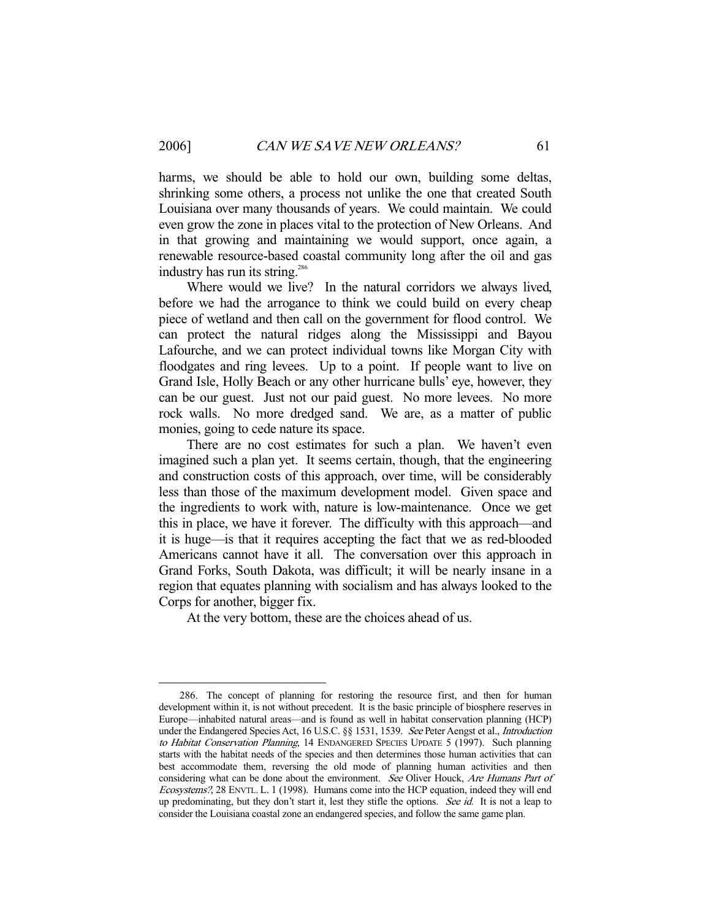harms, we should be able to hold our own, building some deltas, shrinking some others, a process not unlike the one that created South Louisiana over many thousands of years. We could maintain. We could even grow the zone in places vital to the protection of New Orleans. And in that growing and maintaining we would support, once again, a renewable resource-based coastal community long after the oil and gas industry has run its string.[286]

Where would we live? In the natural corridors we always lived, before we had the arrogance to think we could build on every cheap piece of wetland and then call on the government for flood control. We can protect the natural ridges along the Mississippi and Bayou Lafourche, and we can protect individual towns like Morgan City with floodgates and ring levees. Up to a point. If people want to live on Grand Isle, Holly Beach or any other hurricane bulls' eye, however, they can be our guest. Just not our paid guest. No more levees. No more rock walls. No more dredged sand. We are, as a matter of public monies, going to cede nature its space.

There are no cost estimates for such a plan. We haven't even imagined such a plan yet. It seems certain, though, that the engineering and construction costs of this approach, over time, will be considerably less than those of the maximum development model. Given space and the ingredients to work with, nature is low-maintenance. Once we get this in place, we have it forever. The difficulty with this approach—and it is huge—is that it requires accepting the fact that we as red-blooded Americans cannot have it all. The conversation over this approach in Grand Forks, South Dakota, was difficult; it will be nearly insane in a region that equates planning with socialism and has always looked to the Corps for another, bigger fix.

At the very bottom, these are the choices ahead of us.

---

286. The concept of planning for restoring the resource first, and then for human development within it, is not without precedent. It is the basic principle of biosphere reserves in Europe—inhabited natural areas—and is found as well in habitat conservation planning (HCP) under the Endangered Species Act, 16 U.S.C. §§ 1531, 1539. *See* Peter Aengst et al., *Introduction to Habitat Conservation Planning*, 14 ENDANGERED SPECIES UPDATE 5 (1997). Such planning starts with the habitat needs of the species and then determines those human activities that can best accommodate them, reversing the old mode of planning human activities and then considering what can be done about the environment. *See* Oliver Houck, *Are Humans Part of Ecosystems?*, 28 ENVTL. L. 1 (1998). Humans come into the HCP equation, indeed they will end up predominating, but they don't start it, lest they stifle the options. *See id.* It is not a leap to consider the Louisiana coastal zone an endangered species, and follow the same game plan.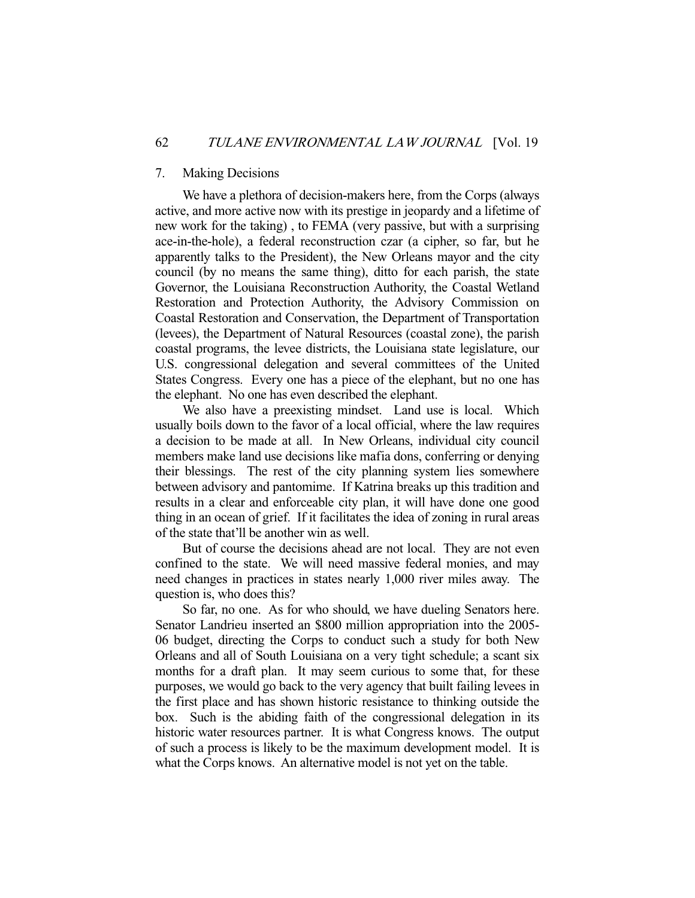### 7. Making Decisions

We have a plethora of decision-makers here, from the Corps (always active, and more active now with its prestige in jeopardy and a lifetime of new work for the taking) , to FEMA (very passive, but with a surprising ace-in-the-hole), a federal reconstruction czar (a cipher, so far, but he apparently talks to the President), the New Orleans mayor and the city council (by no means the same thing), ditto for each parish, the state Governor, the Louisiana Reconstruction Authority, the Coastal Wetland Restoration and Protection Authority, the Advisory Commission on Coastal Restoration and Conservation, the Department of Transportation (levees), the Department of Natural Resources (coastal zone), the parish coastal programs, the levee districts, the Louisiana state legislature, our U.S. congressional delegation and several committees of the United States Congress. Every one has a piece of the elephant, but no one has the elephant. No one has even described the elephant.

We also have a preexisting mindset. Land use is local. Which usually boils down to the favor of a local official, where the law requires a decision to be made at all. In New Orleans, individual city council members make land use decisions like mafia dons, conferring or denying their blessings. The rest of the city planning system lies somewhere between advisory and pantomime. If Katrina breaks up this tradition and results in a clear and enforceable city plan, it will have done one good thing in an ocean of grief. If it facilitates the idea of zoning in rural areas of the state that'll be another win as well.

But of course the decisions ahead are not local. They are not even confined to the state. We will need massive federal monies, and may need changes in practices in states nearly 1,000 river miles away. The question is, who does this?

So far, no one. As for who should, we have dueling Senators here. Senator Landrieu inserted an $800 million appropriation into the 2005-06 budget, directing the Corps to conduct such a study for both New Orleans and all of South Louisiana on a very tight schedule; a scant six months for a draft plan. It may seem curious to some that, for these purposes, we would go back to the very agency that built failing levees in the first place and has shown historic resistance to thinking outside the box. Such is the abiding faith of the congressional delegation in its historic water resources partner. It is what Congress knows. The output of such a process is likely to be the maximum development model. It is what the Corps knows. An alternative model is not yet on the table.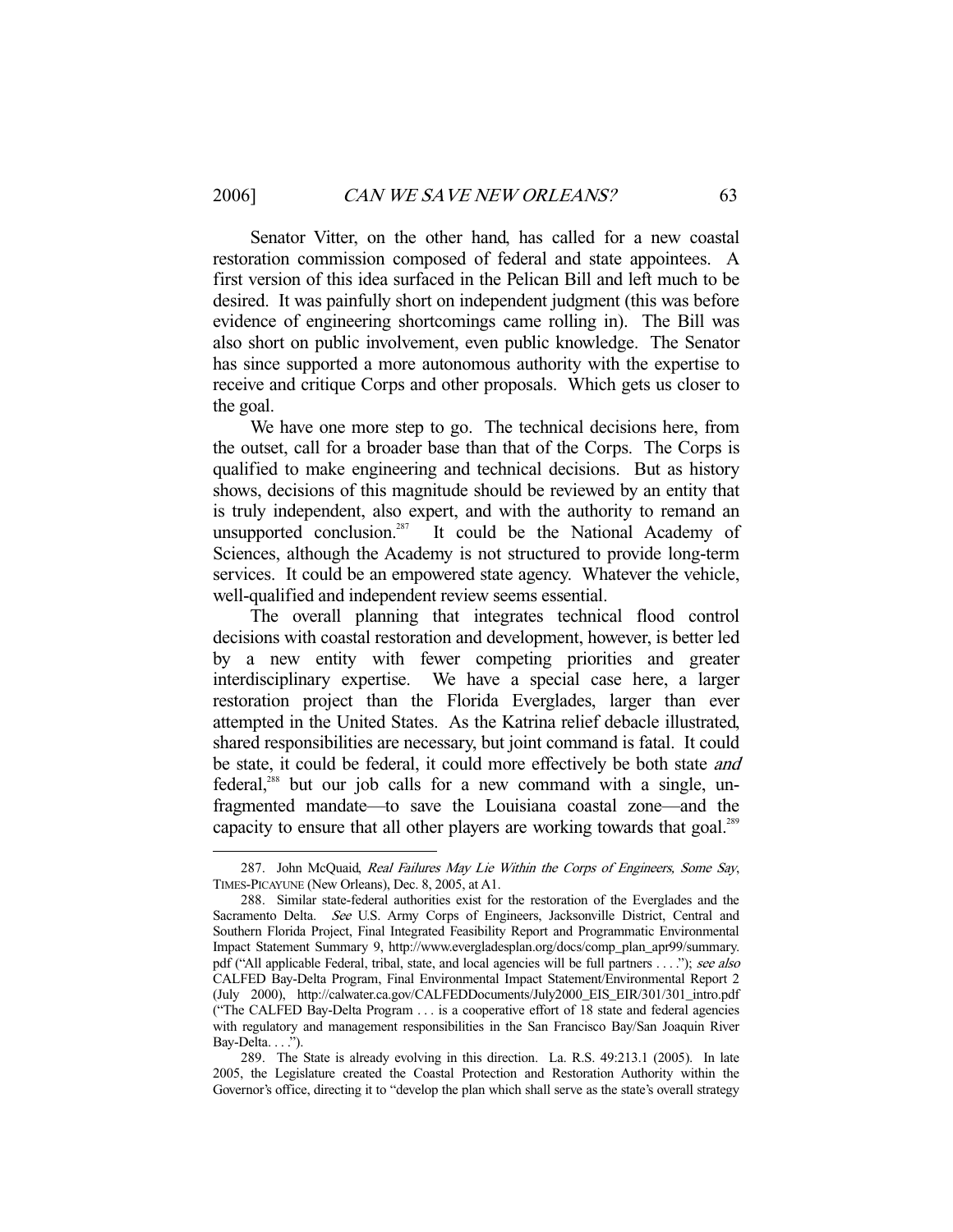Senator Vitter, on the other hand, has called for a new coastal restoration commission composed of federal and state appointees. A first version of this idea surfaced in the Pelican Bill and left much to be desired. It was painfully short on independent judgment (this was before evidence of engineering shortcomings came rolling in). The Bill was also short on public involvement, even public knowledge. The Senator has since supported a more autonomous authority with the expertise to receive and critique Corps and other proposals. Which gets us closer to the goal.

We have one more step to go. The technical decisions here, from the outset, call for a broader base than that of the Corps. The Corps is qualified to make engineering and technical decisions. But as history shows, decisions of this magnitude should be reviewed by an entity that is truly independent, also expert, and with the authority to remand an unsupported conclusion.[287] It could be the National Academy of Sciences, although the Academy is not structured to provide long-term services. It could be an empowered state agency. Whatever the vehicle, well-qualified and independent review seems essential.

The overall planning that integrates technical flood control decisions with coastal restoration and development, however, is better led by a new entity with fewer competing priorities and greater interdisciplinary expertise. We have a special case here, a larger restoration project than the Florida Everglades, larger than ever attempted in the United States. As the Katrina relief debacle illustrated, shared responsibilities are necessary, but joint command is fatal. It could be state, it could be federal, it could more effectively be both state *and* federal,[288] but our job calls for a new command with a single, un-fragmented mandate—to save the Louisiana coastal zone—and the capacity to ensure that all other players are working towards that goal.[289]

---

287. John McQuaid, *Real Failures May Lie Within the Corps of Engineers, Some Say*, TIMES-PICAYUNE (New Orleans), Dec. 8, 2005, at A1.

288. Similar state-federal authorities exist for the restoration of the Everglades and the Sacramento Delta. *See* U.S. Army Corps of Engineers, Jacksonville District, Central and Southern Florida Project, Final Integrated Feasibility Report and Programmatic Environmental Impact Statement Summary 9, http://www.evergladesplan.org/docs/comp_plan_apr99/summary.pdf ("All applicable Federal, tribal, state, and local agencies will be full partners . . . ."); *see also* CALFED Bay-Delta Program, Final Environmental Impact Statement/Environmental Report 2 (July 2000), http://calwater.ca.gov/CALFEDDocuments/July2000_EIS_EIR/301/301_intro.pdf ("The CALFED Bay-Delta Program . . . is a cooperative effort of 18 state and federal agencies with regulatory and management responsibilities in the San Francisco Bay/San Joaquin River Bay-Delta. . . .").

289. The State is already evolving in this direction. La. R.S. 49:213.1 (2005). In late 2005, the Legislature created the Coastal Protection and Restoration Authority within the Governor's office, directing it to "develop the plan which shall serve as the state's overall strategy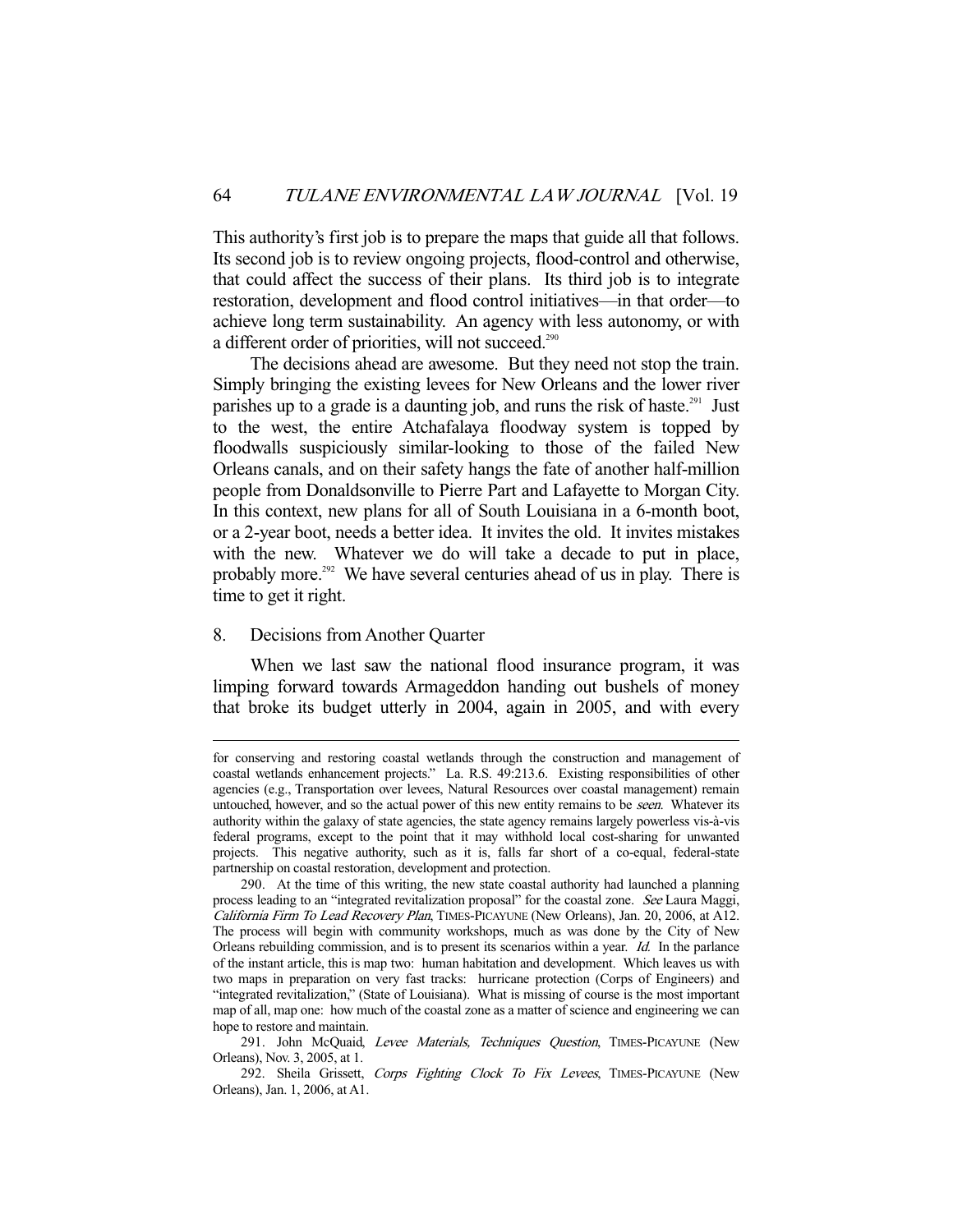This authority's first job is to prepare the maps that guide all that follows. Its second job is to review ongoing projects, flood-control and otherwise, that could affect the success of their plans. Its third job is to integrate restoration, development and flood control initiatives—in that order—to achieve long term sustainability. An agency with less autonomy, or with a different order of priorities, will not succeed.[290]

The decisions ahead are awesome. But they need not stop the train. Simply bringing the existing levees for New Orleans and the lower river parishes up to a grade is a daunting job, and runs the risk of haste.[291] Just to the west, the entire Atchafalaya floodway system is topped by floodwalls suspiciously similar-looking to those of the failed New Orleans canals, and on their safety hangs the fate of another half-million people from Donaldsonville to Pierre Part and Lafayette to Morgan City. In this context, new plans for all of South Louisiana in a 6-month boot, or a 2-year boot, needs a better idea. It invites the old. It invites mistakes with the new. Whatever we do will take a decade to put in place, probably more.[292] We have several centuries ahead of us in play. There is time to get it right.

### 8. Decisions from Another Quarter

When we last saw the national flood insurance program, it was limping forward towards Armageddon handing out bushels of money that broke its budget utterly in 2004, again in 2005, and with every

---

for conserving and restoring coastal wetlands through the construction and management of coastal wetlands enhancement projects." La. R.S. 49:213.6. Existing responsibilities of other agencies (e.g., Transportation over levees, Natural Resources over coastal management) remain untouched, however, and so the actual power of this new entity remains to be *seen*. Whatever its authority within the galaxy of state agencies, the state agency remains largely powerless vis-à-vis federal programs, except to the point that it may withhold local cost-sharing for unwanted projects. This negative authority, such as it is, falls far short of a co-equal, federal-state partnership on coastal restoration, development and protection.

290. At the time of this writing, the new state coastal authority had launched a planning process leading to an "integrated revitalization proposal" for the coastal zone. *See* Laura Maggi, *California Firm To Lead Recovery Plan*, TIMES-PICAYUNE (New Orleans), Jan. 20, 2006, at A12. The process will begin with community workshops, much as was done by the City of New Orleans rebuilding commission, and is to present its scenarios within a year. *Id.* In the parlance of the instant article, this is map two: human habitation and development. Which leaves us with two maps in preparation on very fast tracks: hurricane protection (Corps of Engineers) and "integrated revitalization," (State of Louisiana). What is missing of course is the most important map of all, map one: how much of the coastal zone as a matter of science and engineering we can hope to restore and maintain.

291. John McQuaid, *Levee Materials, Techniques Question*, TIMES-PICAYUNE (New Orleans), Nov. 3, 2005, at 1.

292. Sheila Grissett, *Corps Fighting Clock To Fix Levees*, TIMES-PICAYUNE (New Orleans), Jan. 1, 2006, at A1.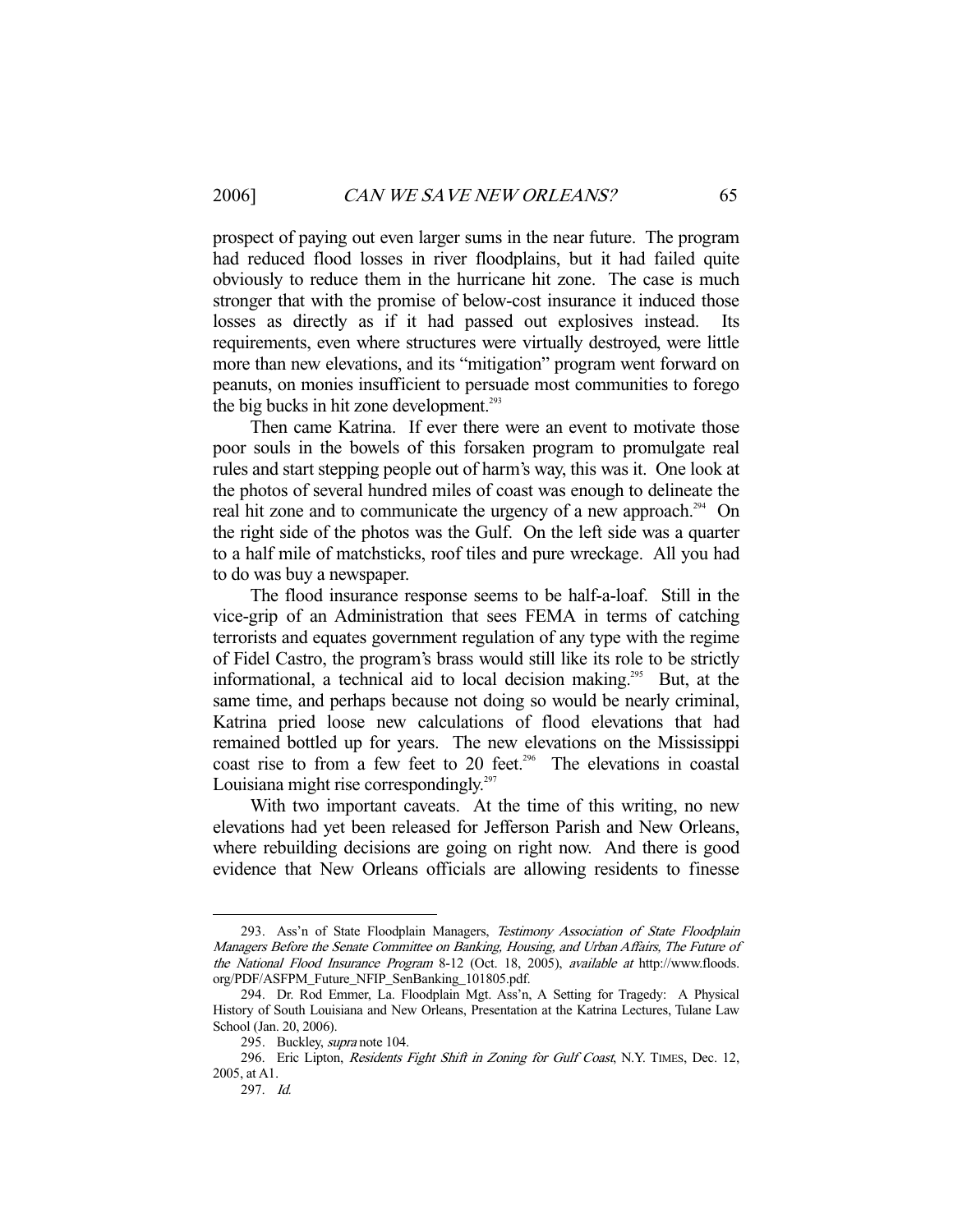prospect of paying out even larger sums in the near future. The program had reduced flood losses in river floodplains, but it had failed quite obviously to reduce them in the hurricane hit zone. The case is much stronger that with the promise of below-cost insurance it induced those losses as directly as if it had passed out explosives instead. Its requirements, even where structures were virtually destroyed, were little more than new elevations, and its "mitigation" program went forward on peanuts, on monies insufficient to persuade most communities to forego the big bucks in hit zone development.[293]

Then came Katrina. If ever there were an event to motivate those poor souls in the bowels of this forsaken program to promulgate real rules and start stepping people out of harm's way, this was it. One look at the photos of several hundred miles of coast was enough to delineate the real hit zone and to communicate the urgency of a new approach.[294] On the right side of the photos was the Gulf. On the left side was a quarter to a half mile of matchsticks, roof tiles and pure wreckage. All you had to do was buy a newspaper.

The flood insurance response seems to be half-a-loaf. Still in the vice-grip of an Administration that sees FEMA in terms of catching terrorists and equates government regulation of any type with the regime of Fidel Castro, the program's brass would still like its role to be strictly informational, a technical aid to local decision making.[295] But, at the same time, and perhaps because not doing so would be nearly criminal, Katrina pried loose new calculations of flood elevations that had remained bottled up for years. The new elevations on the Mississippi coast rise to from a few feet to 20 feet.[296] The elevations in coastal Louisiana might rise correspondingly.[297]

With two important caveats. At the time of this writing, no new elevations had yet been released for Jefferson Parish and New Orleans, where rebuilding decisions are going on right now. And there is good evidence that New Orleans officials are allowing residents to finesse

---

293. Ass'n of State Floodplain Managers, *Testimony Association of State Floodplain Managers Before the Senate Committee on Banking, Housing, and Urban Affairs, The Future of the National Flood Insurance Program* 8-12 (Oct. 18, 2005), *available at* http://www.floods.org/PDF/ASFPM_Future_NFIP_SenBanking_101805.pdf.

294. Dr. Rod Emmer, La. Floodplain Mgt. Ass'n, A Setting for Tragedy: A Physical History of South Louisiana and New Orleans, Presentation at the Katrina Lectures, Tulane Law School (Jan. 20, 2006).

295. Buckley, *supra* note 104.

296. Eric Lipton, *Residents Fight Shift in Zoning for Gulf Coast*, N.Y. TIMES, Dec. 12, 2005, at A1.

297. *Id.*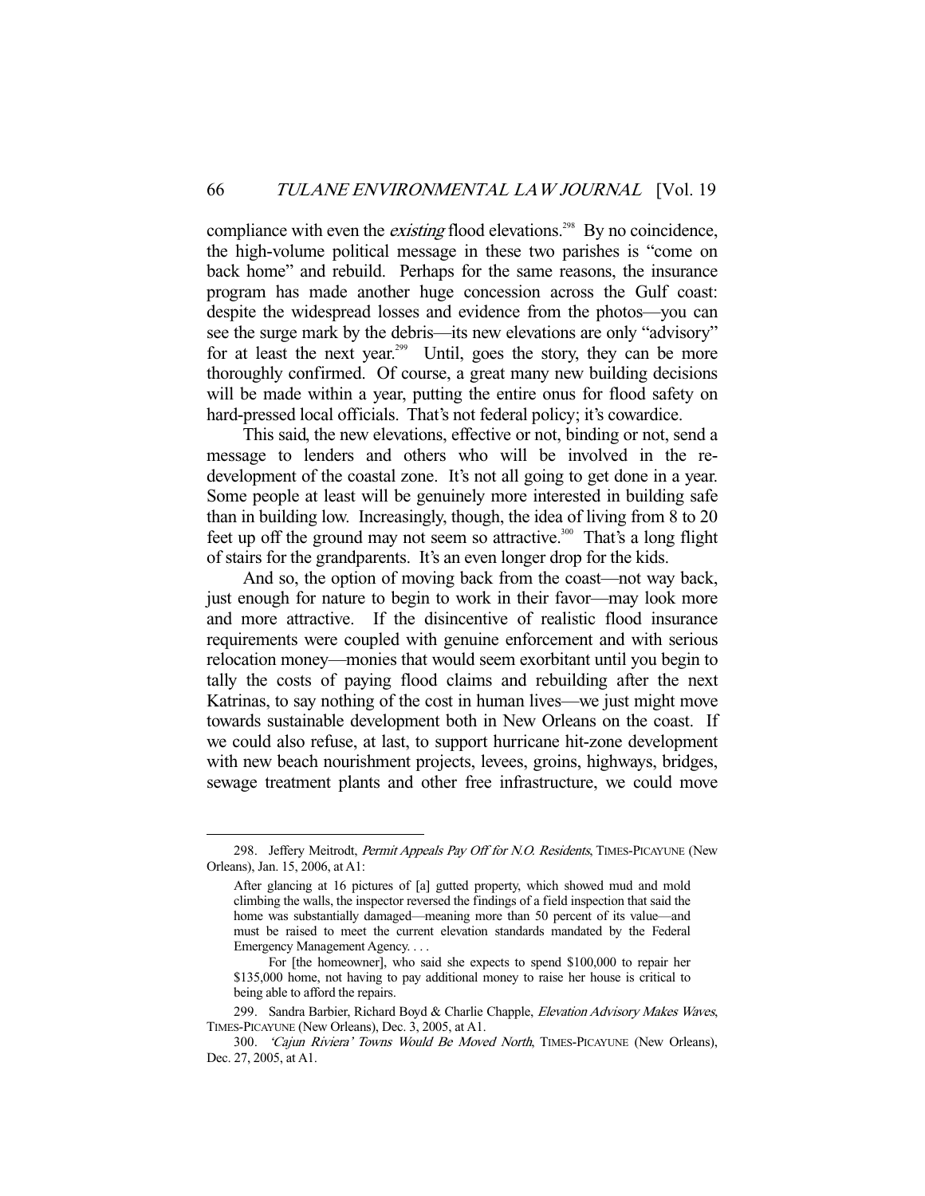compliance with even the *existing* flood elevations.[298] By no coincidence, the high-volume political message in these two parishes is "come on back home" and rebuild. Perhaps for the same reasons, the insurance program has made another huge concession across the Gulf coast: despite the widespread losses and evidence from the photos—you can see the surge mark by the debris—its new elevations are only "advisory" for at least the next year.[299] Until, goes the story, they can be more thoroughly confirmed. Of course, a great many new building decisions will be made within a year, putting the entire onus for flood safety on hard-pressed local officials. That's not federal policy; it's cowardice.

This said, the new elevations, effective or not, binding or not, send a message to lenders and others who will be involved in the re-development of the coastal zone. It's not all going to get done in a year. Some people at least will be genuinely more interested in building safe than in building low. Increasingly, though, the idea of living from 8 to 20 feet up off the ground may not seem so attractive.[300] That's a long flight of stairs for the grandparents. It's an even longer drop for the kids.

And so, the option of moving back from the coast—not way back, just enough for nature to begin to work in their favor—may look more and more attractive. If the disincentive of realistic flood insurance requirements were coupled with genuine enforcement and with serious relocation money—monies that would seem exorbitant until you begin to tally the costs of paying flood claims and rebuilding after the next Katrinas, to say nothing of the cost in human lives—we just might move towards sustainable development both in New Orleans on the coast. If we could also refuse, at last, to support hurricane hit-zone development with new beach nourishment projects, levees, groins, highways, bridges, sewage treatment plants and other free infrastructure, we could move

---

298. Jeffery Meitrodt, *Permit Appeals Pay Off for N.O. Residents*, TIMES-PICAYUNE (New Orleans), Jan. 15, 2006, at A1:

> After glancing at 16 pictures of [a] gutted property, which showed mud and mold climbing the walls, the inspector reversed the findings of a field inspection that said the home was substantially damaged—meaning more than 50 percent of its value—and must be raised to meet the current elevation standards mandated by the Federal Emergency Management Agency. . . .
>
> For [the homeowner], who said she expects to spend $100,000 to repair her $135,000 home, not having to pay additional money to raise her house is critical to being able to afford the repairs.

299. Sandra Barbier, Richard Boyd & Charlie Chapple, *Elevation Advisory Makes Waves*, TIMES-PICAYUNE (New Orleans), Dec. 3, 2005, at A1.

300. *'Cajun Riviera' Towns Would Be Moved North*, TIMES-PICAYUNE (New Orleans), Dec. 27, 2005, at A1.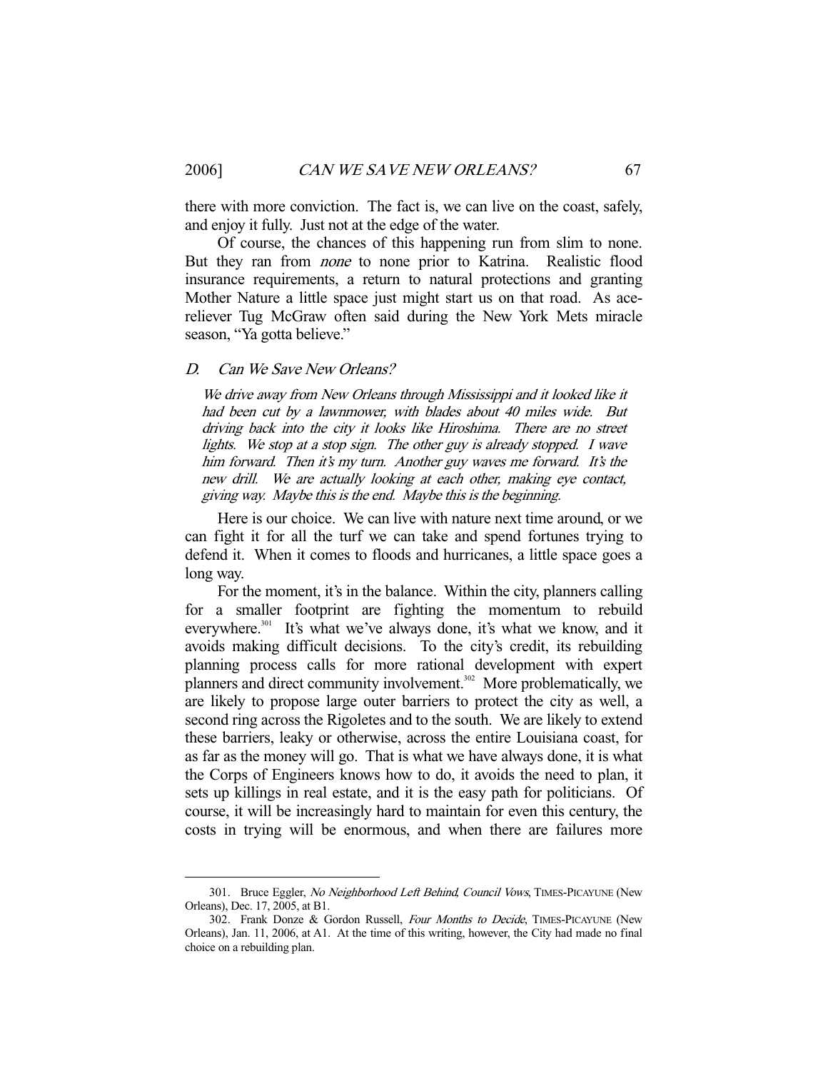there with more conviction. The fact is, we can live on the coast, safely, and enjoy it fully. Just not at the edge of the water.

Of course, the chances of this happening run from slim to none. But they ran from *none* to none prior to Katrina. Realistic flood insurance requirements, a return to natural protections and granting Mother Nature a little space just might start us on that road. As ace-reliever Tug McGraw often said during the New York Mets miracle season, "Ya gotta believe."

### D. *Can We Save New Orleans?*

> *We drive away from New Orleans through Mississippi and it looked like it had been cut by a lawnmower, with blades about 40 miles wide. But driving back into the city it looks like Hiroshima. There are no street lights. We stop at a stop sign. The other guy is already stopped. I wave him forward. Then it's my turn. Another guy waves me forward. It's the new drill. We are actually looking at each other, making eye contact, giving way. Maybe this is the end. Maybe this is the beginning.*

Here is our choice. We can live with nature next time around, or we can fight it for all the turf we can take and spend fortunes trying to defend it. When it comes to floods and hurricanes, a little space goes a long way.

For the moment, it's in the balance. Within the city, planners calling for a smaller footprint are fighting the momentum to rebuild everywhere.[301] It's what we've always done, it's what we know, and it avoids making difficult decisions. To the city's credit, its rebuilding planning process calls for more rational development with expert planners and direct community involvement.[302] More problematically, we are likely to propose large outer barriers to protect the city as well, a second ring across the Rigoletes and to the south. We are likely to extend these barriers, leaky or otherwise, across the entire Louisiana coast, for as far as the money will go. That is what we have always done, it is what the Corps of Engineers knows how to do, it avoids the need to plan, it sets up killings in real estate, and it is the easy path for politicians. Of course, it will be increasingly hard to maintain for even this century, the costs in trying will be enormous, and when there are failures more

---

301. Bruce Eggler, *No Neighborhood Left Behind, Council Vows*, TIMES-PICAYUNE (New Orleans), Dec. 17, 2005, at B1.

302. Frank Donze & Gordon Russell, *Four Months to Decide*, TIMES-PICAYUNE (New Orleans), Jan. 11, 2006, at A1. At the time of this writing, however, the City had made no final choice on a rebuilding plan.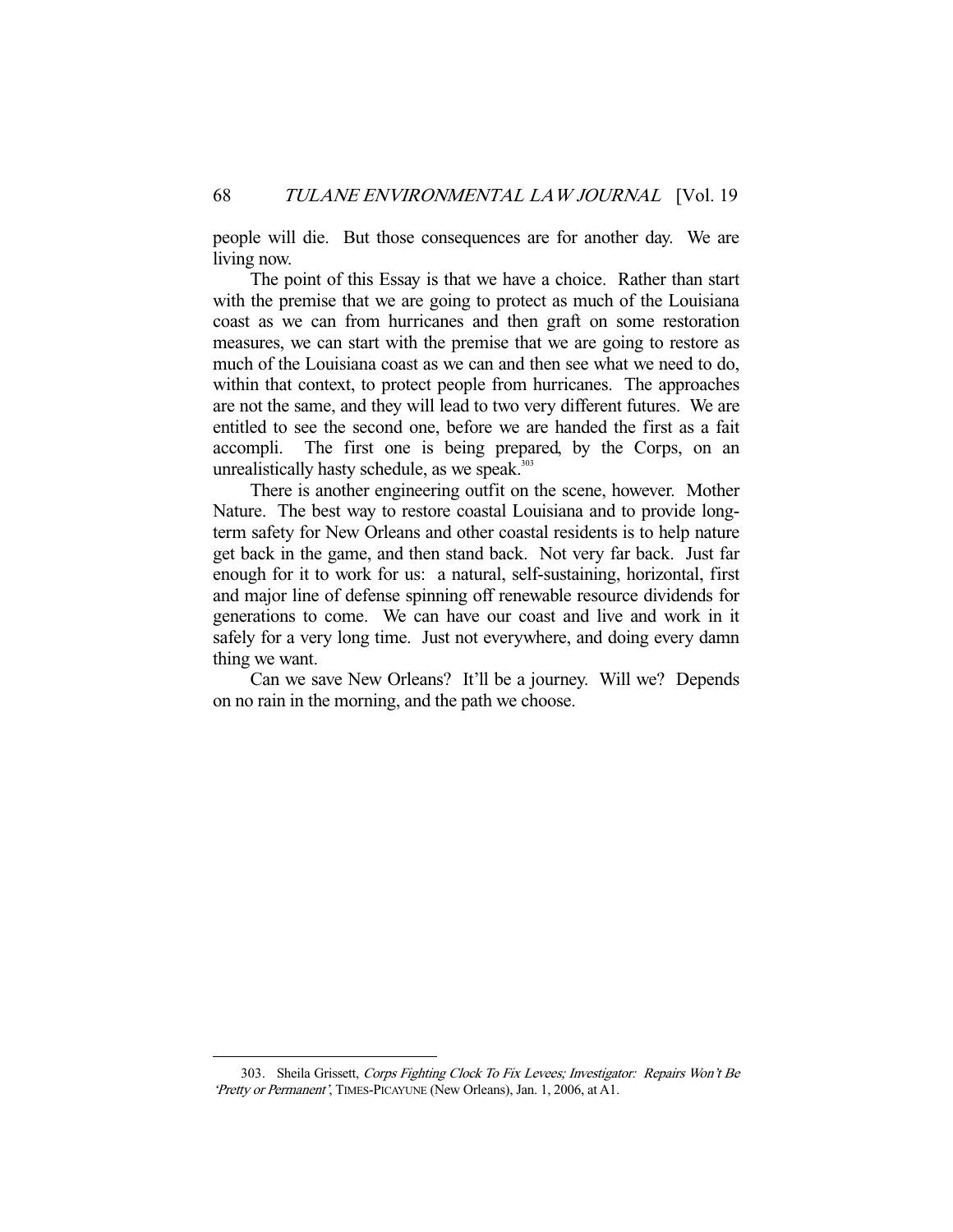people will die. But those consequences are for another day. We are living now.

The point of this Essay is that we have a choice. Rather than start with the premise that we are going to protect as much of the Louisiana coast as we can from hurricanes and then graft on some restoration measures, we can start with the premise that we are going to restore as much of the Louisiana coast as we can and then see what we need to do, within that context, to protect people from hurricanes. The approaches are not the same, and they will lead to two very different futures. We are entitled to see the second one, before we are handed the first as a fait accompli. The first one is being prepared, by the Corps, on an unrealistically hasty schedule, as we speak.[303]

There is another engineering outfit on the scene, however. Mother Nature. The best way to restore coastal Louisiana and to provide long-term safety for New Orleans and other coastal residents is to help nature get back in the game, and then stand back. Not very far back. Just far enough for it to work for us: a natural, self-sustaining, horizontal, first and major line of defense spinning off renewable resource dividends for generations to come. We can have our coast and live and work in it safely for a very long time. Just not everywhere, and doing every damn thing we want.

Can we save New Orleans? It'll be a journey. Will we? Depends on no rain in the morning, and the path we choose.

---

303. Sheila Grissett, *Corps Fighting Clock To Fix Levees; Investigator: Repairs Won't Be 'Pretty or Permanent'*, TIMES-PICAYUNE (New Orleans), Jan. 1, 2006, at A1.